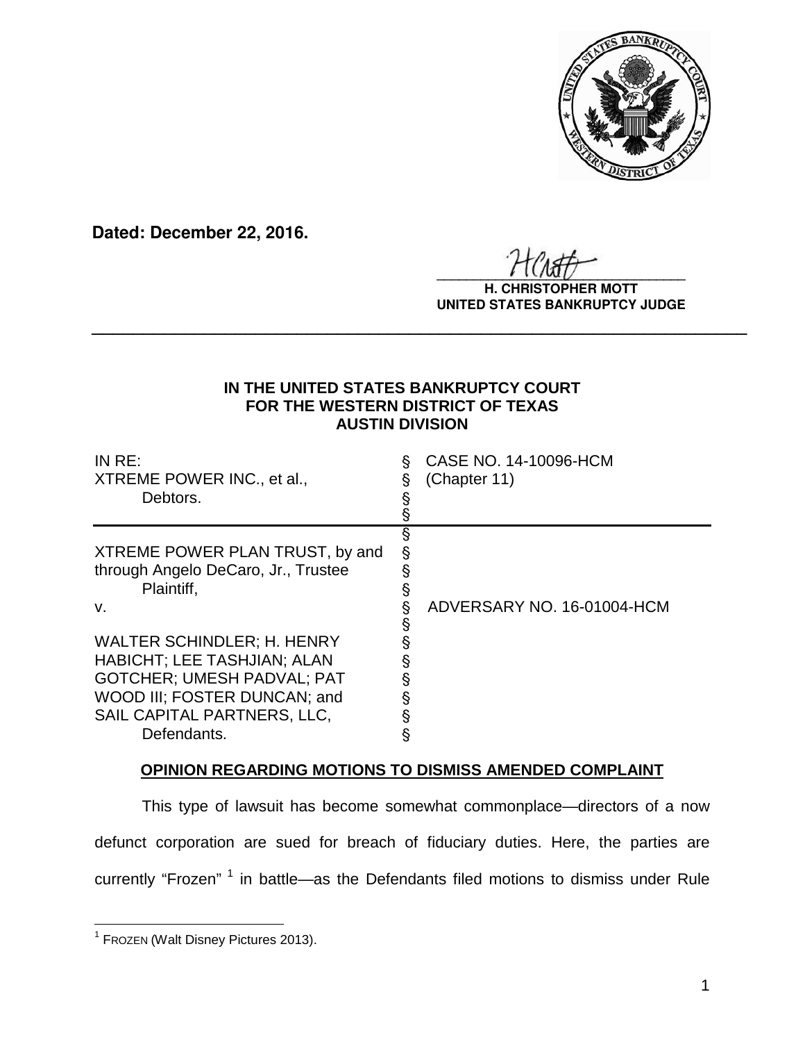**Dated: December 22, 2016.**

**H. CHRISTOPHER MOTT**
**UNITED STATES BANKRUPTCY JUDGE**

---

**IN THE UNITED STATES BANKRUPTCY COURT**
**FOR THE WESTERN DISTRICT OF TEXAS**
**AUSTIN DIVISION**

| | | |
|---|---|---|
| IN RE:<br>XTREME POWER INC., et al.,<br>Debtors. | §<br>§<br>§<br>§ | CASE NO. 14-10096-HCM<br>(Chapter 11) |
| XTREME POWER PLAN TRUST, by and through Angelo DeCaro, Jr., Trustee<br>Plaintiff,<br>v.<br><br>WALTER SCHINDLER; H. HENRY HABICHT; LEE TASHJIAN; ALAN GOTCHER; UMESH PADVAL; PAT WOOD III; FOSTER DUNCAN; and SAIL CAPITAL PARTNERS, LLC,<br>Defendants. | §<br>§<br>§<br>§<br>§<br>§<br>§<br>§<br>§<br>§<br>§<br>§ | ADVERSARY NO. 16-01004-HCM |

**OPINION REGARDING MOTIONS TO DISMISS AMENDED COMPLAINT**

This type of lawsuit has become somewhat commonplace—directors of a now defunct corporation are sued for breach of fiduciary duties. Here, the parties are currently "Frozen" [1] in battle—as the Defendants filed motions to dismiss under Rule

[1] FROZEN (Walt Disney Pictures 2013).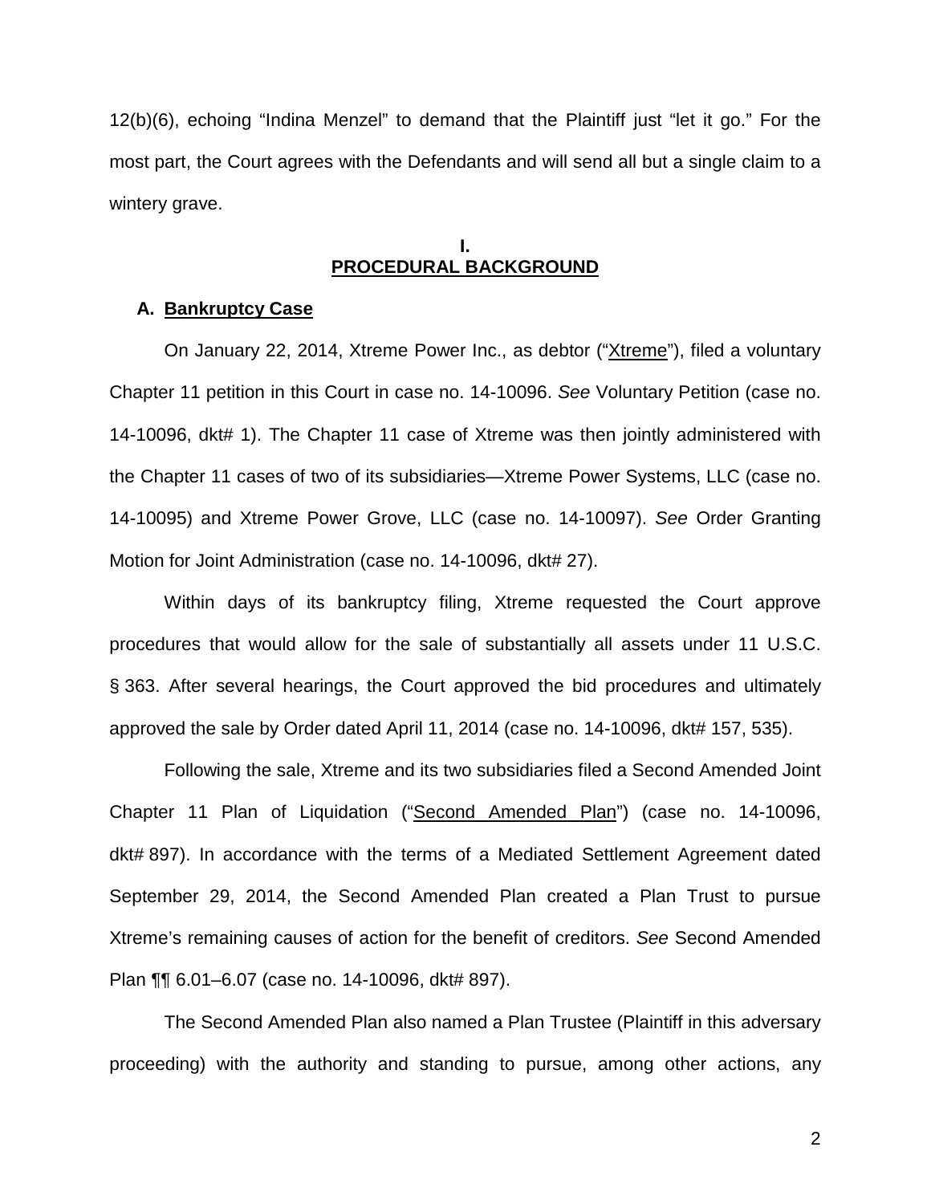12(b)(6), echoing "Indina Menzel" to demand that the Plaintiff just "let it go." For the most part, the Court agrees with the Defendants and will send all but a single claim to a wintery grave.

## I.
## PROCEDURAL BACKGROUND

### A. Bankruptcy Case

On January 22, 2014, Xtreme Power Inc., as debtor ("Xtreme"), filed a voluntary Chapter 11 petition in this Court in case no. 14-10096. *See* Voluntary Petition (case no. 14-10096, dkt# 1). The Chapter 11 case of Xtreme was then jointly administered with the Chapter 11 cases of two of its subsidiaries—Xtreme Power Systems, LLC (case no. 14-10095) and Xtreme Power Grove, LLC (case no. 14-10097). *See* Order Granting Motion for Joint Administration (case no. 14-10096, dkt# 27).

Within days of its bankruptcy filing, Xtreme requested the Court approve procedures that would allow for the sale of substantially all assets under 11 U.S.C. § 363. After several hearings, the Court approved the bid procedures and ultimately approved the sale by Order dated April 11, 2014 (case no. 14-10096, dkt# 157, 535).

Following the sale, Xtreme and its two subsidiaries filed a Second Amended Joint Chapter 11 Plan of Liquidation ("Second Amended Plan") (case no. 14-10096, dkt# 897). In accordance with the terms of a Mediated Settlement Agreement dated September 29, 2014, the Second Amended Plan created a Plan Trust to pursue Xtreme's remaining causes of action for the benefit of creditors. *See* Second Amended Plan ¶¶ 6.01–6.07 (case no. 14-10096, dkt# 897).

The Second Amended Plan also named a Plan Trustee (Plaintiff in this adversary proceeding) with the authority and standing to pursue, among other actions, any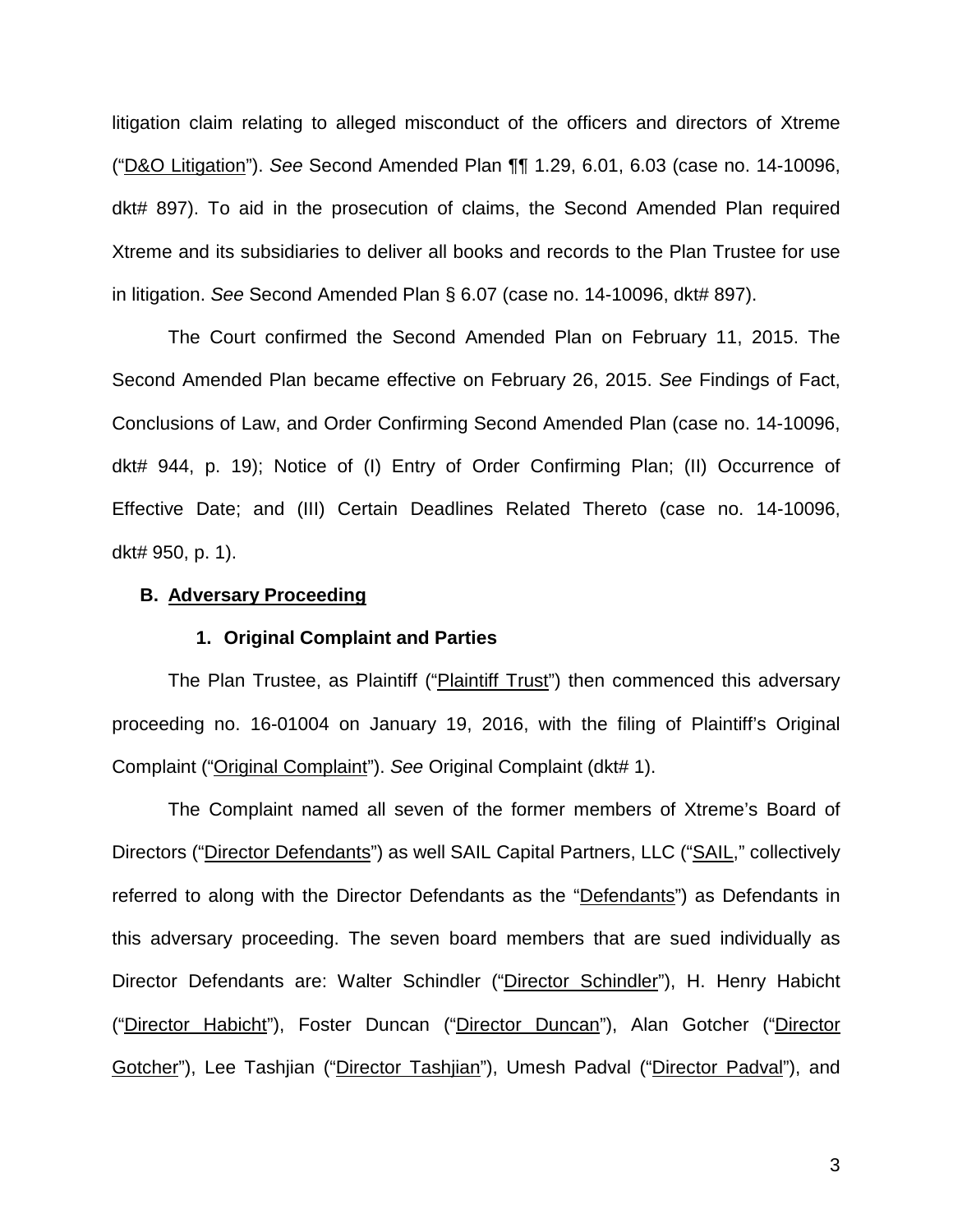litigation claim relating to alleged misconduct of the officers and directors of Xtreme ("D&O Litigation"). *See* Second Amended Plan ¶¶ 1.29, 6.01, 6.03 (case no. 14-10096, dkt# 897). To aid in the prosecution of claims, the Second Amended Plan required Xtreme and its subsidiaries to deliver all books and records to the Plan Trustee for use in litigation. *See* Second Amended Plan § 6.07 (case no. 14-10096, dkt# 897).

The Court confirmed the Second Amended Plan on February 11, 2015. The Second Amended Plan became effective on February 26, 2015. *See* Findings of Fact, Conclusions of Law, and Order Confirming Second Amended Plan (case no. 14-10096, dkt# 944, p. 19); Notice of (I) Entry of Order Confirming Plan; (II) Occurrence of Effective Date; and (III) Certain Deadlines Related Thereto (case no. 14-10096, dkt# 950, p. 1).

### B. Adversary Proceeding

#### 1. Original Complaint and Parties

The Plan Trustee, as Plaintiff ("Plaintiff Trust") then commenced this adversary proceeding no. 16-01004 on January 19, 2016, with the filing of Plaintiff's Original Complaint ("Original Complaint"). *See* Original Complaint (dkt# 1).

The Complaint named all seven of the former members of Xtreme's Board of Directors ("Director Defendants") as well SAIL Capital Partners, LLC ("SAIL," collectively referred to along with the Director Defendants as the "Defendants") as Defendants in this adversary proceeding. The seven board members that are sued individually as Director Defendants are: Walter Schindler ("Director Schindler"), H. Henry Habicht ("Director Habicht"), Foster Duncan ("Director Duncan"), Alan Gotcher ("Director Gotcher"), Lee Tashjian ("Director Tashjian"), Umesh Padval ("Director Padval"), and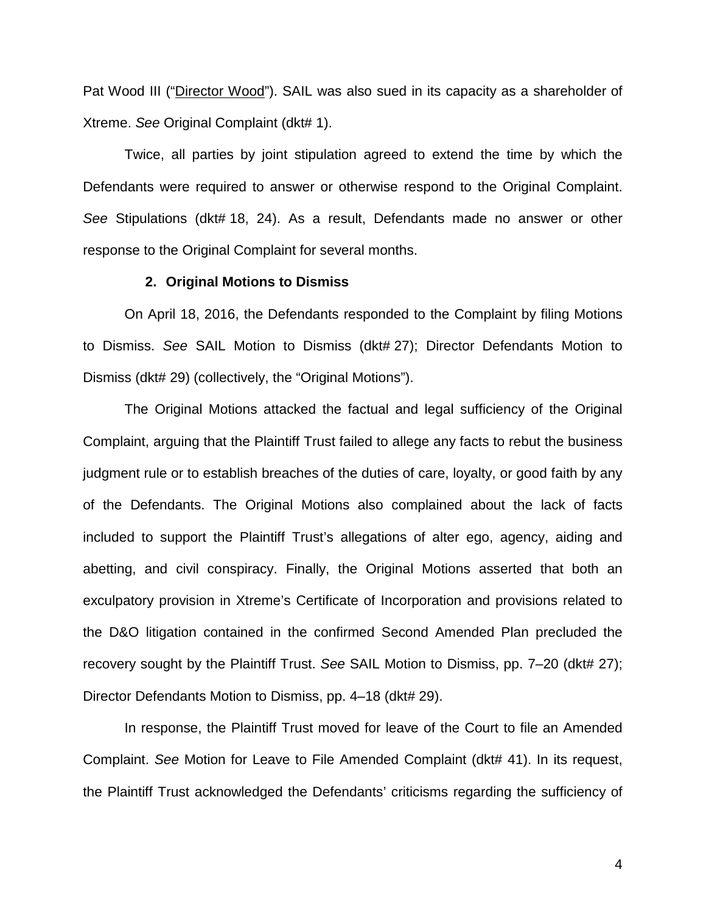Pat Wood III ("Director Wood"). SAIL was also sued in its capacity as a shareholder of Xtreme. *See* Original Complaint (dkt# 1).

Twice, all parties by joint stipulation agreed to extend the time by which the Defendants were required to answer or otherwise respond to the Original Complaint. *See* Stipulations (dkt# 18, 24). As a result, Defendants made no answer or other response to the Original Complaint for several months.

**2. Original Motions to Dismiss**

On April 18, 2016, the Defendants responded to the Complaint by filing Motions to Dismiss. *See* SAIL Motion to Dismiss (dkt# 27); Director Defendants Motion to Dismiss (dkt# 29) (collectively, the "Original Motions").

The Original Motions attacked the factual and legal sufficiency of the Original Complaint, arguing that the Plaintiff Trust failed to allege any facts to rebut the business judgment rule or to establish breaches of the duties of care, loyalty, or good faith by any of the Defendants. The Original Motions also complained about the lack of facts included to support the Plaintiff Trust's allegations of alter ego, agency, aiding and abetting, and civil conspiracy. Finally, the Original Motions asserted that both an exculpatory provision in Xtreme's Certificate of Incorporation and provisions related to the D&O litigation contained in the confirmed Second Amended Plan precluded the recovery sought by the Plaintiff Trust. *See* SAIL Motion to Dismiss, pp. 7–20 (dkt# 27); Director Defendants Motion to Dismiss, pp. 4–18 (dkt# 29).

In response, the Plaintiff Trust moved for leave of the Court to file an Amended Complaint. *See* Motion for Leave to File Amended Complaint (dkt# 41). In its request, the Plaintiff Trust acknowledged the Defendants' criticisms regarding the sufficiency of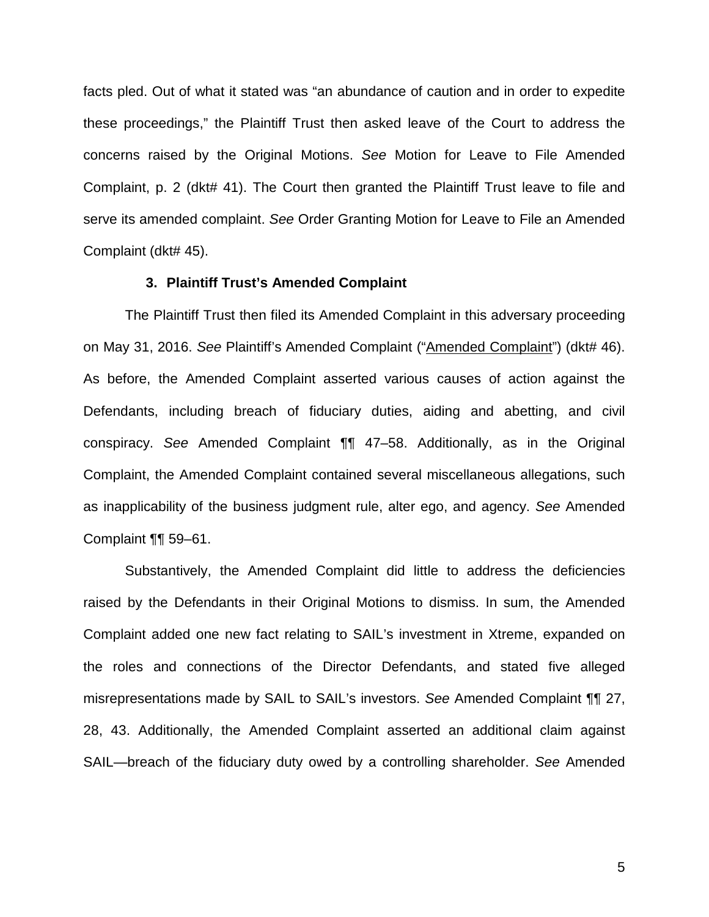facts pled. Out of what it stated was "an abundance of caution and in order to expedite these proceedings," the Plaintiff Trust then asked leave of the Court to address the concerns raised by the Original Motions. *See* Motion for Leave to File Amended Complaint, p. 2 (dkt# 41). The Court then granted the Plaintiff Trust leave to file and serve its amended complaint. *See* Order Granting Motion for Leave to File an Amended Complaint (dkt# 45).

### 3. Plaintiff Trust's Amended Complaint

The Plaintiff Trust then filed its Amended Complaint in this adversary proceeding on May 31, 2016. *See* Plaintiff's Amended Complaint ("Amended Complaint") (dkt# 46). As before, the Amended Complaint asserted various causes of action against the Defendants, including breach of fiduciary duties, aiding and abetting, and civil conspiracy. *See* Amended Complaint ¶¶ 47–58. Additionally, as in the Original Complaint, the Amended Complaint contained several miscellaneous allegations, such as inapplicability of the business judgment rule, alter ego, and agency. *See* Amended Complaint ¶¶ 59–61.

Substantively, the Amended Complaint did little to address the deficiencies raised by the Defendants in their Original Motions to dismiss. In sum, the Amended Complaint added one new fact relating to SAIL's investment in Xtreme, expanded on the roles and connections of the Director Defendants, and stated five alleged misrepresentations made by SAIL to SAIL's investors. *See* Amended Complaint ¶¶ 27, 28, 43. Additionally, the Amended Complaint asserted an additional claim against SAIL—breach of the fiduciary duty owed by a controlling shareholder. *See* Amended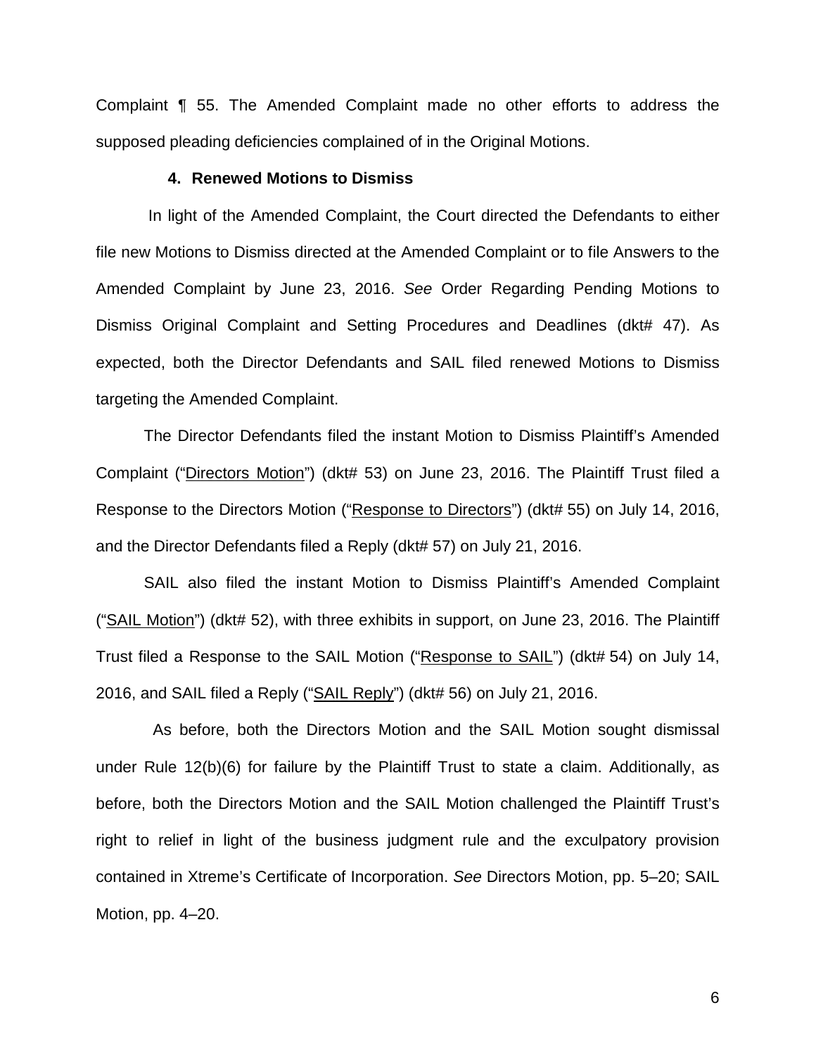Complaint ¶ 55. The Amended Complaint made no other efforts to address the supposed pleading deficiencies complained of in the Original Motions.

#### 4. Renewed Motions to Dismiss

In light of the Amended Complaint, the Court directed the Defendants to either file new Motions to Dismiss directed at the Amended Complaint or to file Answers to the Amended Complaint by June 23, 2016. *See* Order Regarding Pending Motions to Dismiss Original Complaint and Setting Procedures and Deadlines (dkt# 47). As expected, both the Director Defendants and SAIL filed renewed Motions to Dismiss targeting the Amended Complaint.

The Director Defendants filed the instant Motion to Dismiss Plaintiff's Amended Complaint ("Directors Motion") (dkt# 53) on June 23, 2016. The Plaintiff Trust filed a Response to the Directors Motion ("Response to Directors") (dkt# 55) on July 14, 2016, and the Director Defendants filed a Reply (dkt# 57) on July 21, 2016.

SAIL also filed the instant Motion to Dismiss Plaintiff's Amended Complaint ("SAIL Motion") (dkt# 52), with three exhibits in support, on June 23, 2016. The Plaintiff Trust filed a Response to the SAIL Motion ("Response to SAIL") (dkt# 54) on July 14, 2016, and SAIL filed a Reply ("SAIL Reply") (dkt# 56) on July 21, 2016.

As before, both the Directors Motion and the SAIL Motion sought dismissal under Rule 12(b)(6) for failure by the Plaintiff Trust to state a claim. Additionally, as before, both the Directors Motion and the SAIL Motion challenged the Plaintiff Trust's right to relief in light of the business judgment rule and the exculpatory provision contained in Xtreme's Certificate of Incorporation. *See* Directors Motion, pp. 5–20; SAIL Motion, pp. 4–20.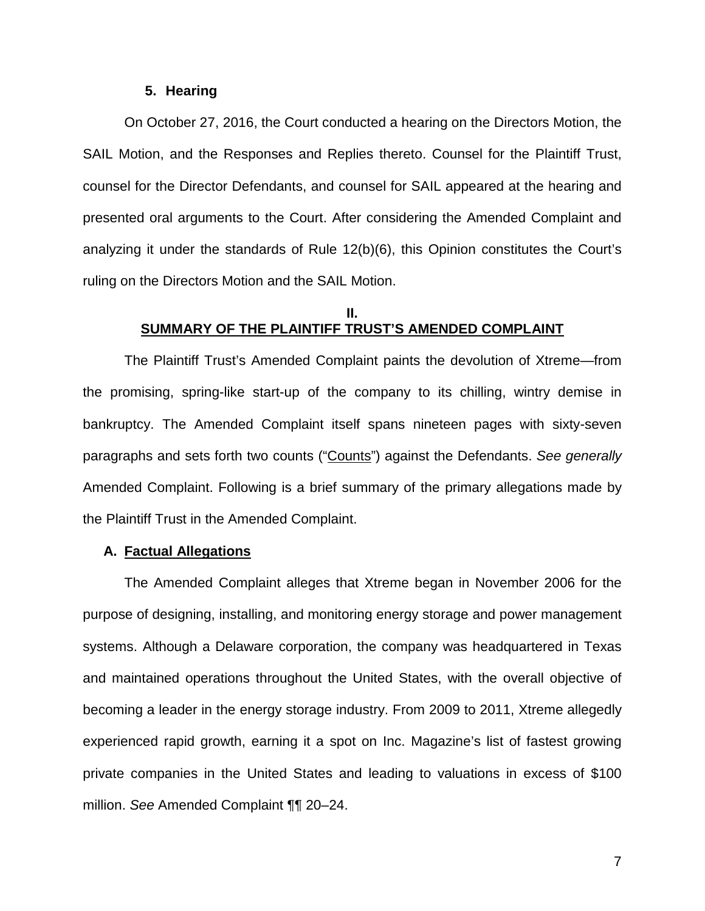### 5. Hearing

On October 27, 2016, the Court conducted a hearing on the Directors Motion, the SAIL Motion, and the Responses and Replies thereto. Counsel for the Plaintiff Trust, counsel for the Director Defendants, and counsel for SAIL appeared at the hearing and presented oral arguments to the Court. After considering the Amended Complaint and analyzing it under the standards of Rule 12(b)(6), this Opinion constitutes the Court's ruling on the Directors Motion and the SAIL Motion.

## II.
## SUMMARY OF THE PLAINTIFF TRUST'S AMENDED COMPLAINT

The Plaintiff Trust's Amended Complaint paints the devolution of Xtreme—from the promising, spring-like start-up of the company to its chilling, wintry demise in bankruptcy. The Amended Complaint itself spans nineteen pages with sixty-seven paragraphs and sets forth two counts ("Counts") against the Defendants. *See generally* Amended Complaint. Following is a brief summary of the primary allegations made by the Plaintiff Trust in the Amended Complaint.

### A. Factual Allegations

The Amended Complaint alleges that Xtreme began in November 2006 for the purpose of designing, installing, and monitoring energy storage and power management systems. Although a Delaware corporation, the company was headquartered in Texas and maintained operations throughout the United States, with the overall objective of becoming a leader in the energy storage industry. From 2009 to 2011, Xtreme allegedly experienced rapid growth, earning it a spot on Inc. Magazine's list of fastest growing private companies in the United States and leading to valuations in excess of $100 million. *See* Amended Complaint ¶¶ 20–24.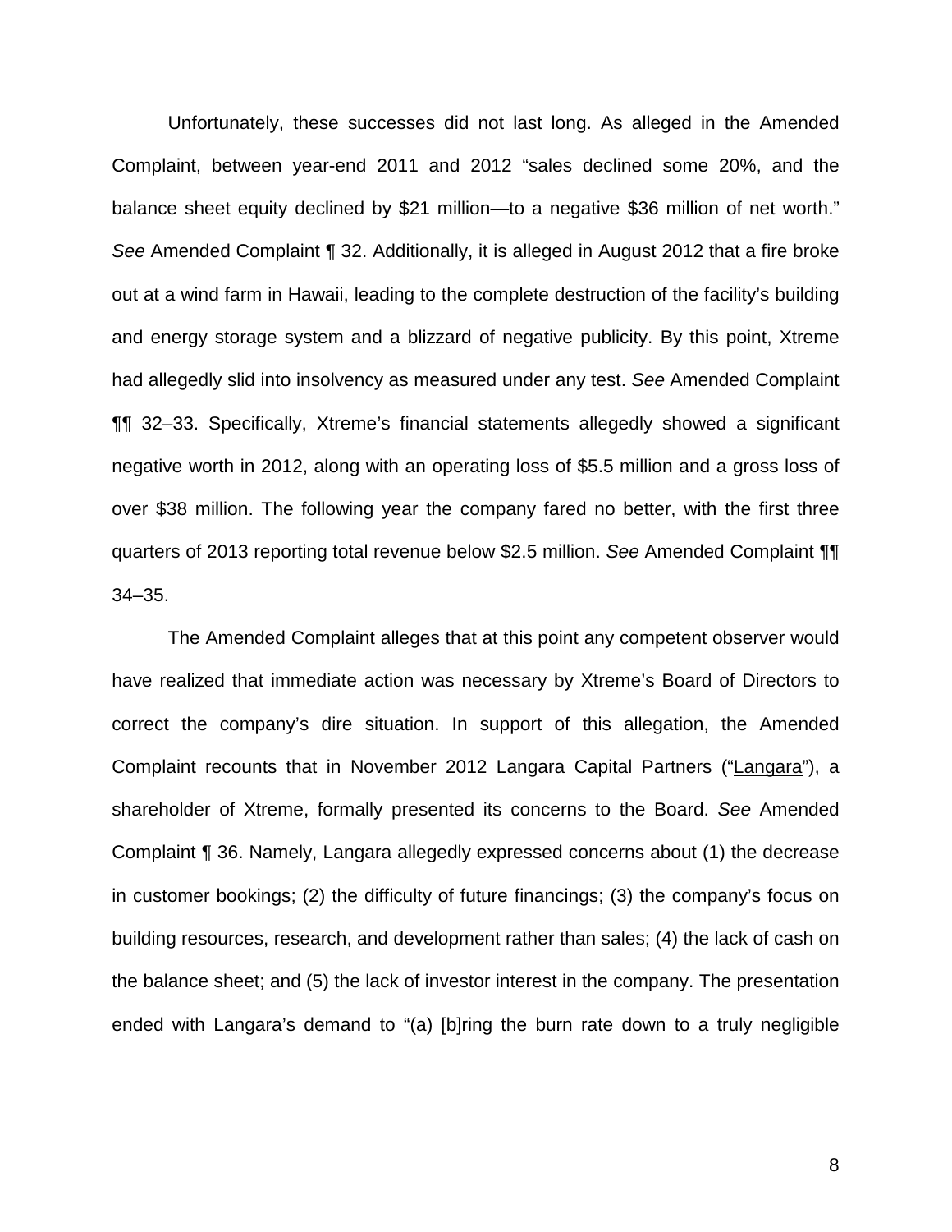Unfortunately, these successes did not last long. As alleged in the Amended Complaint, between year-end 2011 and 2012 "sales declined some 20%, and the balance sheet equity declined by $21 million—to a negative $36 million of net worth." *See* Amended Complaint ¶ 32. Additionally, it is alleged in August 2012 that a fire broke out at a wind farm in Hawaii, leading to the complete destruction of the facility's building and energy storage system and a blizzard of negative publicity. By this point, Xtreme had allegedly slid into insolvency as measured under any test. *See* Amended Complaint ¶¶ 32–33. Specifically, Xtreme's financial statements allegedly showed a significant negative worth in 2012, along with an operating loss of $5.5 million and a gross loss of over $38 million. The following year the company fared no better, with the first three quarters of 2013 reporting total revenue below $2.5 million. *See* Amended Complaint ¶¶ 34–35.

The Amended Complaint alleges that at this point any competent observer would have realized that immediate action was necessary by Xtreme's Board of Directors to correct the company's dire situation. In support of this allegation, the Amended Complaint recounts that in November 2012 Langara Capital Partners ("Langara"), a shareholder of Xtreme, formally presented its concerns to the Board. *See* Amended Complaint ¶ 36. Namely, Langara allegedly expressed concerns about (1) the decrease in customer bookings; (2) the difficulty of future financings; (3) the company's focus on building resources, research, and development rather than sales; (4) the lack of cash on the balance sheet; and (5) the lack of investor interest in the company. The presentation ended with Langara's demand to "(a) [b]ring the burn rate down to a truly negligible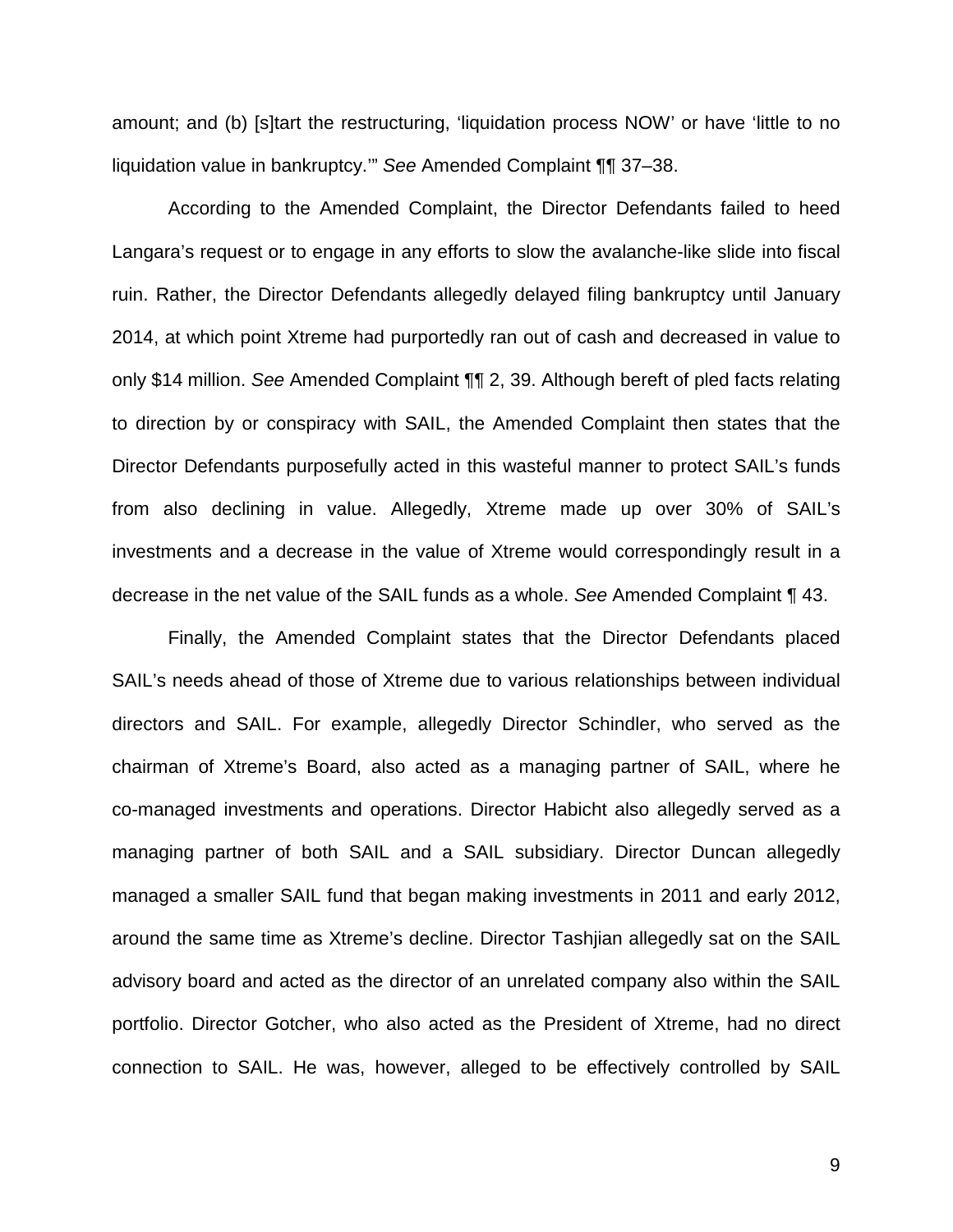amount; and (b) [s]tart the restructuring, 'liquidation process NOW' or have 'little to no liquidation value in bankruptcy.'" *See* Amended Complaint ¶¶ 37–38.

According to the Amended Complaint, the Director Defendants failed to heed Langara's request or to engage in any efforts to slow the avalanche-like slide into fiscal ruin. Rather, the Director Defendants allegedly delayed filing bankruptcy until January 2014, at which point Xtreme had purportedly ran out of cash and decreased in value to only $14 million. *See* Amended Complaint ¶¶ 2, 39. Although bereft of pled facts relating to direction by or conspiracy with SAIL, the Amended Complaint then states that the Director Defendants purposefully acted in this wasteful manner to protect SAIL's funds from also declining in value. Allegedly, Xtreme made up over 30% of SAIL's investments and a decrease in the value of Xtreme would correspondingly result in a decrease in the net value of the SAIL funds as a whole. *See* Amended Complaint ¶ 43.

Finally, the Amended Complaint states that the Director Defendants placed SAIL's needs ahead of those of Xtreme due to various relationships between individual directors and SAIL. For example, allegedly Director Schindler, who served as the chairman of Xtreme's Board, also acted as a managing partner of SAIL, where he co-managed investments and operations. Director Habicht also allegedly served as a managing partner of both SAIL and a SAIL subsidiary. Director Duncan allegedly managed a smaller SAIL fund that began making investments in 2011 and early 2012, around the same time as Xtreme's decline. Director Tashjian allegedly sat on the SAIL advisory board and acted as the director of an unrelated company also within the SAIL portfolio. Director Gotcher, who also acted as the President of Xtreme, had no direct connection to SAIL. He was, however, alleged to be effectively controlled by SAIL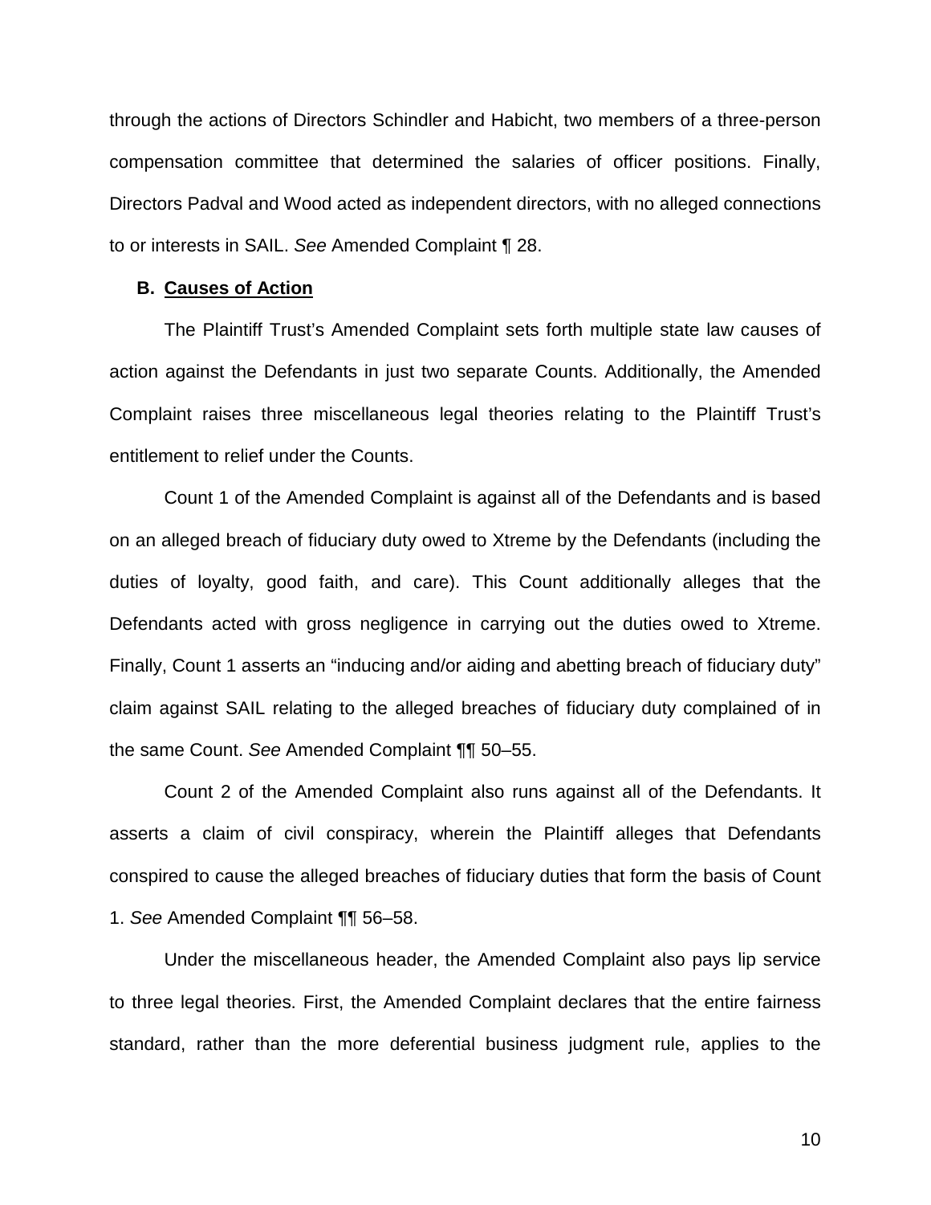through the actions of Directors Schindler and Habicht, two members of a three-person compensation committee that determined the salaries of officer positions. Finally, Directors Padval and Wood acted as independent directors, with no alleged connections to or interests in SAIL. *See* Amended Complaint ¶ 28.

### B. Causes of Action

The Plaintiff Trust's Amended Complaint sets forth multiple state law causes of action against the Defendants in just two separate Counts. Additionally, the Amended Complaint raises three miscellaneous legal theories relating to the Plaintiff Trust's entitlement to relief under the Counts.

Count 1 of the Amended Complaint is against all of the Defendants and is based on an alleged breach of fiduciary duty owed to Xtreme by the Defendants (including the duties of loyalty, good faith, and care). This Count additionally alleges that the Defendants acted with gross negligence in carrying out the duties owed to Xtreme. Finally, Count 1 asserts an "inducing and/or aiding and abetting breach of fiduciary duty" claim against SAIL relating to the alleged breaches of fiduciary duty complained of in the same Count. *See* Amended Complaint ¶¶ 50–55.

Count 2 of the Amended Complaint also runs against all of the Defendants. It asserts a claim of civil conspiracy, wherein the Plaintiff alleges that Defendants conspired to cause the alleged breaches of fiduciary duties that form the basis of Count 1. *See* Amended Complaint ¶¶ 56–58.

Under the miscellaneous header, the Amended Complaint also pays lip service to three legal theories. First, the Amended Complaint declares that the entire fairness standard, rather than the more deferential business judgment rule, applies to the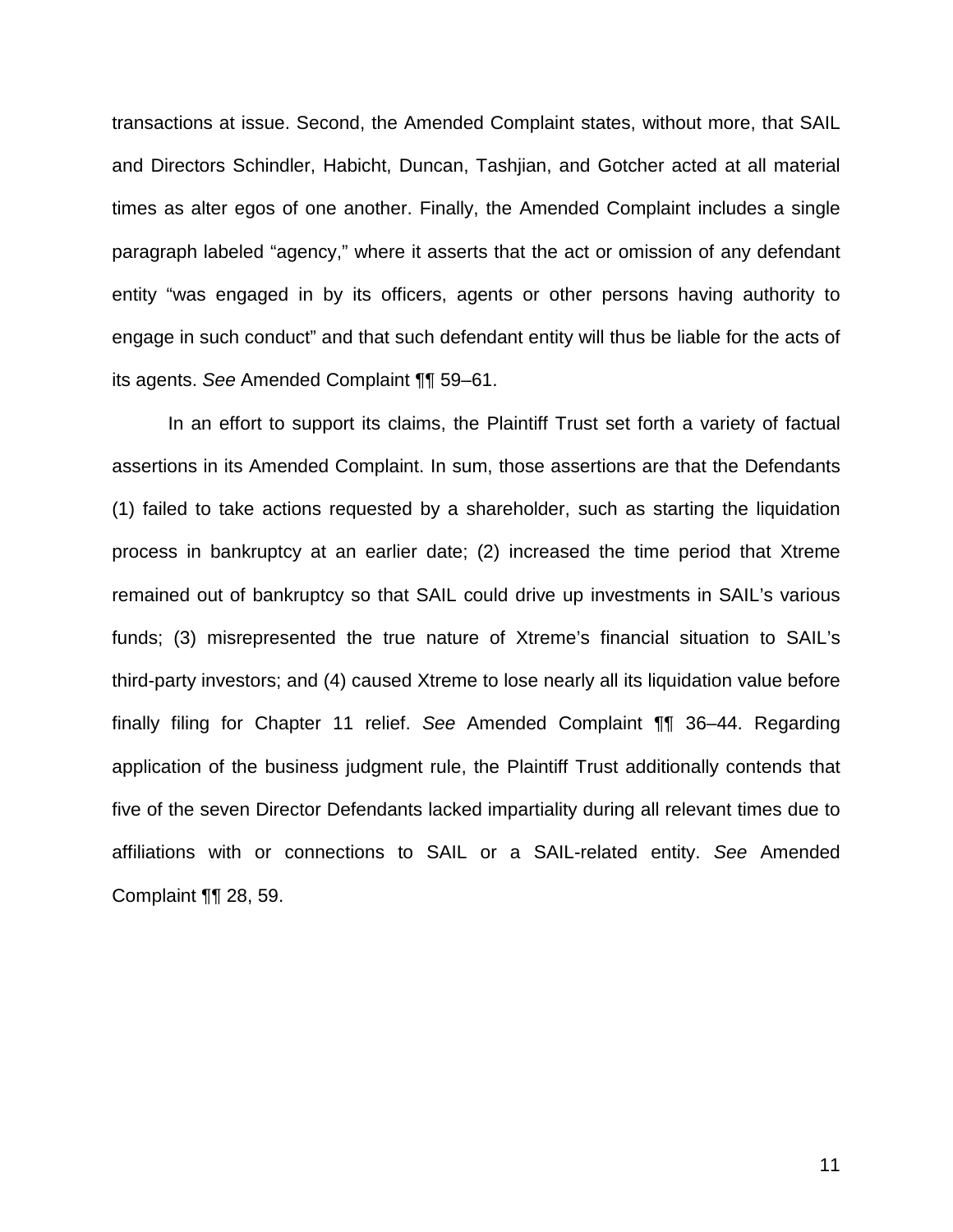transactions at issue. Second, the Amended Complaint states, without more, that SAIL and Directors Schindler, Habicht, Duncan, Tashjian, and Gotcher acted at all material times as alter egos of one another. Finally, the Amended Complaint includes a single paragraph labeled "agency," where it asserts that the act or omission of any defendant entity "was engaged in by its officers, agents or other persons having authority to engage in such conduct" and that such defendant entity will thus be liable for the acts of its agents. *See* Amended Complaint ¶¶ 59–61.

In an effort to support its claims, the Plaintiff Trust set forth a variety of factual assertions in its Amended Complaint. In sum, those assertions are that the Defendants (1) failed to take actions requested by a shareholder, such as starting the liquidation process in bankruptcy at an earlier date; (2) increased the time period that Xtreme remained out of bankruptcy so that SAIL could drive up investments in SAIL's various funds; (3) misrepresented the true nature of Xtreme's financial situation to SAIL's third-party investors; and (4) caused Xtreme to lose nearly all its liquidation value before finally filing for Chapter 11 relief. *See* Amended Complaint ¶¶ 36–44. Regarding application of the business judgment rule, the Plaintiff Trust additionally contends that five of the seven Director Defendants lacked impartiality during all relevant times due to affiliations with or connections to SAIL or a SAIL-related entity. *See* Amended Complaint ¶¶ 28, 59.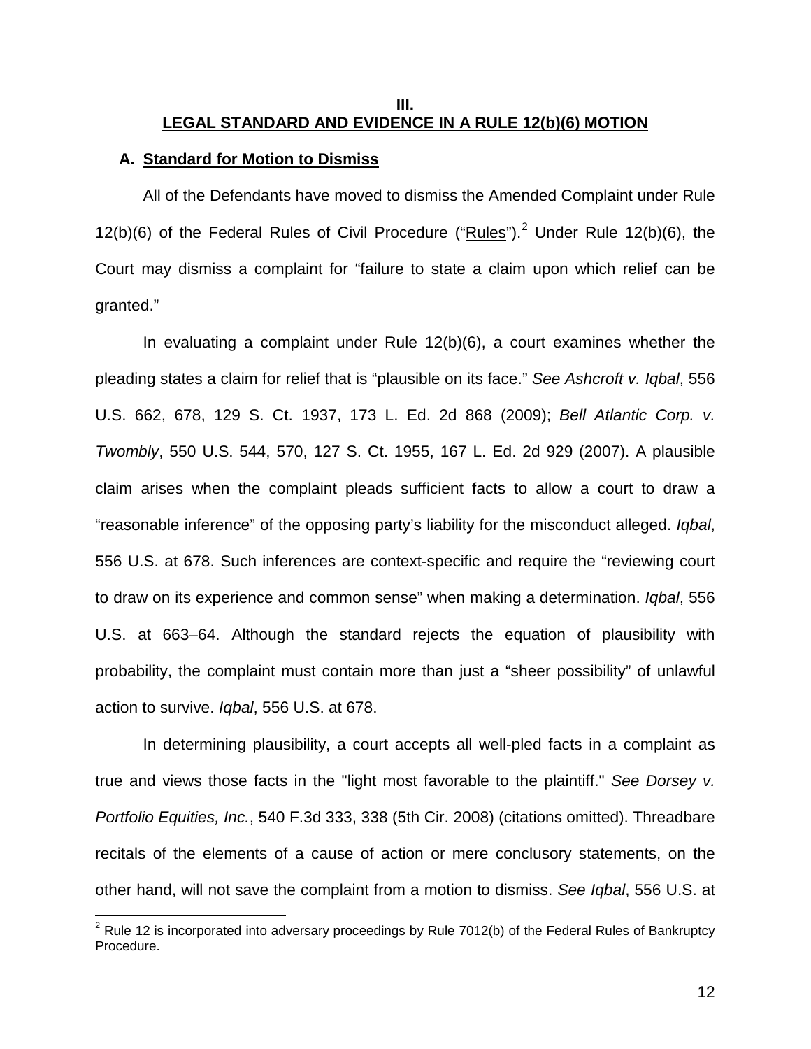## III.
## LEGAL STANDARD AND EVIDENCE IN A RULE 12(b)(6) MOTION

### A. Standard for Motion to Dismiss

All of the Defendants have moved to dismiss the Amended Complaint under Rule 12(b)(6) of the Federal Rules of Civil Procedure ("Rules").[2] Under Rule 12(b)(6), the Court may dismiss a complaint for "failure to state a claim upon which relief can be granted."

In evaluating a complaint under Rule 12(b)(6), a court examines whether the pleading states a claim for relief that is "plausible on its face." *See Ashcroft v. Iqbal*, 556 U.S. 662, 678, 129 S. Ct. 1937, 173 L. Ed. 2d 868 (2009); *Bell Atlantic Corp. v. Twombly*, 550 U.S. 544, 570, 127 S. Ct. 1955, 167 L. Ed. 2d 929 (2007). A plausible claim arises when the complaint pleads sufficient facts to allow a court to draw a "reasonable inference" of the opposing party's liability for the misconduct alleged. *Iqbal*, 556 U.S. at 678. Such inferences are context-specific and require the "reviewing court to draw on its experience and common sense" when making a determination. *Iqbal*, 556 U.S. at 663–64. Although the standard rejects the equation of plausibility with probability, the complaint must contain more than just a "sheer possibility" of unlawful action to survive. *Iqbal*, 556 U.S. at 678.

In determining plausibility, a court accepts all well-pled facts in a complaint as true and views those facts in the "light most favorable to the plaintiff." *See Dorsey v. Portfolio Equities, Inc.*, 540 F.3d 333, 338 (5th Cir. 2008) (citations omitted). Threadbare recitals of the elements of a cause of action or mere conclusory statements, on the other hand, will not save the complaint from a motion to dismiss. *See Iqbal*, 556 U.S. at

[2] Rule 12 is incorporated into adversary proceedings by Rule 7012(b) of the Federal Rules of Bankruptcy Procedure.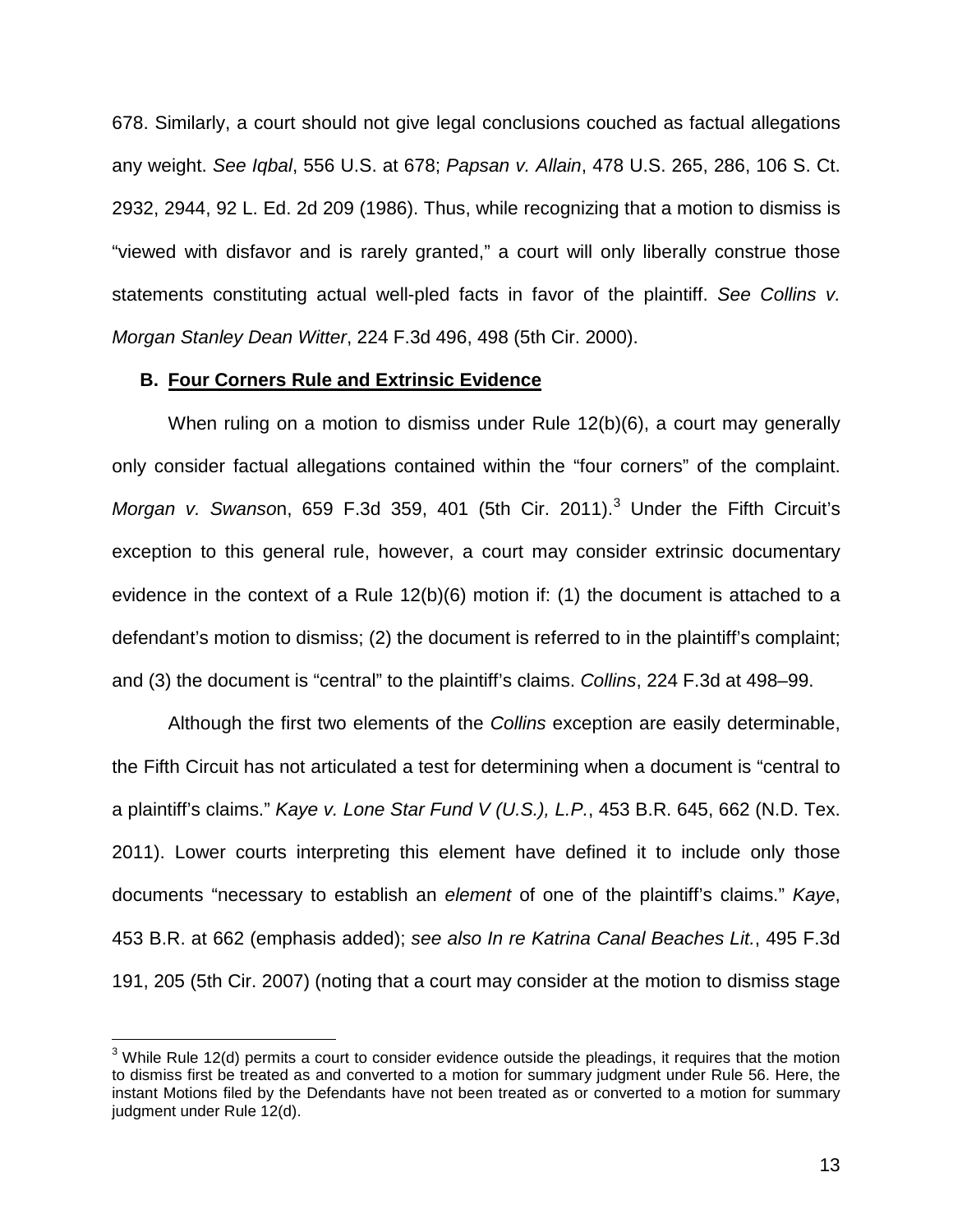678. Similarly, a court should not give legal conclusions couched as factual allegations any weight. *See Iqbal*, 556 U.S. at 678; *Papsan v. Allain*, 478 U.S. 265, 286, 106 S. Ct. 2932, 2944, 92 L. Ed. 2d 209 (1986). Thus, while recognizing that a motion to dismiss is "viewed with disfavor and is rarely granted," a court will only liberally construe those statements constituting actual well-pled facts in favor of the plaintiff. *See Collins v. Morgan Stanley Dean Witter*, 224 F.3d 496, 498 (5th Cir. 2000).

### B. <u>Four Corners Rule and Extrinsic Evidence</u>

When ruling on a motion to dismiss under Rule 12(b)(6), a court may generally only consider factual allegations contained within the "four corners" of the complaint. *Morgan v. Swanso*n, 659 F.3d 359, 401 (5th Cir. 2011).[3] Under the Fifth Circuit's exception to this general rule, however, a court may consider extrinsic documentary evidence in the context of a Rule 12(b)(6) motion if: (1) the document is attached to a defendant's motion to dismiss; (2) the document is referred to in the plaintiff's complaint; and (3) the document is "central" to the plaintiff's claims. *Collins*, 224 F.3d at 498–99.

Although the first two elements of the *Collins* exception are easily determinable, the Fifth Circuit has not articulated a test for determining when a document is "central to a plaintiff's claims." *Kaye v. Lone Star Fund V (U.S.), L.P.*, 453 B.R. 645, 662 (N.D. Tex. 2011). Lower courts interpreting this element have defined it to include only those documents "necessary to establish an *element* of one of the plaintiff's claims." *Kaye*, 453 B.R. at 662 (emphasis added); *see also In re Katrina Canal Beaches Lit.*, 495 F.3d 191, 205 (5th Cir. 2007) (noting that a court may consider at the motion to dismiss stage

---

[3] While Rule 12(d) permits a court to consider evidence outside the pleadings, it requires that the motion to dismiss first be treated as and converted to a motion for summary judgment under Rule 56. Here, the instant Motions filed by the Defendants have not been treated as or converted to a motion for summary judgment under Rule 12(d).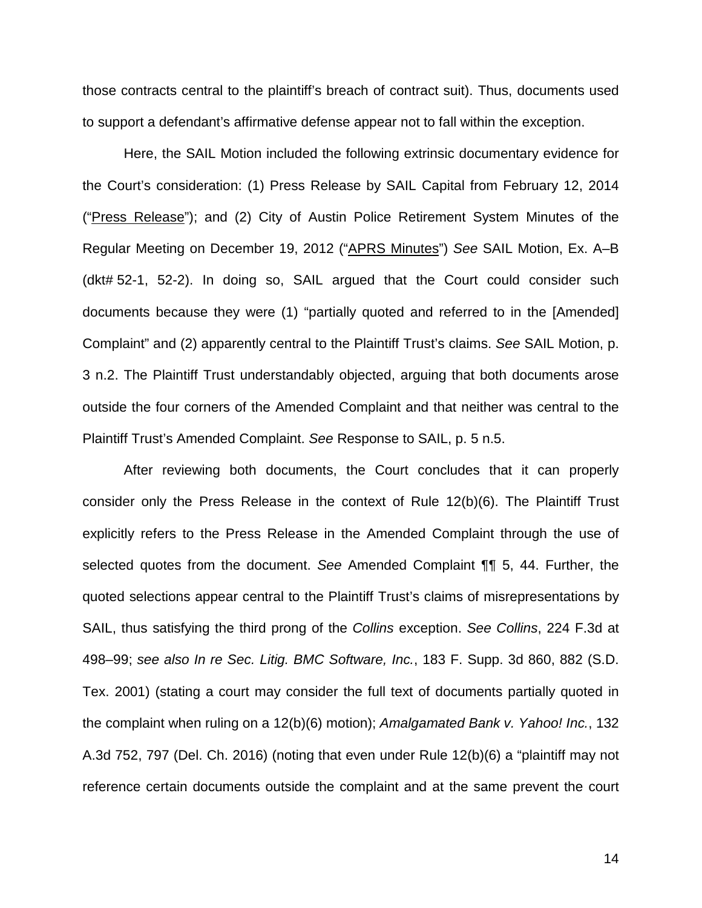those contracts central to the plaintiff's breach of contract suit). Thus, documents used to support a defendant's affirmative defense appear not to fall within the exception.

Here, the SAIL Motion included the following extrinsic documentary evidence for the Court's consideration: (1) Press Release by SAIL Capital from February 12, 2014 ("Press Release"); and (2) City of Austin Police Retirement System Minutes of the Regular Meeting on December 19, 2012 ("APRS Minutes") *See* SAIL Motion, Ex. A–B (dkt# 52-1, 52-2). In doing so, SAIL argued that the Court could consider such documents because they were (1) "partially quoted and referred to in the [Amended] Complaint" and (2) apparently central to the Plaintiff Trust's claims. *See* SAIL Motion, p. 3 n.2. The Plaintiff Trust understandably objected, arguing that both documents arose outside the four corners of the Amended Complaint and that neither was central to the Plaintiff Trust's Amended Complaint. *See* Response to SAIL, p. 5 n.5.

After reviewing both documents, the Court concludes that it can properly consider only the Press Release in the context of Rule 12(b)(6). The Plaintiff Trust explicitly refers to the Press Release in the Amended Complaint through the use of selected quotes from the document. *See* Amended Complaint ¶¶ 5, 44. Further, the quoted selections appear central to the Plaintiff Trust's claims of misrepresentations by SAIL, thus satisfying the third prong of the *Collins* exception. *See Collins*, 224 F.3d at 498–99; *see also In re Sec. Litig. BMC Software, Inc.*, 183 F. Supp. 3d 860, 882 (S.D. Tex. 2001) (stating a court may consider the full text of documents partially quoted in the complaint when ruling on a 12(b)(6) motion); *Amalgamated Bank v. Yahoo! Inc.*, 132 A.3d 752, 797 (Del. Ch. 2016) (noting that even under Rule 12(b)(6) a "plaintiff may not reference certain documents outside the complaint and at the same prevent the court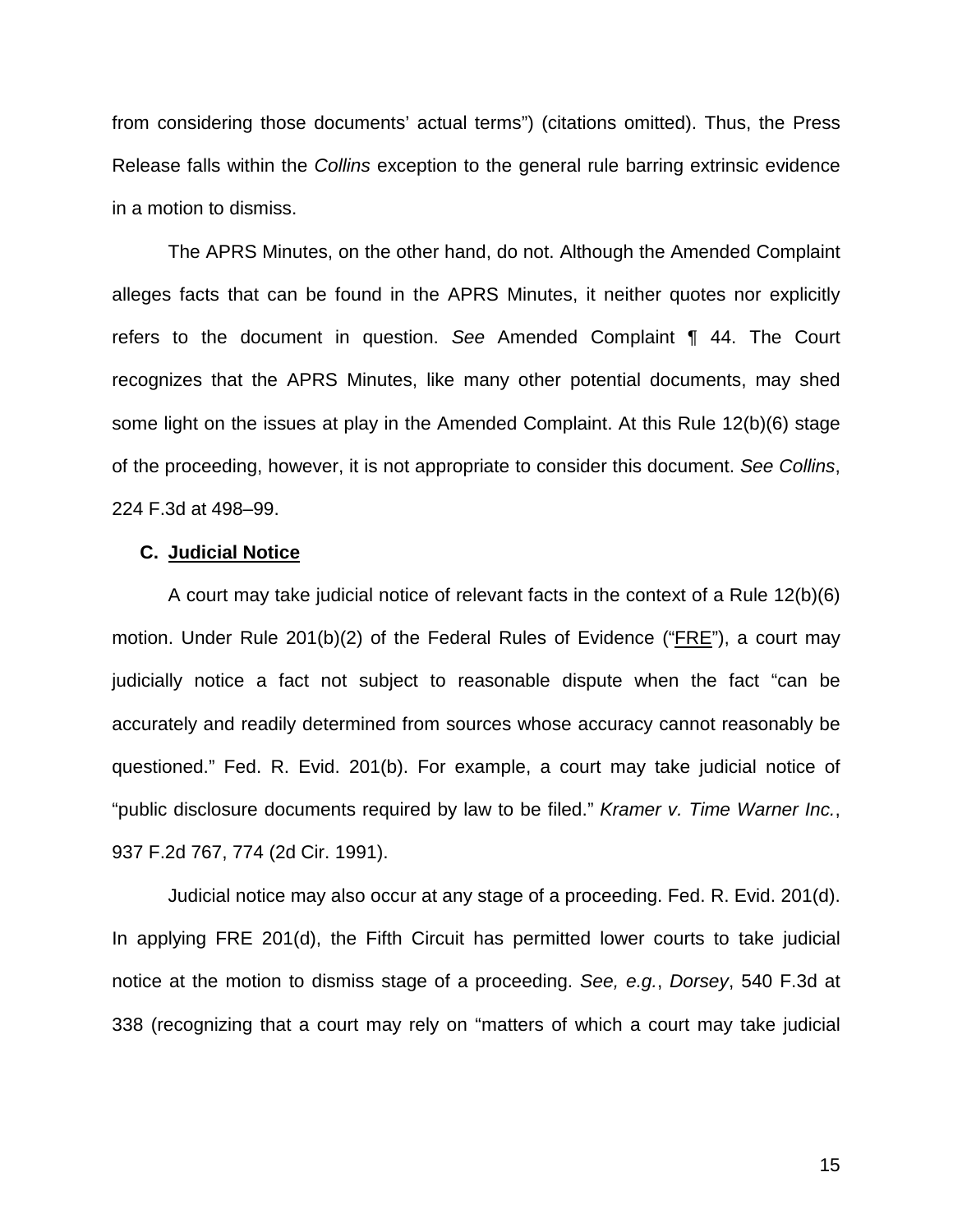from considering those documents' actual terms") (citations omitted). Thus, the Press Release falls within the *Collins* exception to the general rule barring extrinsic evidence in a motion to dismiss.

The APRS Minutes, on the other hand, do not. Although the Amended Complaint alleges facts that can be found in the APRS Minutes, it neither quotes nor explicitly refers to the document in question. *See* Amended Complaint ¶ 44. The Court recognizes that the APRS Minutes, like many other potential documents, may shed some light on the issues at play in the Amended Complaint. At this Rule 12(b)(6) stage of the proceeding, however, it is not appropriate to consider this document. *See Collins*, 224 F.3d at 498–99.

### C. Judicial Notice

A court may take judicial notice of relevant facts in the context of a Rule 12(b)(6) motion. Under Rule 201(b)(2) of the Federal Rules of Evidence ("FRE"), a court may judicially notice a fact not subject to reasonable dispute when the fact "can be accurately and readily determined from sources whose accuracy cannot reasonably be questioned." Fed. R. Evid. 201(b). For example, a court may take judicial notice of "public disclosure documents required by law to be filed." *Kramer v. Time Warner Inc.*, 937 F.2d 767, 774 (2d Cir. 1991).

Judicial notice may also occur at any stage of a proceeding. Fed. R. Evid. 201(d). In applying FRE 201(d), the Fifth Circuit has permitted lower courts to take judicial notice at the motion to dismiss stage of a proceeding. *See, e.g.*, *Dorsey*, 540 F.3d at 338 (recognizing that a court may rely on "matters of which a court may take judicial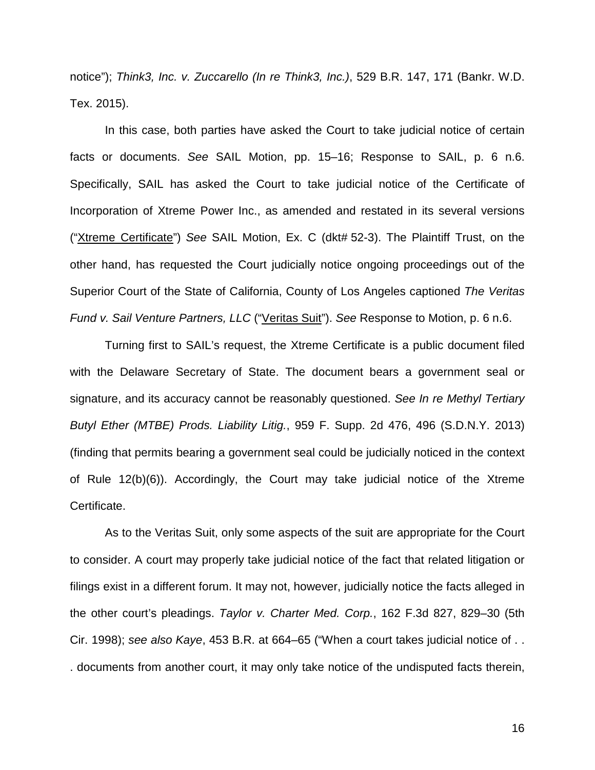notice"); *Think3, Inc. v. Zuccarello (In re Think3, Inc.)*, 529 B.R. 147, 171 (Bankr. W.D. Tex. 2015).

In this case, both parties have asked the Court to take judicial notice of certain facts or documents. *See* SAIL Motion, pp. 15–16; Response to SAIL, p. 6 n.6. Specifically, SAIL has asked the Court to take judicial notice of the Certificate of Incorporation of Xtreme Power Inc., as amended and restated in its several versions ("Xtreme Certificate") *See* SAIL Motion, Ex. C (dkt# 52-3). The Plaintiff Trust, on the other hand, has requested the Court judicially notice ongoing proceedings out of the Superior Court of the State of California, County of Los Angeles captioned *The Veritas Fund v. Sail Venture Partners, LLC* ("Veritas Suit"). *See* Response to Motion, p. 6 n.6.

Turning first to SAIL's request, the Xtreme Certificate is a public document filed with the Delaware Secretary of State. The document bears a government seal or signature, and its accuracy cannot be reasonably questioned. *See In re Methyl Tertiary Butyl Ether (MTBE) Prods. Liability Litig.*, 959 F. Supp. 2d 476, 496 (S.D.N.Y. 2013) (finding that permits bearing a government seal could be judicially noticed in the context of Rule 12(b)(6)). Accordingly, the Court may take judicial notice of the Xtreme Certificate.

As to the Veritas Suit, only some aspects of the suit are appropriate for the Court to consider. A court may properly take judicial notice of the fact that related litigation or filings exist in a different forum. It may not, however, judicially notice the facts alleged in the other court's pleadings. *Taylor v. Charter Med. Corp.*, 162 F.3d 827, 829–30 (5th Cir. 1998); *see also Kaye*, 453 B.R. at 664–65 ("When a court takes judicial notice of . . . documents from another court, it may only take notice of the undisputed facts therein,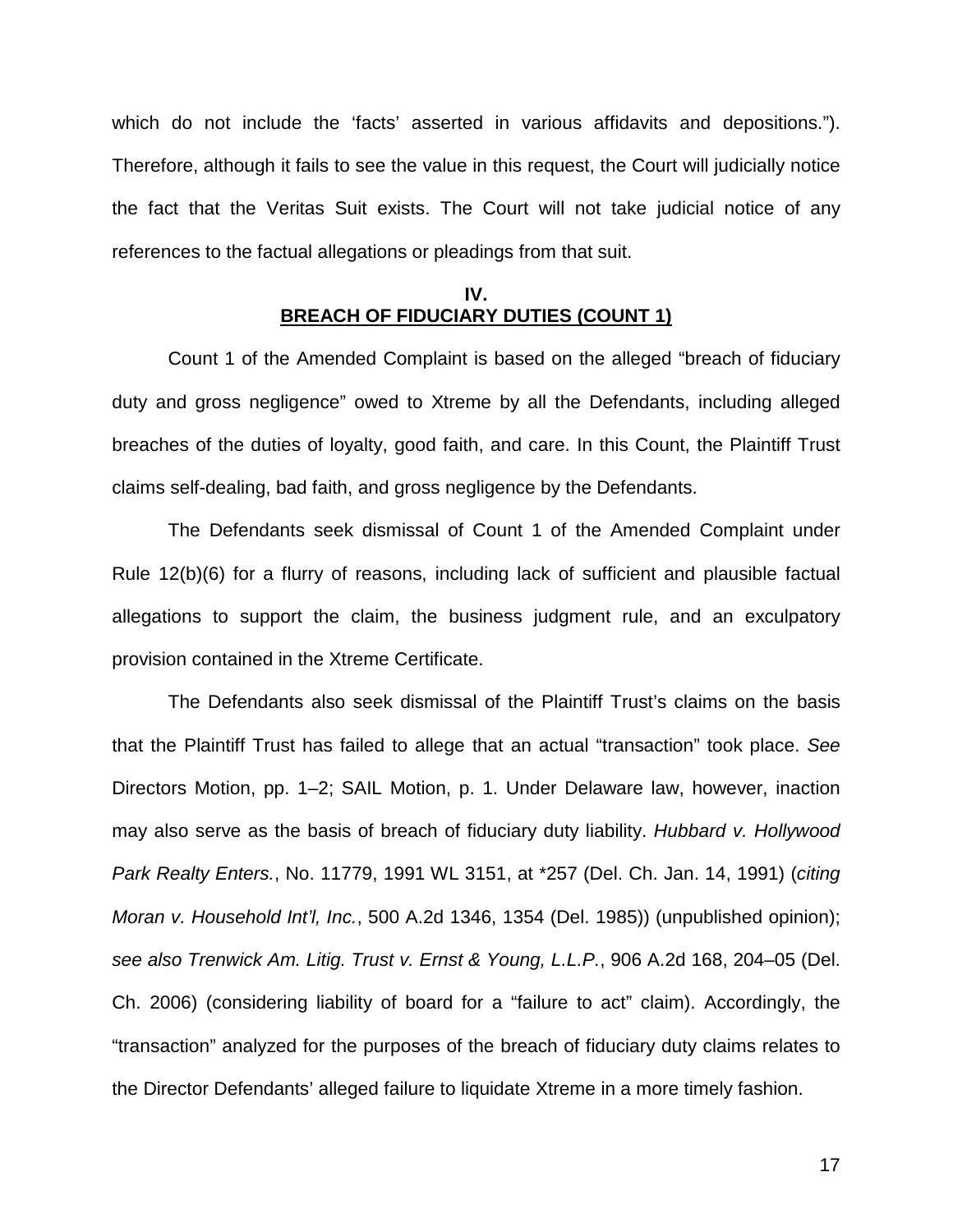which do not include the 'facts' asserted in various affidavits and depositions."). Therefore, although it fails to see the value in this request, the Court will judicially notice the fact that the Veritas Suit exists. The Court will not take judicial notice of any references to the factual allegations or pleadings from that suit.

## IV.
## BREACH OF FIDUCIARY DUTIES (COUNT 1)

Count 1 of the Amended Complaint is based on the alleged "breach of fiduciary duty and gross negligence" owed to Xtreme by all the Defendants, including alleged breaches of the duties of loyalty, good faith, and care. In this Count, the Plaintiff Trust claims self-dealing, bad faith, and gross negligence by the Defendants.

The Defendants seek dismissal of Count 1 of the Amended Complaint under Rule 12(b)(6) for a flurry of reasons, including lack of sufficient and plausible factual allegations to support the claim, the business judgment rule, and an exculpatory provision contained in the Xtreme Certificate.

The Defendants also seek dismissal of the Plaintiff Trust's claims on the basis that the Plaintiff Trust has failed to allege that an actual "transaction" took place. *See* Directors Motion, pp. 1–2; SAIL Motion, p. 1. Under Delaware law, however, inaction may also serve as the basis of breach of fiduciary duty liability. *Hubbard v. Hollywood Park Realty Enters.*, No. 11779, 1991 WL 3151, at *257 (Del. Ch. Jan. 14, 1991) (*citing Moran v. Household Int'l, Inc.*, 500 A.2d 1346, 1354 (Del. 1985)) (unpublished opinion); *see also Trenwick Am. Litig. Trust v. Ernst & Young, L.L.P.*, 906 A.2d 168, 204–05 (Del. Ch. 2006) (considering liability of board for a "failure to act" claim). Accordingly, the "transaction" analyzed for the purposes of the breach of fiduciary duty claims relates to the Director Defendants' alleged failure to liquidate Xtreme in a more timely fashion.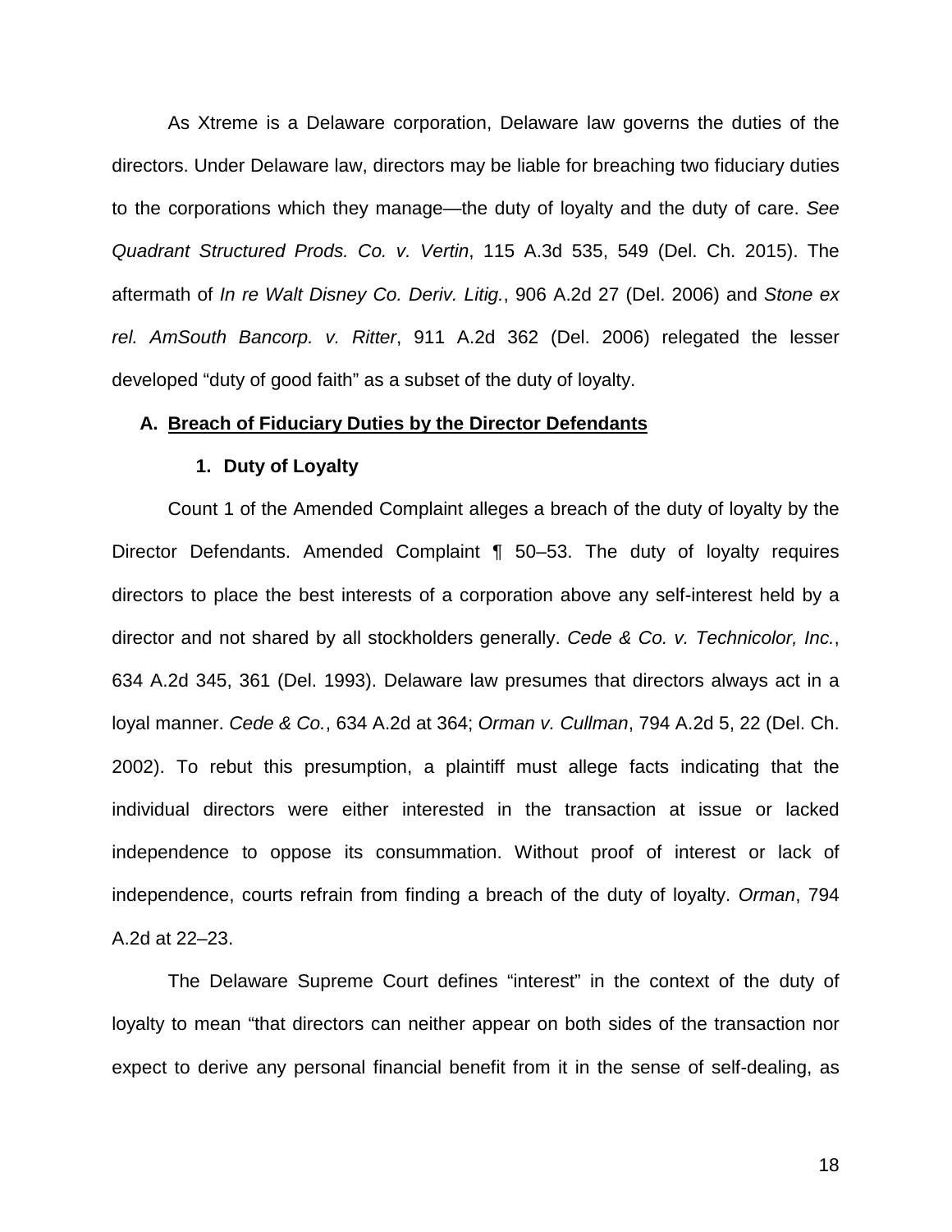As Xtreme is a Delaware corporation, Delaware law governs the duties of the directors. Under Delaware law, directors may be liable for breaching two fiduciary duties to the corporations which they manage—the duty of loyalty and the duty of care. *See Quadrant Structured Prods. Co. v. Vertin*, 115 A.3d 535, 549 (Del. Ch. 2015). The aftermath of *In re Walt Disney Co. Deriv. Litig.*, 906 A.2d 27 (Del. 2006) and *Stone ex rel. AmSouth Bancorp. v. Ritter*, 911 A.2d 362 (Del. 2006) relegated the lesser developed "duty of good faith" as a subset of the duty of loyalty.

### A. Breach of Fiduciary Duties by the Director Defendants

#### 1. Duty of Loyalty

Count 1 of the Amended Complaint alleges a breach of the duty of loyalty by the Director Defendants. Amended Complaint ¶ 50–53. The duty of loyalty requires directors to place the best interests of a corporation above any self-interest held by a director and not shared by all stockholders generally. *Cede & Co. v. Technicolor, Inc.*, 634 A.2d 345, 361 (Del. 1993). Delaware law presumes that directors always act in a loyal manner. *Cede & Co.*, 634 A.2d at 364; *Orman v. Cullman*, 794 A.2d 5, 22 (Del. Ch. 2002). To rebut this presumption, a plaintiff must allege facts indicating that the individual directors were either interested in the transaction at issue or lacked independence to oppose its consummation. Without proof of interest or lack of independence, courts refrain from finding a breach of the duty of loyalty. *Orman*, 794 A.2d at 22–23.

The Delaware Supreme Court defines "interest" in the context of the duty of loyalty to mean "that directors can neither appear on both sides of the transaction nor expect to derive any personal financial benefit from it in the sense of self-dealing, as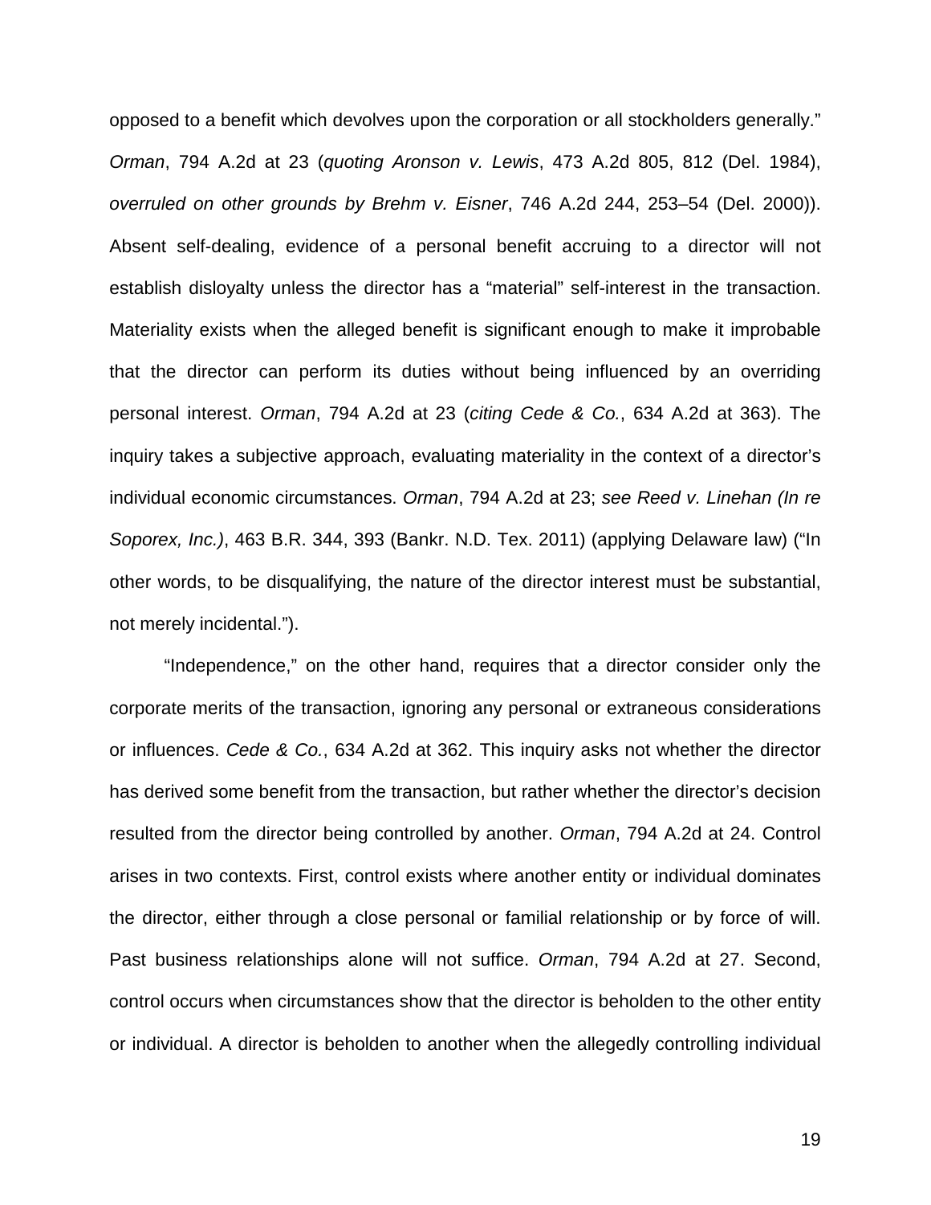opposed to a benefit which devolves upon the corporation or all stockholders generally." *Orman*, 794 A.2d at 23 (*quoting Aronson v. Lewis*, 473 A.2d 805, 812 (Del. 1984), *overruled on other grounds by Brehm v. Eisner*, 746 A.2d 244, 253–54 (Del. 2000)). Absent self-dealing, evidence of a personal benefit accruing to a director will not establish disloyalty unless the director has a "material" self-interest in the transaction. Materiality exists when the alleged benefit is significant enough to make it improbable that the director can perform its duties without being influenced by an overriding personal interest. *Orman*, 794 A.2d at 23 (*citing Cede & Co.*, 634 A.2d at 363). The inquiry takes a subjective approach, evaluating materiality in the context of a director's individual economic circumstances. *Orman*, 794 A.2d at 23; *see Reed v. Linehan (In re Soporex, Inc.)*, 463 B.R. 344, 393 (Bankr. N.D. Tex. 2011) (applying Delaware law) ("In other words, to be disqualifying, the nature of the director interest must be substantial, not merely incidental.").

"Independence," on the other hand, requires that a director consider only the corporate merits of the transaction, ignoring any personal or extraneous considerations or influences. *Cede & Co.*, 634 A.2d at 362. This inquiry asks not whether the director has derived some benefit from the transaction, but rather whether the director's decision resulted from the director being controlled by another. *Orman*, 794 A.2d at 24. Control arises in two contexts. First, control exists where another entity or individual dominates the director, either through a close personal or familial relationship or by force of will. Past business relationships alone will not suffice. *Orman*, 794 A.2d at 27. Second, control occurs when circumstances show that the director is beholden to the other entity or individual. A director is beholden to another when the allegedly controlling individual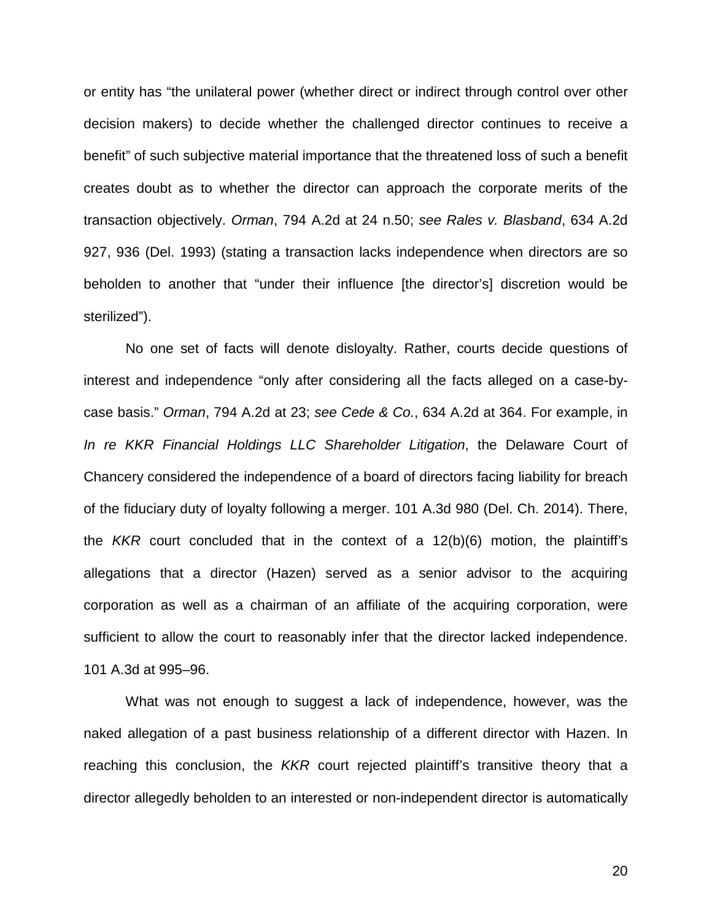or entity has "the unilateral power (whether direct or indirect through control over other decision makers) to decide whether the challenged director continues to receive a benefit" of such subjective material importance that the threatened loss of such a benefit creates doubt as to whether the director can approach the corporate merits of the transaction objectively. *Orman*, 794 A.2d at 24 n.50; *see Rales v. Blasband*, 634 A.2d 927, 936 (Del. 1993) (stating a transaction lacks independence when directors are so beholden to another that "under their influence [the director's] discretion would be sterilized").

No one set of facts will denote disloyalty. Rather, courts decide questions of interest and independence "only after considering all the facts alleged on a case-by-case basis." *Orman*, 794 A.2d at 23; *see Cede & Co.*, 634 A.2d at 364. For example, in *In re KKR Financial Holdings LLC Shareholder Litigation*, the Delaware Court of Chancery considered the independence of a board of directors facing liability for breach of the fiduciary duty of loyalty following a merger. 101 A.3d 980 (Del. Ch. 2014). There, the *KKR* court concluded that in the context of a 12(b)(6) motion, the plaintiff's allegations that a director (Hazen) served as a senior advisor to the acquiring corporation as well as a chairman of an affiliate of the acquiring corporation, were sufficient to allow the court to reasonably infer that the director lacked independence. 101 A.3d at 995–96.

What was not enough to suggest a lack of independence, however, was the naked allegation of a past business relationship of a different director with Hazen. In reaching this conclusion, the *KKR* court rejected plaintiff's transitive theory that a director allegedly beholden to an interested or non-independent director is automatically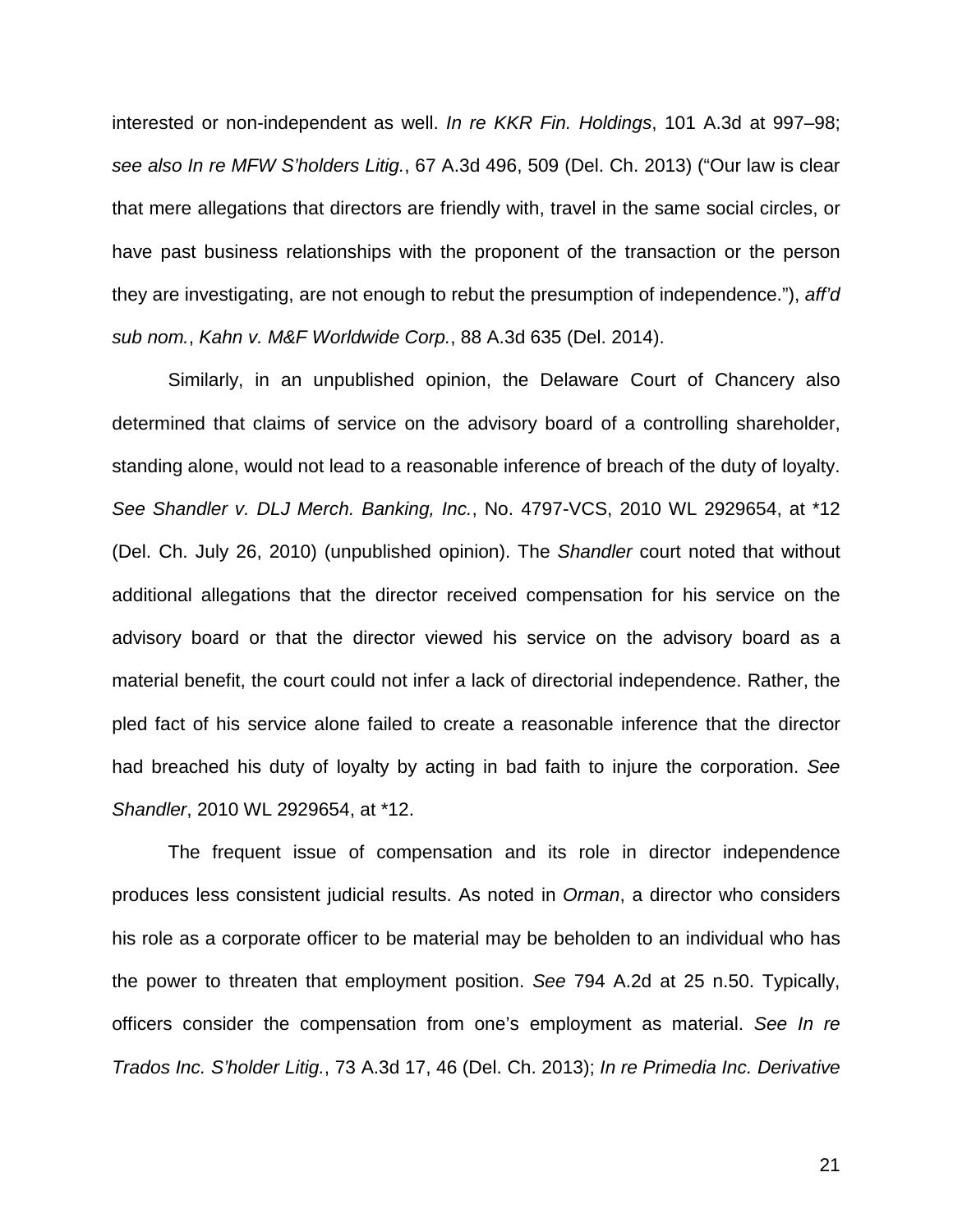interested or non-independent as well. *In re KKR Fin. Holdings*, 101 A.3d at 997–98; *see also In re MFW S'holders Litig.*, 67 A.3d 496, 509 (Del. Ch. 2013) ("Our law is clear that mere allegations that directors are friendly with, travel in the same social circles, or have past business relationships with the proponent of the transaction or the person they are investigating, are not enough to rebut the presumption of independence."), *aff'd sub nom.*, *Kahn v. M&F Worldwide Corp.*, 88 A.3d 635 (Del. 2014).

Similarly, in an unpublished opinion, the Delaware Court of Chancery also determined that claims of service on the advisory board of a controlling shareholder, standing alone, would not lead to a reasonable inference of breach of the duty of loyalty. *See Shandler v. DLJ Merch. Banking, Inc.*, No. 4797-VCS, 2010 WL 2929654, at *12 (Del. Ch. July 26, 2010) (unpublished opinion). The *Shandler* court noted that without additional allegations that the director received compensation for his service on the advisory board or that the director viewed his service on the advisory board as a material benefit, the court could not infer a lack of directorial independence. Rather, the pled fact of his service alone failed to create a reasonable inference that the director had breached his duty of loyalty by acting in bad faith to injure the corporation. *See Shandler*, 2010 WL 2929654, at *12.

The frequent issue of compensation and its role in director independence produces less consistent judicial results. As noted in *Orman*, a director who considers his role as a corporate officer to be material may be beholden to an individual who has the power to threaten that employment position. *See* 794 A.2d at 25 n.50. Typically, officers consider the compensation from one's employment as material. *See In re Trados Inc. S'holder Litig.*, 73 A.3d 17, 46 (Del. Ch. 2013); *In re Primedia Inc. Derivative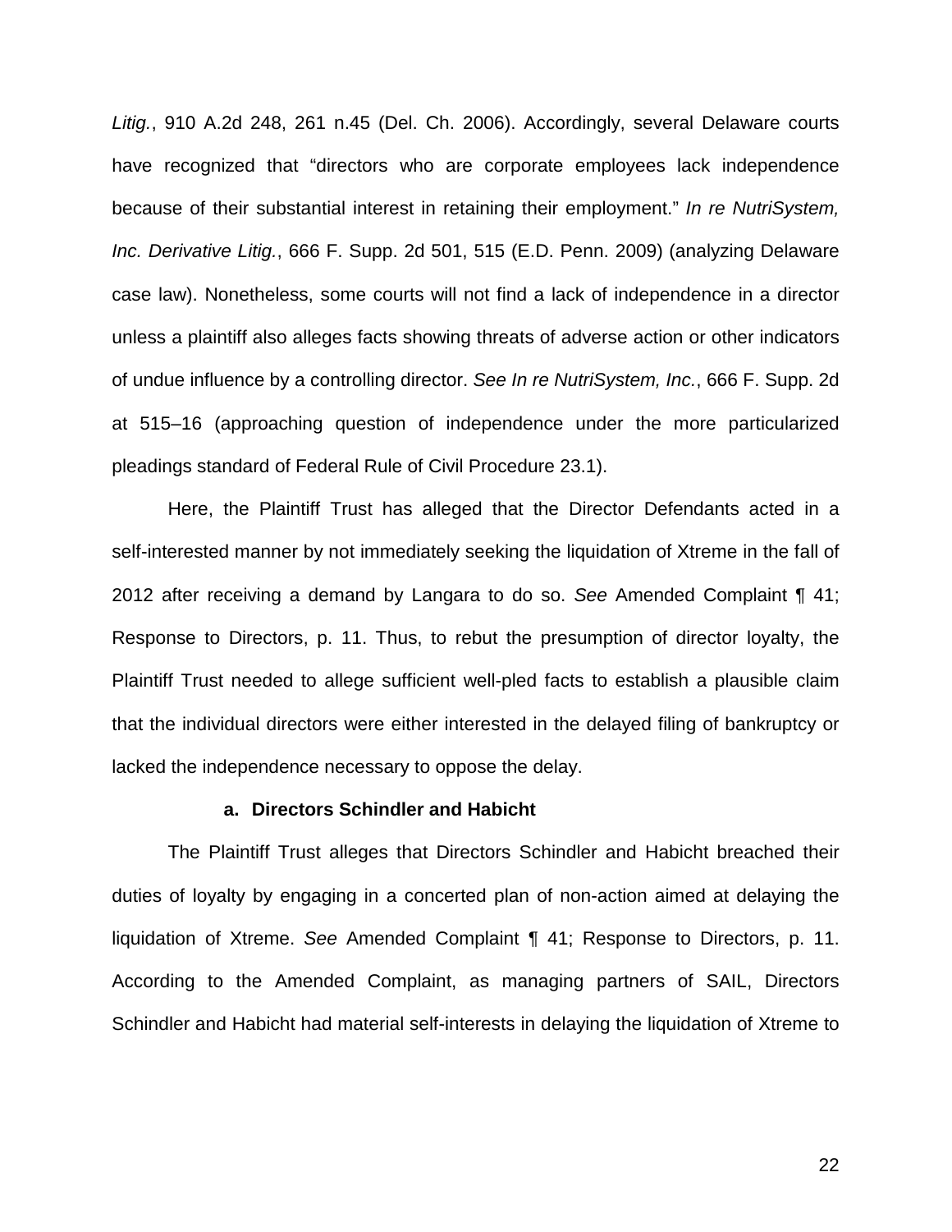*Litig.*, 910 A.2d 248, 261 n.45 (Del. Ch. 2006). Accordingly, several Delaware courts have recognized that "directors who are corporate employees lack independence because of their substantial interest in retaining their employment." *In re NutriSystem, Inc. Derivative Litig.*, 666 F. Supp. 2d 501, 515 (E.D. Penn. 2009) (analyzing Delaware case law). Nonetheless, some courts will not find a lack of independence in a director unless a plaintiff also alleges facts showing threats of adverse action or other indicators of undue influence by a controlling director. *See In re NutriSystem, Inc.*, 666 F. Supp. 2d at 515–16 (approaching question of independence under the more particularized pleadings standard of Federal Rule of Civil Procedure 23.1).

Here, the Plaintiff Trust has alleged that the Director Defendants acted in a self-interested manner by not immediately seeking the liquidation of Xtreme in the fall of 2012 after receiving a demand by Langara to do so. *See* Amended Complaint ¶ 41; Response to Directors, p. 11. Thus, to rebut the presumption of director loyalty, the Plaintiff Trust needed to allege sufficient well-pled facts to establish a plausible claim that the individual directors were either interested in the delayed filing of bankruptcy or lacked the independence necessary to oppose the delay.

**a. Directors Schindler and Habicht**

The Plaintiff Trust alleges that Directors Schindler and Habicht breached their duties of loyalty by engaging in a concerted plan of non-action aimed at delaying the liquidation of Xtreme. *See* Amended Complaint ¶ 41; Response to Directors, p. 11. According to the Amended Complaint, as managing partners of SAIL, Directors Schindler and Habicht had material self-interests in delaying the liquidation of Xtreme to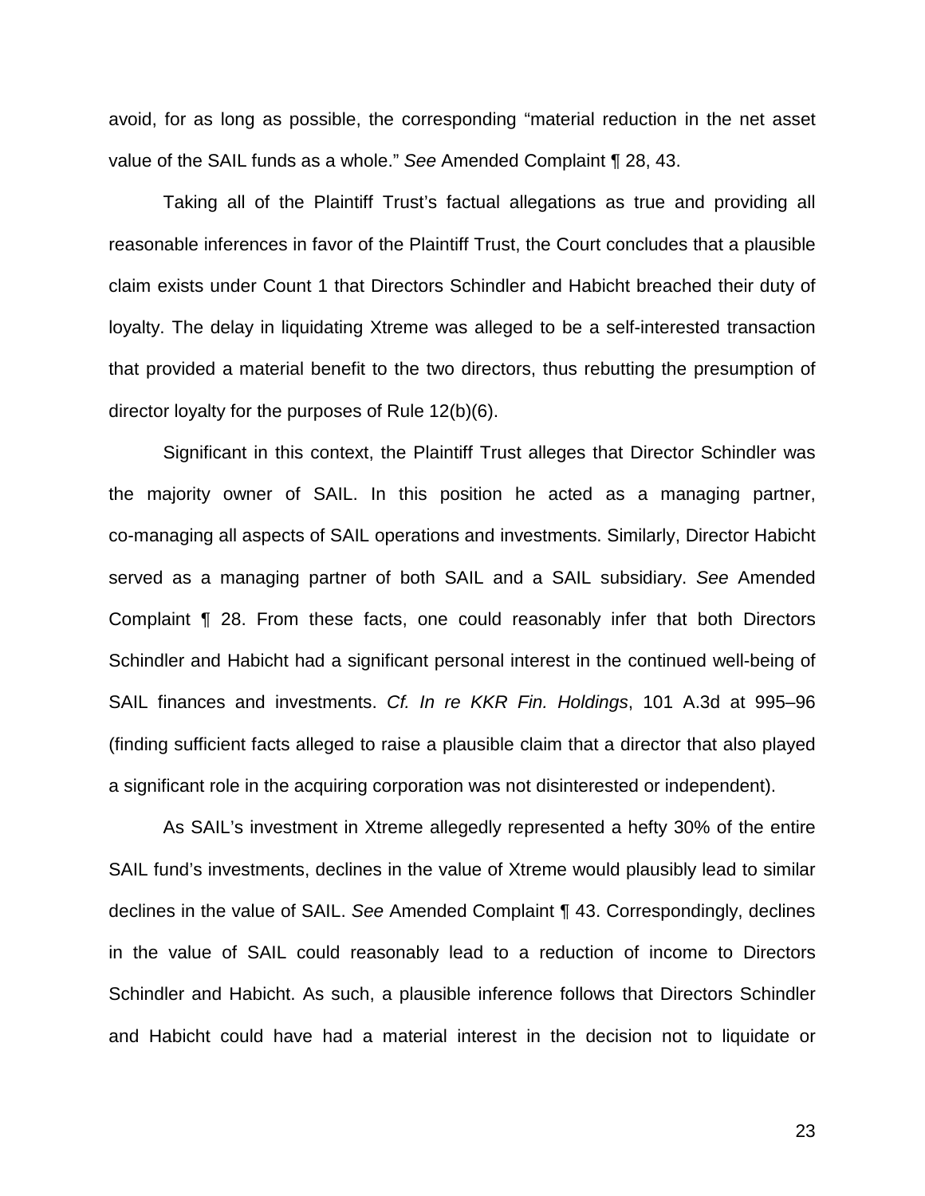avoid, for as long as possible, the corresponding "material reduction in the net asset value of the SAIL funds as a whole." *See* Amended Complaint ¶ 28, 43.

Taking all of the Plaintiff Trust's factual allegations as true and providing all reasonable inferences in favor of the Plaintiff Trust, the Court concludes that a plausible claim exists under Count 1 that Directors Schindler and Habicht breached their duty of loyalty. The delay in liquidating Xtreme was alleged to be a self-interested transaction that provided a material benefit to the two directors, thus rebutting the presumption of director loyalty for the purposes of Rule 12(b)(6).

Significant in this context, the Plaintiff Trust alleges that Director Schindler was the majority owner of SAIL. In this position he acted as a managing partner, co-managing all aspects of SAIL operations and investments. Similarly, Director Habicht served as a managing partner of both SAIL and a SAIL subsidiary. *See* Amended Complaint ¶ 28. From these facts, one could reasonably infer that both Directors Schindler and Habicht had a significant personal interest in the continued well-being of SAIL finances and investments. *Cf. In re KKR Fin. Holdings*, 101 A.3d at 995–96 (finding sufficient facts alleged to raise a plausible claim that a director that also played a significant role in the acquiring corporation was not disinterested or independent).

As SAIL's investment in Xtreme allegedly represented a hefty 30% of the entire SAIL fund's investments, declines in the value of Xtreme would plausibly lead to similar declines in the value of SAIL. *See* Amended Complaint ¶ 43. Correspondingly, declines in the value of SAIL could reasonably lead to a reduction of income to Directors Schindler and Habicht. As such, a plausible inference follows that Directors Schindler and Habicht could have had a material interest in the decision not to liquidate or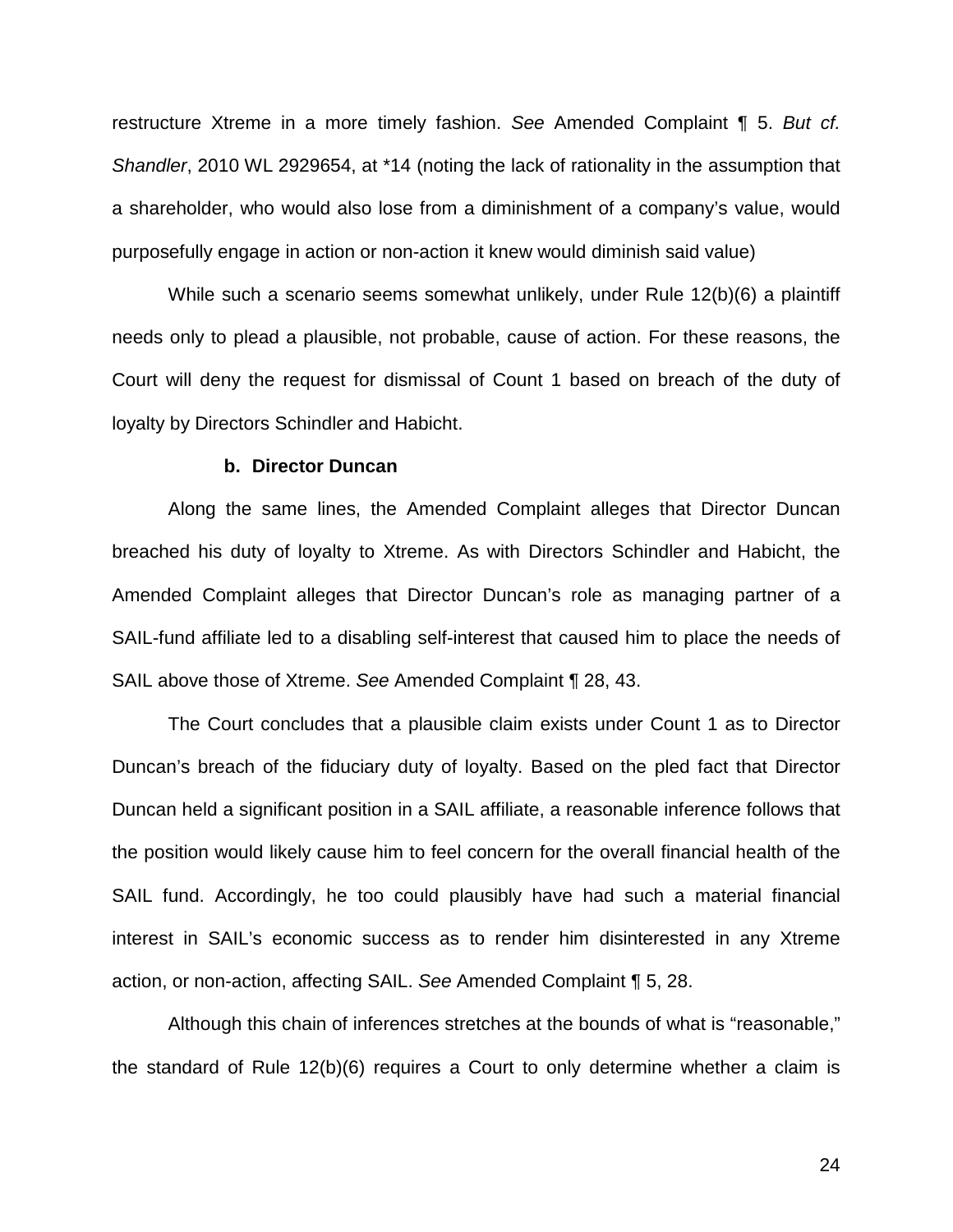restructure Xtreme in a more timely fashion. *See* Amended Complaint ¶ 5. *But cf. Shandler*, 2010 WL 2929654, at *14 (noting the lack of rationality in the assumption that a shareholder, who would also lose from a diminishment of a company's value, would purposefully engage in action or non-action it knew would diminish said value)

While such a scenario seems somewhat unlikely, under Rule 12(b)(6) a plaintiff needs only to plead a plausible, not probable, cause of action. For these reasons, the Court will deny the request for dismissal of Count 1 based on breach of the duty of loyalty by Directors Schindler and Habicht.

**b. Director Duncan**

Along the same lines, the Amended Complaint alleges that Director Duncan breached his duty of loyalty to Xtreme. As with Directors Schindler and Habicht, the Amended Complaint alleges that Director Duncan's role as managing partner of a SAIL-fund affiliate led to a disabling self-interest that caused him to place the needs of SAIL above those of Xtreme. *See* Amended Complaint ¶ 28, 43.

The Court concludes that a plausible claim exists under Count 1 as to Director Duncan's breach of the fiduciary duty of loyalty. Based on the pled fact that Director Duncan held a significant position in a SAIL affiliate, a reasonable inference follows that the position would likely cause him to feel concern for the overall financial health of the SAIL fund. Accordingly, he too could plausibly have had such a material financial interest in SAIL's economic success as to render him disinterested in any Xtreme action, or non-action, affecting SAIL. *See* Amended Complaint ¶ 5, 28.

Although this chain of inferences stretches at the bounds of what is "reasonable," the standard of Rule 12(b)(6) requires a Court to only determine whether a claim is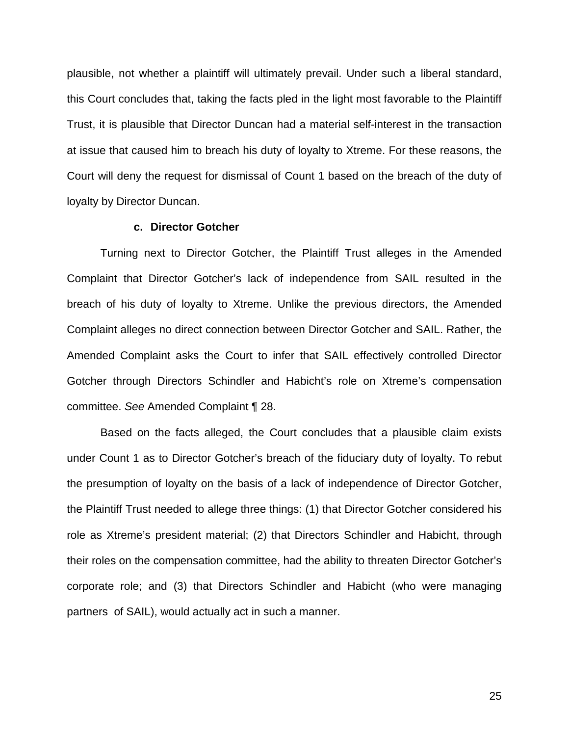plausible, not whether a plaintiff will ultimately prevail. Under such a liberal standard, this Court concludes that, taking the facts pled in the light most favorable to the Plaintiff Trust, it is plausible that Director Duncan had a material self-interest in the transaction at issue that caused him to breach his duty of loyalty to Xtreme. For these reasons, the Court will deny the request for dismissal of Count 1 based on the breach of the duty of loyalty by Director Duncan.

#### c. Director Gotcher

Turning next to Director Gotcher, the Plaintiff Trust alleges in the Amended Complaint that Director Gotcher's lack of independence from SAIL resulted in the breach of his duty of loyalty to Xtreme. Unlike the previous directors, the Amended Complaint alleges no direct connection between Director Gotcher and SAIL. Rather, the Amended Complaint asks the Court to infer that SAIL effectively controlled Director Gotcher through Directors Schindler and Habicht's role on Xtreme's compensation committee. *See* Amended Complaint ¶ 28.

Based on the facts alleged, the Court concludes that a plausible claim exists under Count 1 as to Director Gotcher's breach of the fiduciary duty of loyalty. To rebut the presumption of loyalty on the basis of a lack of independence of Director Gotcher, the Plaintiff Trust needed to allege three things: (1) that Director Gotcher considered his role as Xtreme's president material; (2) that Directors Schindler and Habicht, through their roles on the compensation committee, had the ability to threaten Director Gotcher's corporate role; and (3) that Directors Schindler and Habicht (who were managing partners of SAIL), would actually act in such a manner.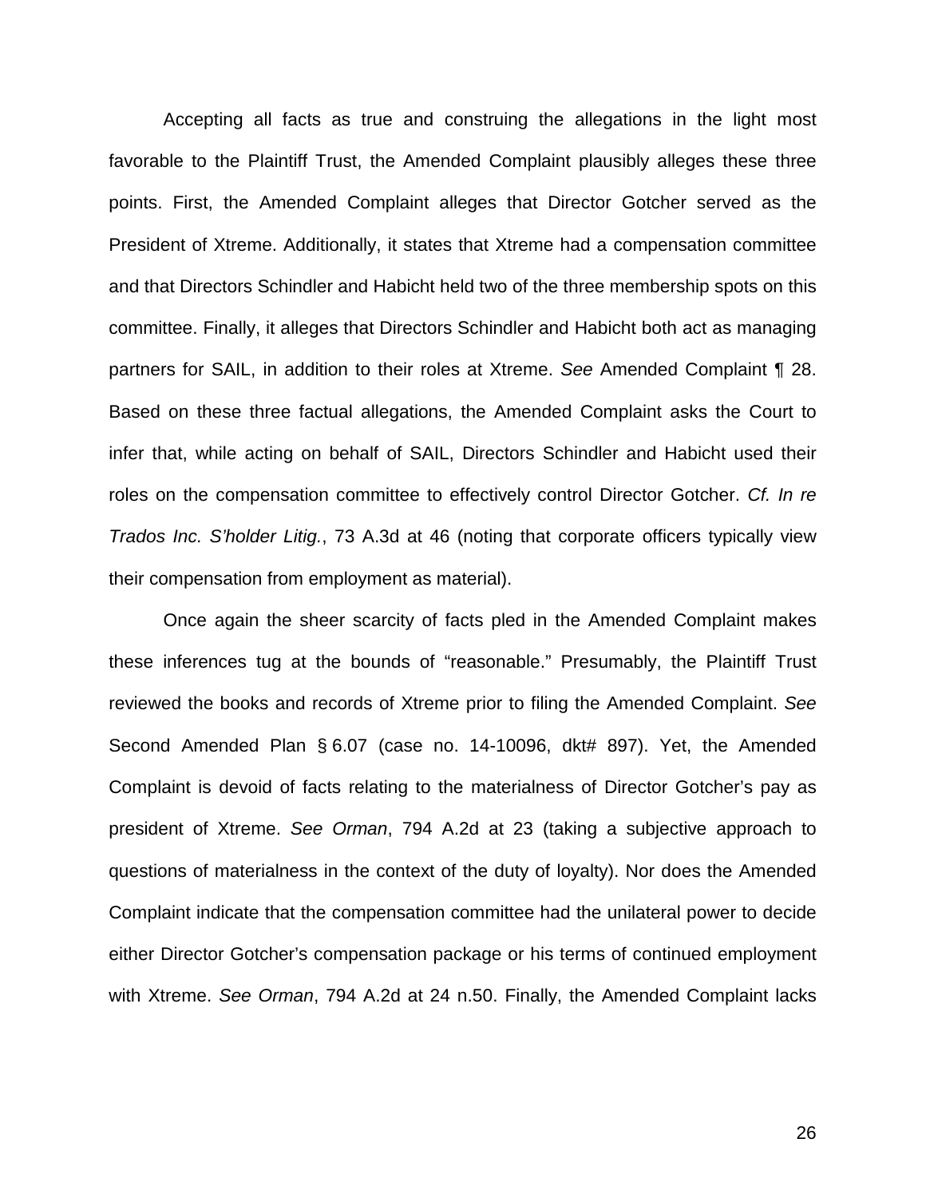Accepting all facts as true and construing the allegations in the light most favorable to the Plaintiff Trust, the Amended Complaint plausibly alleges these three points. First, the Amended Complaint alleges that Director Gotcher served as the President of Xtreme. Additionally, it states that Xtreme had a compensation committee and that Directors Schindler and Habicht held two of the three membership spots on this committee. Finally, it alleges that Directors Schindler and Habicht both act as managing partners for SAIL, in addition to their roles at Xtreme. *See* Amended Complaint ¶ 28. Based on these three factual allegations, the Amended Complaint asks the Court to infer that, while acting on behalf of SAIL, Directors Schindler and Habicht used their roles on the compensation committee to effectively control Director Gotcher. *Cf. In re Trados Inc. S'holder Litig.*, 73 A.3d at 46 (noting that corporate officers typically view their compensation from employment as material).

Once again the sheer scarcity of facts pled in the Amended Complaint makes these inferences tug at the bounds of "reasonable." Presumably, the Plaintiff Trust reviewed the books and records of Xtreme prior to filing the Amended Complaint. *See* Second Amended Plan § 6.07 (case no. 14-10096, dkt# 897). Yet, the Amended Complaint is devoid of facts relating to the materialness of Director Gotcher's pay as president of Xtreme. *See Orman*, 794 A.2d at 23 (taking a subjective approach to questions of materialness in the context of the duty of loyalty). Nor does the Amended Complaint indicate that the compensation committee had the unilateral power to decide either Director Gotcher's compensation package or his terms of continued employment with Xtreme. *See Orman*, 794 A.2d at 24 n.50. Finally, the Amended Complaint lacks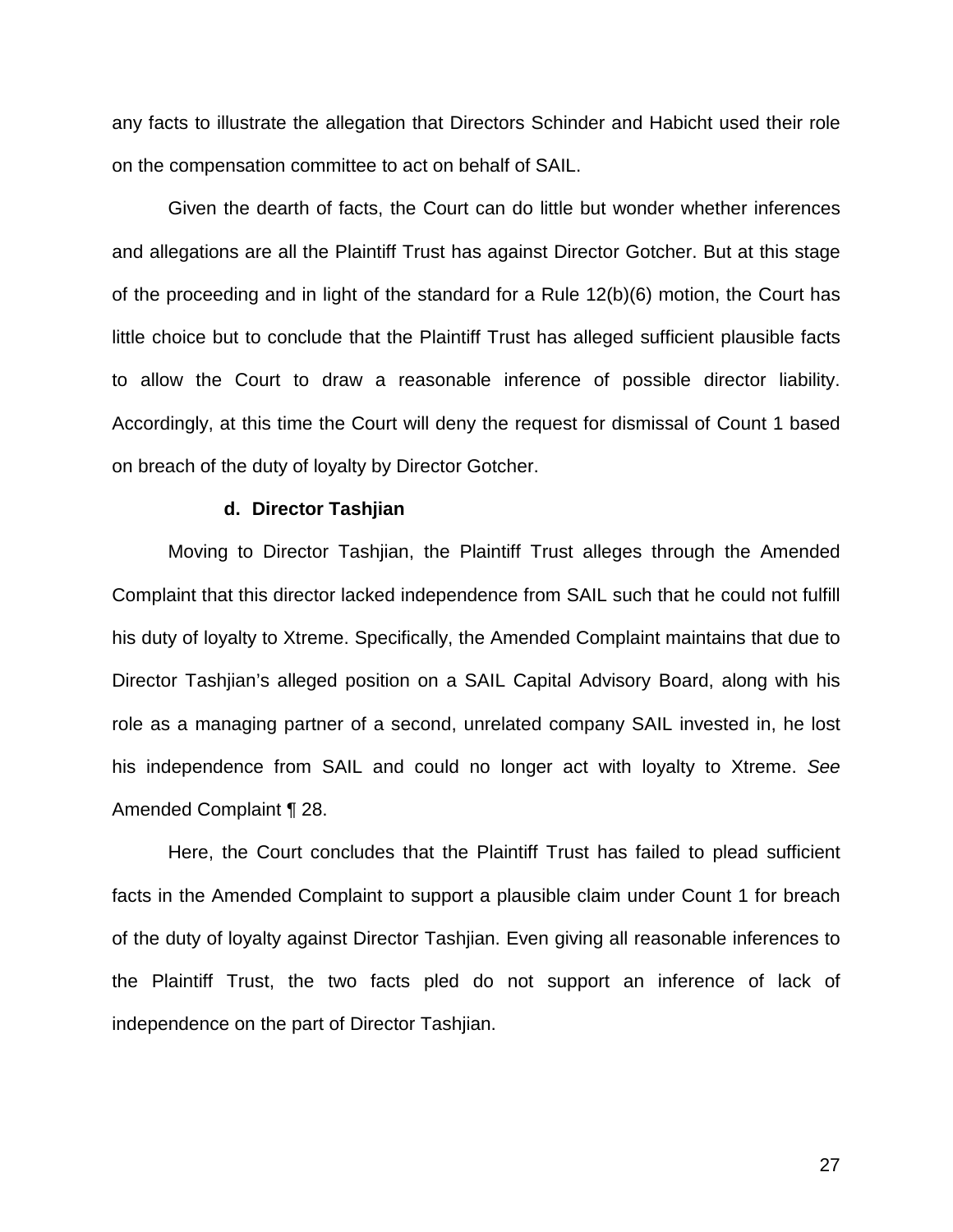any facts to illustrate the allegation that Directors Schinder and Habicht used their role on the compensation committee to act on behalf of SAIL.

Given the dearth of facts, the Court can do little but wonder whether inferences and allegations are all the Plaintiff Trust has against Director Gotcher. But at this stage of the proceeding and in light of the standard for a Rule 12(b)(6) motion, the Court has little choice but to conclude that the Plaintiff Trust has alleged sufficient plausible facts to allow the Court to draw a reasonable inference of possible director liability. Accordingly, at this time the Court will deny the request for dismissal of Count 1 based on breach of the duty of loyalty by Director Gotcher.

#### d. Director Tashjian

Moving to Director Tashjian, the Plaintiff Trust alleges through the Amended Complaint that this director lacked independence from SAIL such that he could not fulfill his duty of loyalty to Xtreme. Specifically, the Amended Complaint maintains that due to Director Tashjian's alleged position on a SAIL Capital Advisory Board, along with his role as a managing partner of a second, unrelated company SAIL invested in, he lost his independence from SAIL and could no longer act with loyalty to Xtreme. *See* Amended Complaint ¶ 28.

Here, the Court concludes that the Plaintiff Trust has failed to plead sufficient facts in the Amended Complaint to support a plausible claim under Count 1 for breach of the duty of loyalty against Director Tashjian. Even giving all reasonable inferences to the Plaintiff Trust, the two facts pled do not support an inference of lack of independence on the part of Director Tashjian.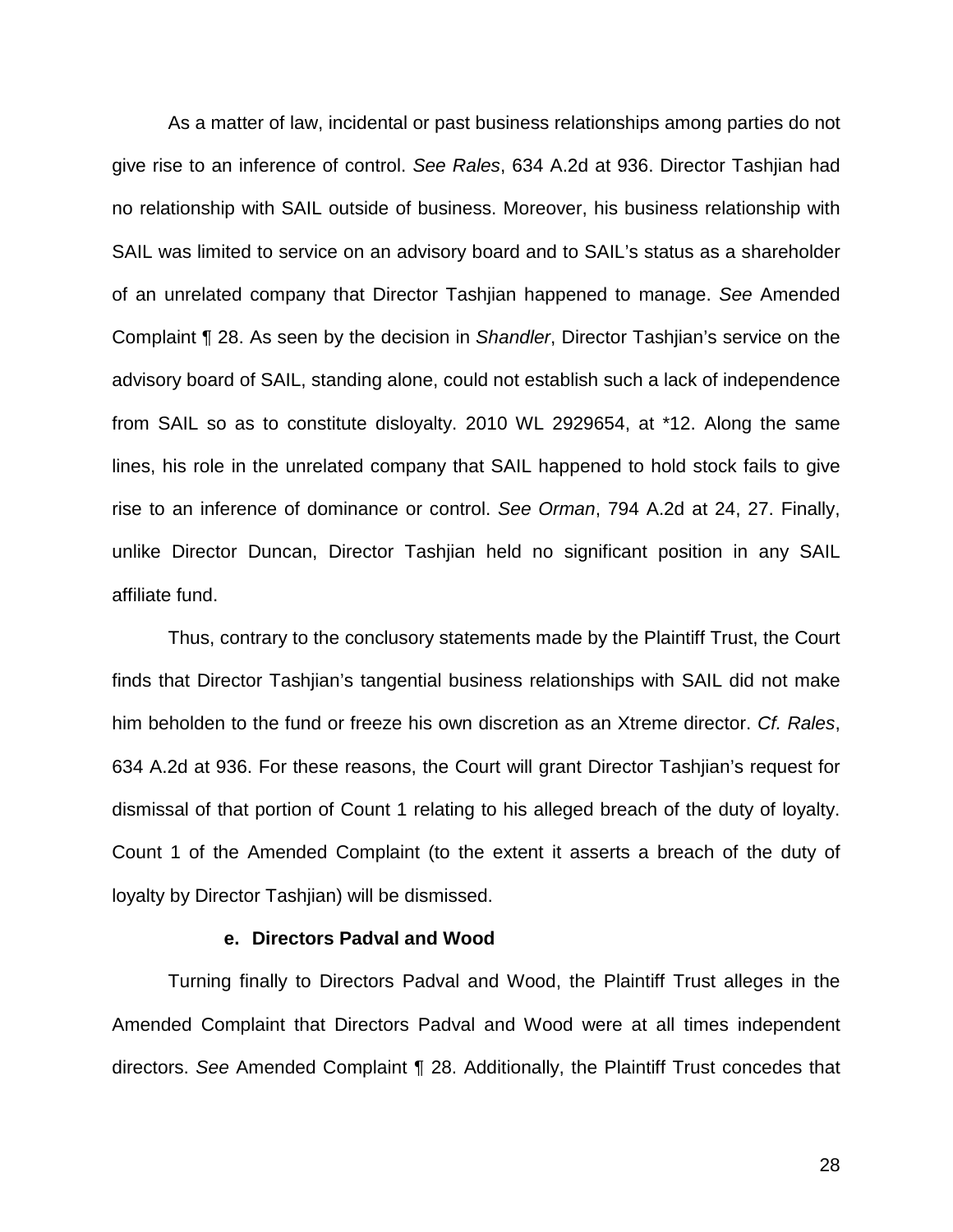As a matter of law, incidental or past business relationships among parties do not give rise to an inference of control. *See Rales*, 634 A.2d at 936. Director Tashjian had no relationship with SAIL outside of business. Moreover, his business relationship with SAIL was limited to service on an advisory board and to SAIL's status as a shareholder of an unrelated company that Director Tashjian happened to manage. *See* Amended Complaint ¶ 28. As seen by the decision in *Shandler*, Director Tashjian's service on the advisory board of SAIL, standing alone, could not establish such a lack of independence from SAIL so as to constitute disloyalty. 2010 WL 2929654, at *12. Along the same lines, his role in the unrelated company that SAIL happened to hold stock fails to give rise to an inference of dominance or control. *See Orman*, 794 A.2d at 24, 27. Finally, unlike Director Duncan, Director Tashjian held no significant position in any SAIL affiliate fund.

Thus, contrary to the conclusory statements made by the Plaintiff Trust, the Court finds that Director Tashjian's tangential business relationships with SAIL did not make him beholden to the fund or freeze his own discretion as an Xtreme director. *Cf. Rales*, 634 A.2d at 936. For these reasons, the Court will grant Director Tashjian's request for dismissal of that portion of Count 1 relating to his alleged breach of the duty of loyalty. Count 1 of the Amended Complaint (to the extent it asserts a breach of the duty of loyalty by Director Tashjian) will be dismissed.

**e. Directors Padval and Wood**

Turning finally to Directors Padval and Wood, the Plaintiff Trust alleges in the Amended Complaint that Directors Padval and Wood were at all times independent directors. *See* Amended Complaint ¶ 28. Additionally, the Plaintiff Trust concedes that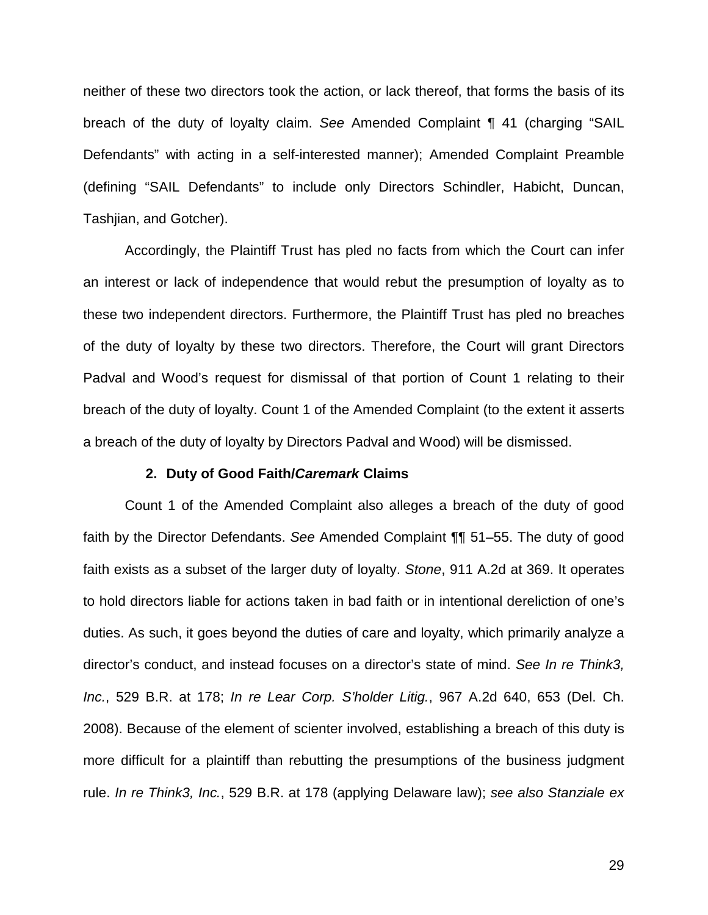neither of these two directors took the action, or lack thereof, that forms the basis of its breach of the duty of loyalty claim. *See* Amended Complaint ¶ 41 (charging "SAIL Defendants" with acting in a self-interested manner); Amended Complaint Preamble (defining "SAIL Defendants" to include only Directors Schindler, Habicht, Duncan, Tashjian, and Gotcher).

Accordingly, the Plaintiff Trust has pled no facts from which the Court can infer an interest or lack of independence that would rebut the presumption of loyalty as to these two independent directors. Furthermore, the Plaintiff Trust has pled no breaches of the duty of loyalty by these two directors. Therefore, the Court will grant Directors Padval and Wood's request for dismissal of that portion of Count 1 relating to their breach of the duty of loyalty. Count 1 of the Amended Complaint (to the extent it asserts a breach of the duty of loyalty by Directors Padval and Wood) will be dismissed.

### 2. Duty of Good Faith/*Caremark* Claims

Count 1 of the Amended Complaint also alleges a breach of the duty of good faith by the Director Defendants. *See* Amended Complaint ¶¶ 51–55. The duty of good faith exists as a subset of the larger duty of loyalty. *Stone*, 911 A.2d at 369. It operates to hold directors liable for actions taken in bad faith or in intentional dereliction of one's duties. As such, it goes beyond the duties of care and loyalty, which primarily analyze a director's conduct, and instead focuses on a director's state of mind. *See In re Think3, Inc.*, 529 B.R. at 178; *In re Lear Corp. S'holder Litig.*, 967 A.2d 640, 653 (Del. Ch. 2008). Because of the element of scienter involved, establishing a breach of this duty is more difficult for a plaintiff than rebutting the presumptions of the business judgment rule. *In re Think3, Inc.*, 529 B.R. at 178 (applying Delaware law); *see also Stanziale ex*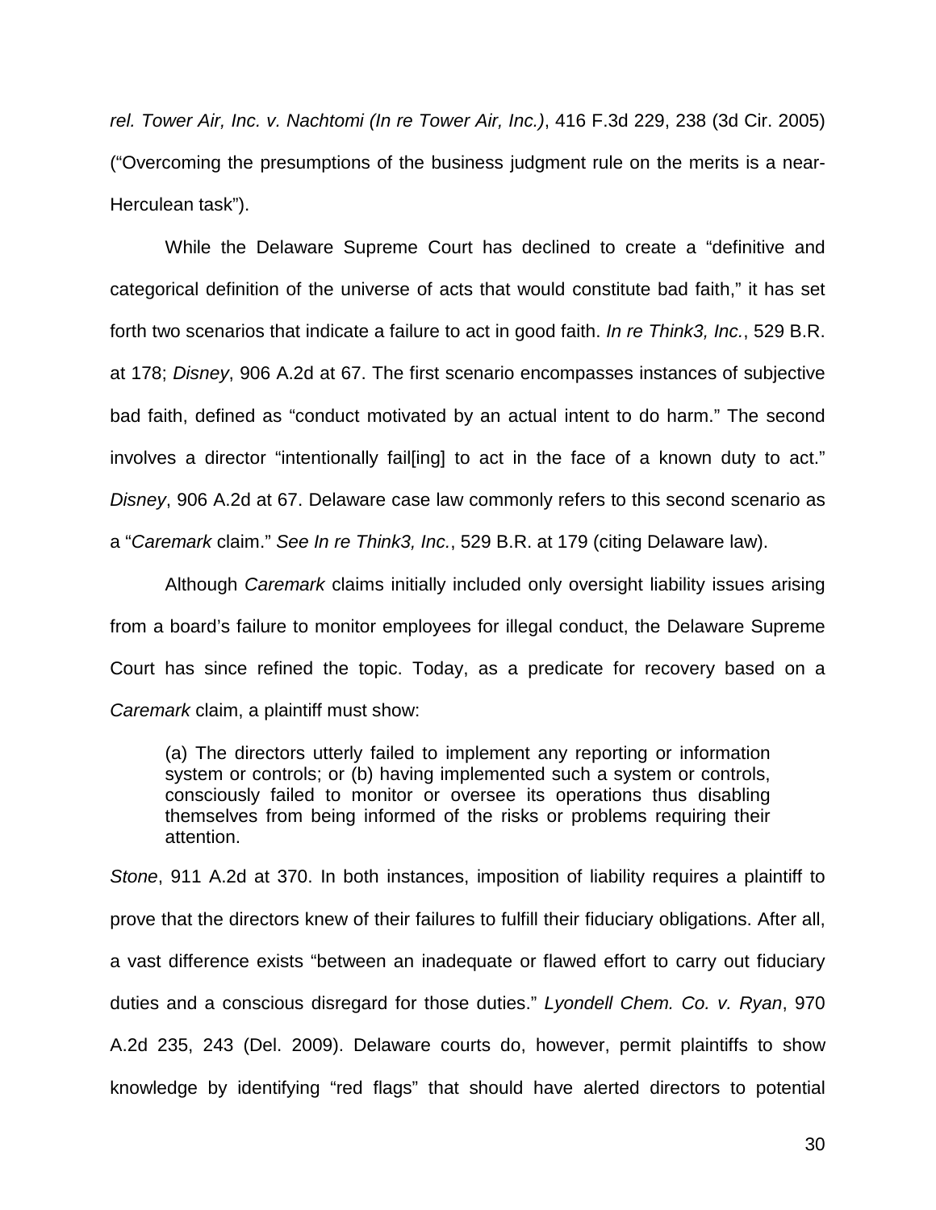*rel. Tower Air, Inc. v. Nachtomi (In re Tower Air, Inc.)*, 416 F.3d 229, 238 (3d Cir. 2005) ("Overcoming the presumptions of the business judgment rule on the merits is a near-Herculean task").

While the Delaware Supreme Court has declined to create a "definitive and categorical definition of the universe of acts that would constitute bad faith," it has set forth two scenarios that indicate a failure to act in good faith. *In re Think3, Inc.*, 529 B.R. at 178; *Disney*, 906 A.2d at 67. The first scenario encompasses instances of subjective bad faith, defined as "conduct motivated by an actual intent to do harm." The second involves a director "intentionally fail[ing] to act in the face of a known duty to act." *Disney*, 906 A.2d at 67. Delaware case law commonly refers to this second scenario as a "*Caremark* claim." *See In re Think3, Inc.*, 529 B.R. at 179 (citing Delaware law).

Although *Caremark* claims initially included only oversight liability issues arising from a board's failure to monitor employees for illegal conduct, the Delaware Supreme Court has since refined the topic. Today, as a predicate for recovery based on a *Caremark* claim, a plaintiff must show:

> (a) The directors utterly failed to implement any reporting or information system or controls; or (b) having implemented such a system or controls, consciously failed to monitor or oversee its operations thus disabling themselves from being informed of the risks or problems requiring their attention.

*Stone*, 911 A.2d at 370. In both instances, imposition of liability requires a plaintiff to prove that the directors knew of their failures to fulfill their fiduciary obligations. After all, a vast difference exists "between an inadequate or flawed effort to carry out fiduciary duties and a conscious disregard for those duties." *Lyondell Chem. Co. v. Ryan*, 970 A.2d 235, 243 (Del. 2009). Delaware courts do, however, permit plaintiffs to show knowledge by identifying "red flags" that should have alerted directors to potential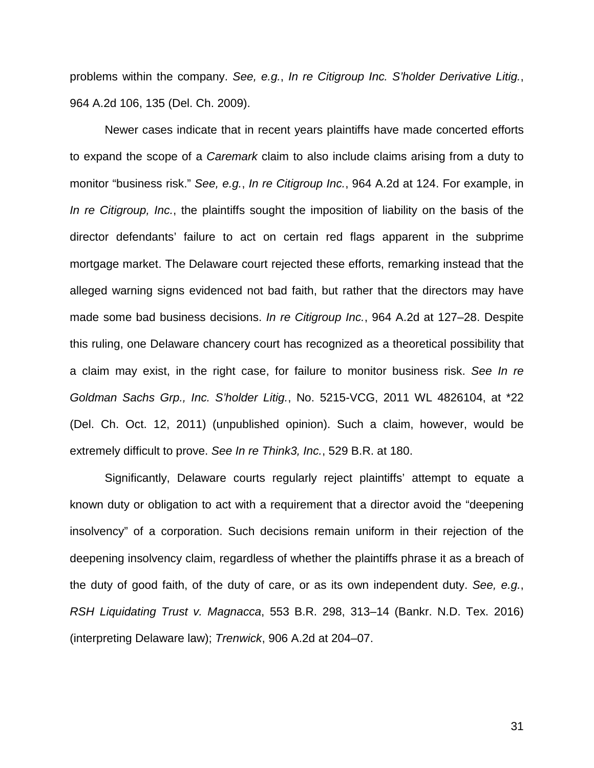problems within the company. *See, e.g.*, *In re Citigroup Inc. S'holder Derivative Litig.*, 964 A.2d 106, 135 (Del. Ch. 2009).

Newer cases indicate that in recent years plaintiffs have made concerted efforts to expand the scope of a *Caremark* claim to also include claims arising from a duty to monitor "business risk." *See, e.g.*, *In re Citigroup Inc.*, 964 A.2d at 124. For example, in *In re Citigroup, Inc.*, the plaintiffs sought the imposition of liability on the basis of the director defendants' failure to act on certain red flags apparent in the subprime mortgage market. The Delaware court rejected these efforts, remarking instead that the alleged warning signs evidenced not bad faith, but rather that the directors may have made some bad business decisions. *In re Citigroup Inc.*, 964 A.2d at 127–28. Despite this ruling, one Delaware chancery court has recognized as a theoretical possibility that a claim may exist, in the right case, for failure to monitor business risk. *See In re Goldman Sachs Grp., Inc. S'holder Litig.*, No. 5215-VCG, 2011 WL 4826104, at *22 (Del. Ch. Oct. 12, 2011) (unpublished opinion). Such a claim, however, would be extremely difficult to prove. *See In re Think3, Inc.*, 529 B.R. at 180.

Significantly, Delaware courts regularly reject plaintiffs' attempt to equate a known duty or obligation to act with a requirement that a director avoid the "deepening insolvency" of a corporation. Such decisions remain uniform in their rejection of the deepening insolvency claim, regardless of whether the plaintiffs phrase it as a breach of the duty of good faith, of the duty of care, or as its own independent duty. *See, e.g.*, *RSH Liquidating Trust v. Magnacca*, 553 B.R. 298, 313–14 (Bankr. N.D. Tex. 2016) (interpreting Delaware law); *Trenwick*, 906 A.2d at 204–07.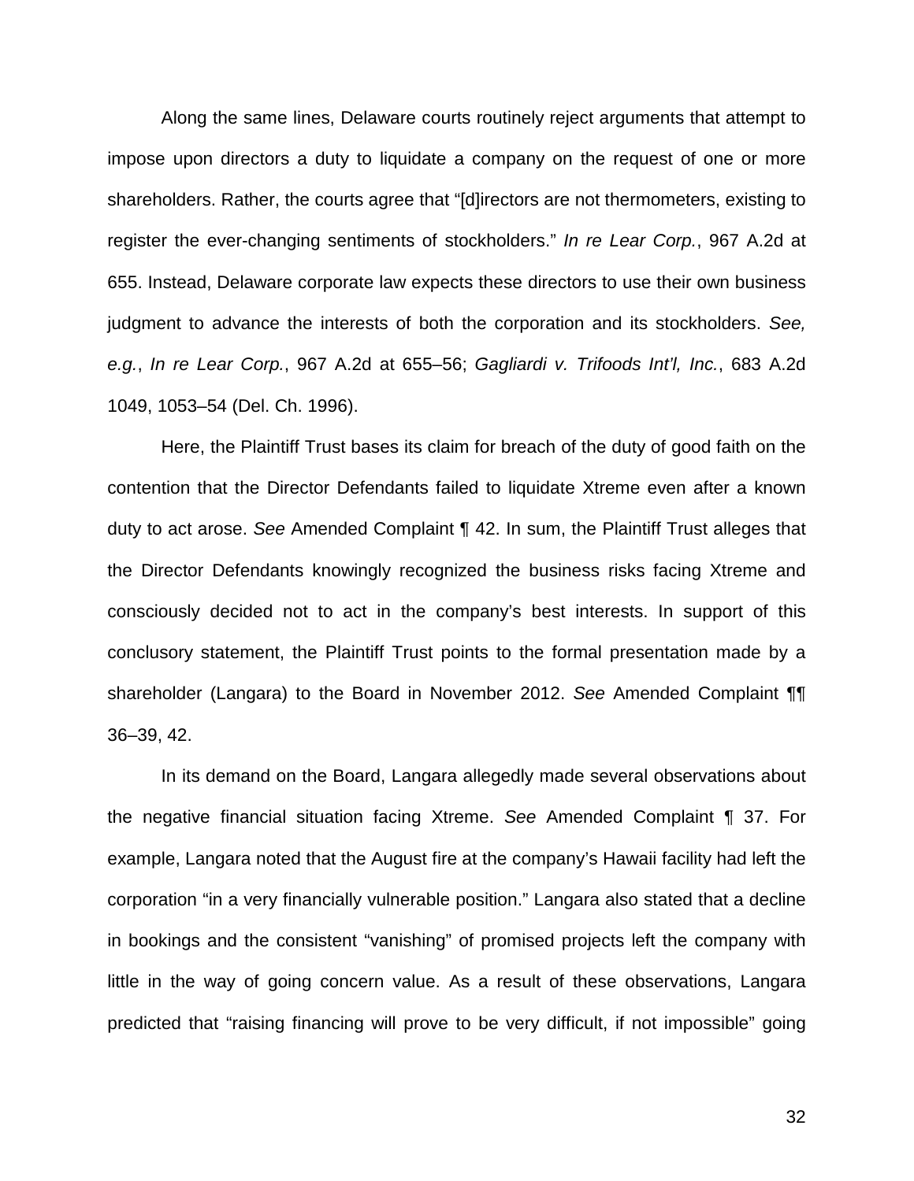Along the same lines, Delaware courts routinely reject arguments that attempt to impose upon directors a duty to liquidate a company on the request of one or more shareholders. Rather, the courts agree that "[d]irectors are not thermometers, existing to register the ever-changing sentiments of stockholders." *In re Lear Corp.*, 967 A.2d at 655. Instead, Delaware corporate law expects these directors to use their own business judgment to advance the interests of both the corporation and its stockholders. *See, e.g.*, *In re Lear Corp.*, 967 A.2d at 655–56; *Gagliardi v. Trifoods Int'l, Inc.*, 683 A.2d 1049, 1053–54 (Del. Ch. 1996).

Here, the Plaintiff Trust bases its claim for breach of the duty of good faith on the contention that the Director Defendants failed to liquidate Xtreme even after a known duty to act arose. *See* Amended Complaint ¶ 42. In sum, the Plaintiff Trust alleges that the Director Defendants knowingly recognized the business risks facing Xtreme and consciously decided not to act in the company's best interests. In support of this conclusory statement, the Plaintiff Trust points to the formal presentation made by a shareholder (Langara) to the Board in November 2012. *See* Amended Complaint ¶¶ 36–39, 42.

In its demand on the Board, Langara allegedly made several observations about the negative financial situation facing Xtreme. *See* Amended Complaint ¶ 37. For example, Langara noted that the August fire at the company's Hawaii facility had left the corporation "in a very financially vulnerable position." Langara also stated that a decline in bookings and the consistent "vanishing" of promised projects left the company with little in the way of going concern value. As a result of these observations, Langara predicted that "raising financing will prove to be very difficult, if not impossible" going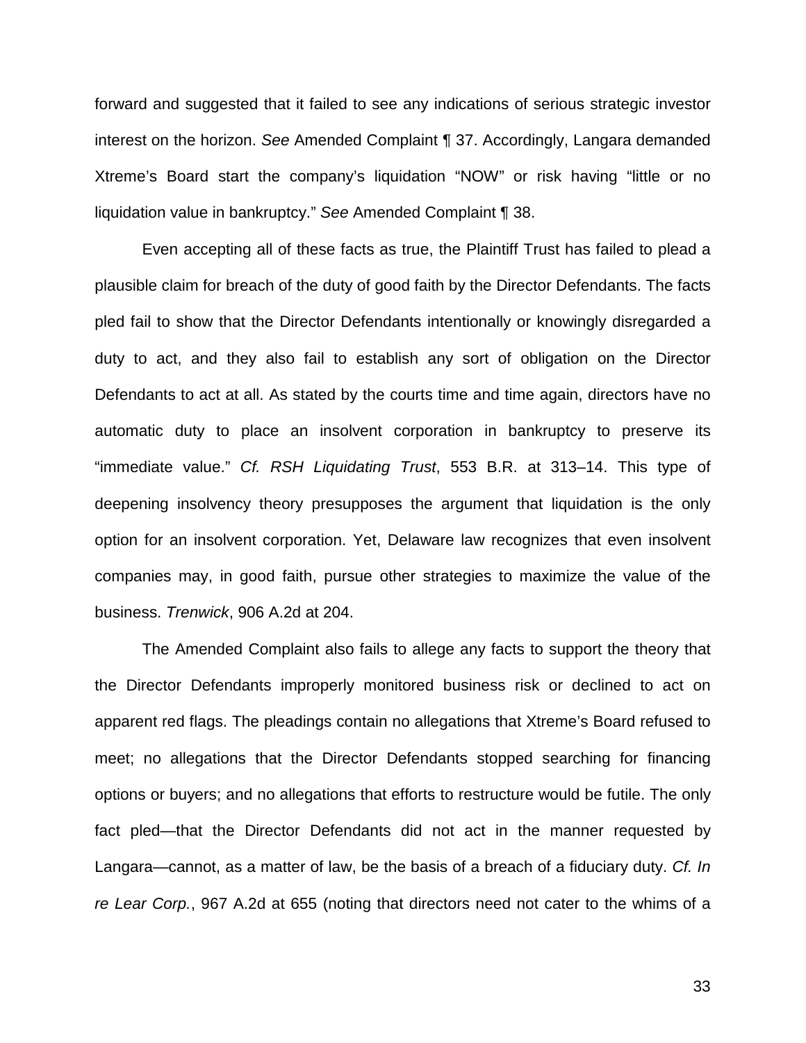forward and suggested that it failed to see any indications of serious strategic investor interest on the horizon. *See* Amended Complaint ¶ 37. Accordingly, Langara demanded Xtreme's Board start the company's liquidation "NOW" or risk having "little or no liquidation value in bankruptcy." *See* Amended Complaint ¶ 38.

Even accepting all of these facts as true, the Plaintiff Trust has failed to plead a plausible claim for breach of the duty of good faith by the Director Defendants. The facts pled fail to show that the Director Defendants intentionally or knowingly disregarded a duty to act, and they also fail to establish any sort of obligation on the Director Defendants to act at all. As stated by the courts time and time again, directors have no automatic duty to place an insolvent corporation in bankruptcy to preserve its "immediate value." *Cf. RSH Liquidating Trust*, 553 B.R. at 313–14. This type of deepening insolvency theory presupposes the argument that liquidation is the only option for an insolvent corporation. Yet, Delaware law recognizes that even insolvent companies may, in good faith, pursue other strategies to maximize the value of the business. *Trenwick*, 906 A.2d at 204.

The Amended Complaint also fails to allege any facts to support the theory that the Director Defendants improperly monitored business risk or declined to act on apparent red flags. The pleadings contain no allegations that Xtreme's Board refused to meet; no allegations that the Director Defendants stopped searching for financing options or buyers; and no allegations that efforts to restructure would be futile. The only fact pled—that the Director Defendants did not act in the manner requested by Langara—cannot, as a matter of law, be the basis of a breach of a fiduciary duty. *Cf. In re Lear Corp.*, 967 A.2d at 655 (noting that directors need not cater to the whims of a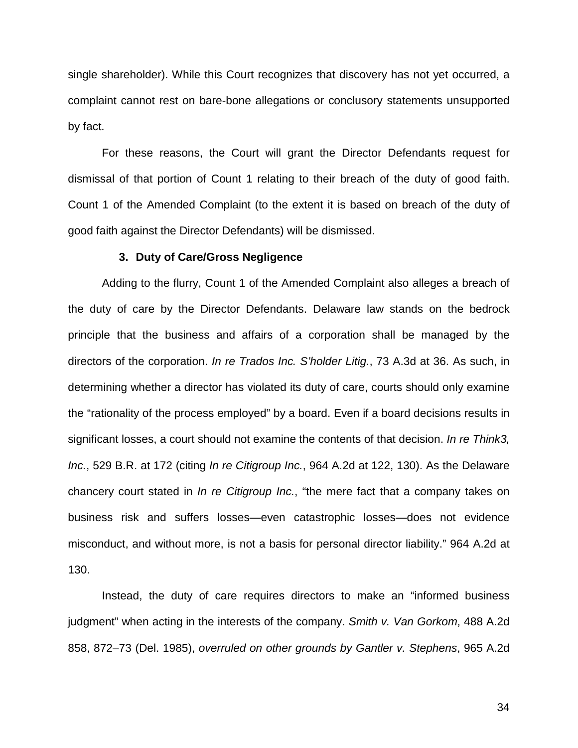single shareholder). While this Court recognizes that discovery has not yet occurred, a complaint cannot rest on bare-bone allegations or conclusory statements unsupported by fact.

For these reasons, the Court will grant the Director Defendants request for dismissal of that portion of Count 1 relating to their breach of the duty of good faith. Count 1 of the Amended Complaint (to the extent it is based on breach of the duty of good faith against the Director Defendants) will be dismissed.

### 3. Duty of Care/Gross Negligence

Adding to the flurry, Count 1 of the Amended Complaint also alleges a breach of the duty of care by the Director Defendants. Delaware law stands on the bedrock principle that the business and affairs of a corporation shall be managed by the directors of the corporation. *In re Trados Inc. S'holder Litig.*, 73 A.3d at 36. As such, in determining whether a director has violated its duty of care, courts should only examine the "rationality of the process employed" by a board. Even if a board decisions results in significant losses, a court should not examine the contents of that decision. *In re Think3, Inc.*, 529 B.R. at 172 (citing *In re Citigroup Inc.*, 964 A.2d at 122, 130). As the Delaware chancery court stated in *In re Citigroup Inc.*, "the mere fact that a company takes on business risk and suffers losses—even catastrophic losses—does not evidence misconduct, and without more, is not a basis for personal director liability." 964 A.2d at 130.

Instead, the duty of care requires directors to make an "informed business judgment" when acting in the interests of the company. *Smith v. Van Gorkom*, 488 A.2d 858, 872–73 (Del. 1985), *overruled on other grounds by Gantler v. Stephens*, 965 A.2d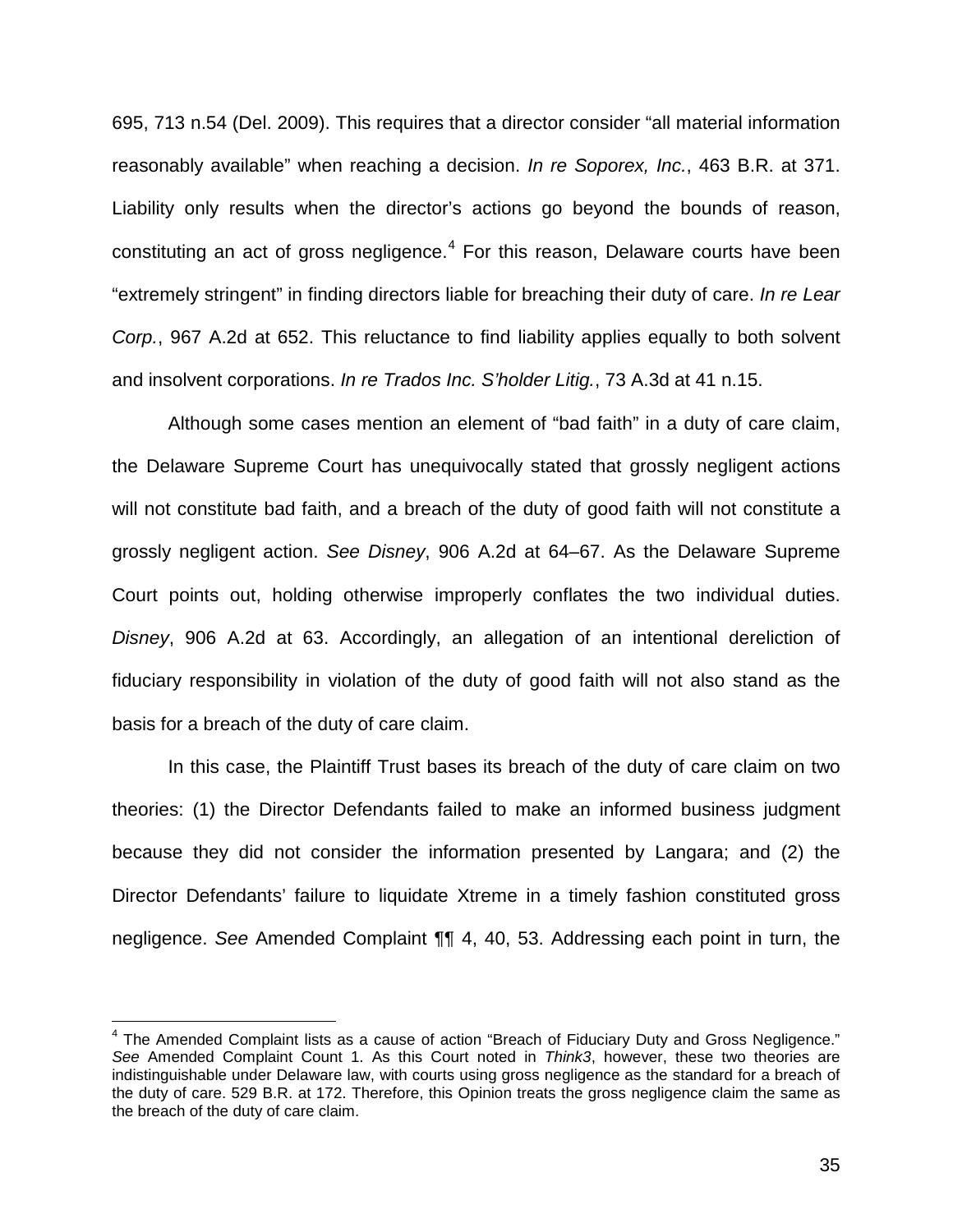695, 713 n.54 (Del. 2009). This requires that a director consider "all material information reasonably available" when reaching a decision. *In re Soporex, Inc.*, 463 B.R. at 371. Liability only results when the director's actions go beyond the bounds of reason, constituting an act of gross negligence.[4] For this reason, Delaware courts have been "extremely stringent" in finding directors liable for breaching their duty of care. *In re Lear Corp.*, 967 A.2d at 652. This reluctance to find liability applies equally to both solvent and insolvent corporations. *In re Trados Inc. S'holder Litig.*, 73 A.3d at 41 n.15.

Although some cases mention an element of "bad faith" in a duty of care claim, the Delaware Supreme Court has unequivocally stated that grossly negligent actions will not constitute bad faith, and a breach of the duty of good faith will not constitute a grossly negligent action. *See Disney*, 906 A.2d at 64–67. As the Delaware Supreme Court points out, holding otherwise improperly conflates the two individual duties. *Disney*, 906 A.2d at 63. Accordingly, an allegation of an intentional dereliction of fiduciary responsibility in violation of the duty of good faith will not also stand as the basis for a breach of the duty of care claim.

In this case, the Plaintiff Trust bases its breach of the duty of care claim on two theories: (1) the Director Defendants failed to make an informed business judgment because they did not consider the information presented by Langara; and (2) the Director Defendants' failure to liquidate Xtreme in a timely fashion constituted gross negligence. *See* Amended Complaint ¶¶ 4, 40, 53. Addressing each point in turn, the

[4] The Amended Complaint lists as a cause of action "Breach of Fiduciary Duty and Gross Negligence." *See* Amended Complaint Count 1. As this Court noted in *Think3*, however, these two theories are indistinguishable under Delaware law, with courts using gross negligence as the standard for a breach of the duty of care. 529 B.R. at 172. Therefore, this Opinion treats the gross negligence claim the same as the breach of the duty of care claim.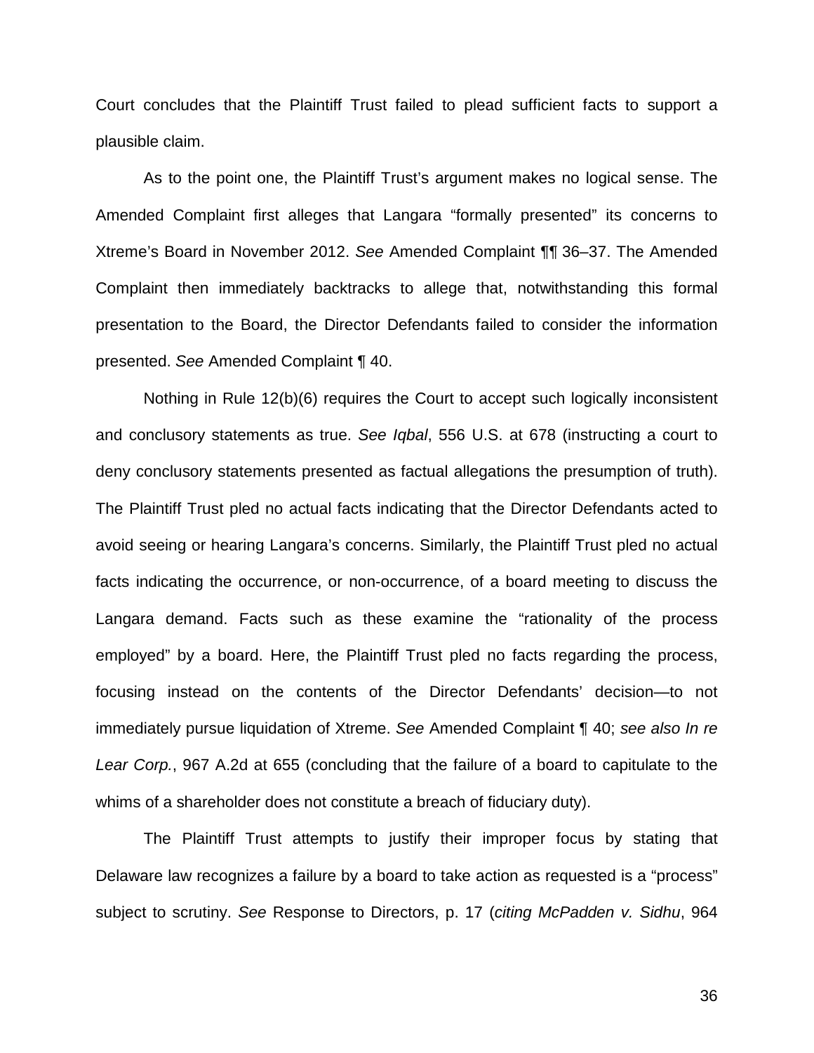Court concludes that the Plaintiff Trust failed to plead sufficient facts to support a plausible claim.

As to the point one, the Plaintiff Trust's argument makes no logical sense. The Amended Complaint first alleges that Langara "formally presented" its concerns to Xtreme's Board in November 2012. *See* Amended Complaint ¶¶ 36–37. The Amended Complaint then immediately backtracks to allege that, notwithstanding this formal presentation to the Board, the Director Defendants failed to consider the information presented. *See* Amended Complaint ¶ 40.

Nothing in Rule 12(b)(6) requires the Court to accept such logically inconsistent and conclusory statements as true. *See Iqbal*, 556 U.S. at 678 (instructing a court to deny conclusory statements presented as factual allegations the presumption of truth). The Plaintiff Trust pled no actual facts indicating that the Director Defendants acted to avoid seeing or hearing Langara's concerns. Similarly, the Plaintiff Trust pled no actual facts indicating the occurrence, or non-occurrence, of a board meeting to discuss the Langara demand. Facts such as these examine the "rationality of the process employed" by a board. Here, the Plaintiff Trust pled no facts regarding the process, focusing instead on the contents of the Director Defendants' decision—to not immediately pursue liquidation of Xtreme. *See* Amended Complaint ¶ 40; *see also In re Lear Corp.*, 967 A.2d at 655 (concluding that the failure of a board to capitulate to the whims of a shareholder does not constitute a breach of fiduciary duty).

The Plaintiff Trust attempts to justify their improper focus by stating that Delaware law recognizes a failure by a board to take action as requested is a "process" subject to scrutiny. *See* Response to Directors, p. 17 (*citing McPadden v. Sidhu*, 964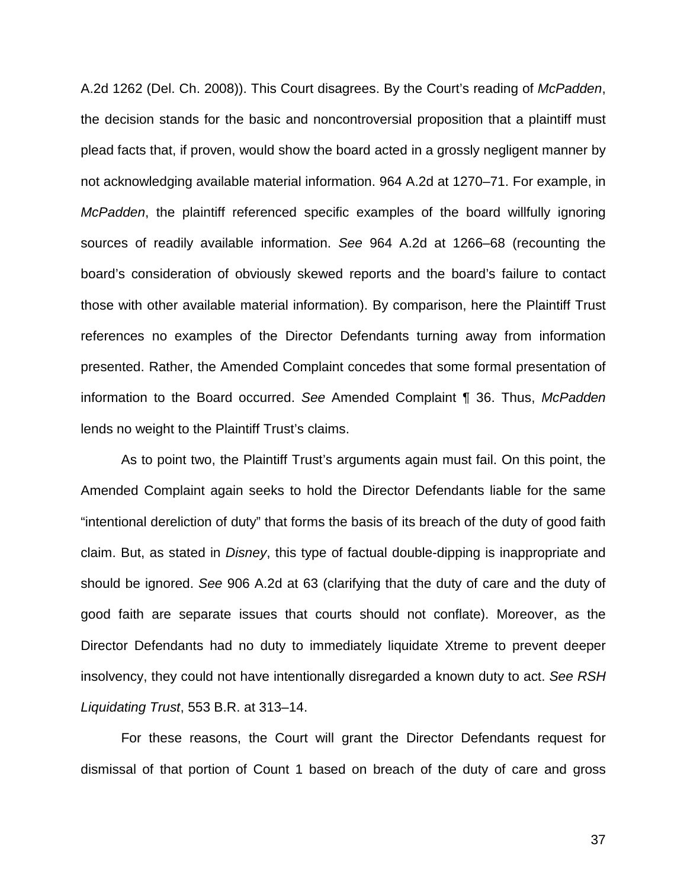A.2d 1262 (Del. Ch. 2008)). This Court disagrees. By the Court's reading of *McPadden*, the decision stands for the basic and noncontroversial proposition that a plaintiff must plead facts that, if proven, would show the board acted in a grossly negligent manner by not acknowledging available material information. 964 A.2d at 1270–71. For example, in *McPadden*, the plaintiff referenced specific examples of the board willfully ignoring sources of readily available information. *See* 964 A.2d at 1266–68 (recounting the board's consideration of obviously skewed reports and the board's failure to contact those with other available material information). By comparison, here the Plaintiff Trust references no examples of the Director Defendants turning away from information presented. Rather, the Amended Complaint concedes that some formal presentation of information to the Board occurred. *See* Amended Complaint ¶ 36. Thus, *McPadden* lends no weight to the Plaintiff Trust's claims.

As to point two, the Plaintiff Trust's arguments again must fail. On this point, the Amended Complaint again seeks to hold the Director Defendants liable for the same "intentional dereliction of duty" that forms the basis of its breach of the duty of good faith claim. But, as stated in *Disney*, this type of factual double-dipping is inappropriate and should be ignored. *See* 906 A.2d at 63 (clarifying that the duty of care and the duty of good faith are separate issues that courts should not conflate). Moreover, as the Director Defendants had no duty to immediately liquidate Xtreme to prevent deeper insolvency, they could not have intentionally disregarded a known duty to act. *See RSH Liquidating Trust*, 553 B.R. at 313–14.

For these reasons, the Court will grant the Director Defendants request for dismissal of that portion of Count 1 based on breach of the duty of care and gross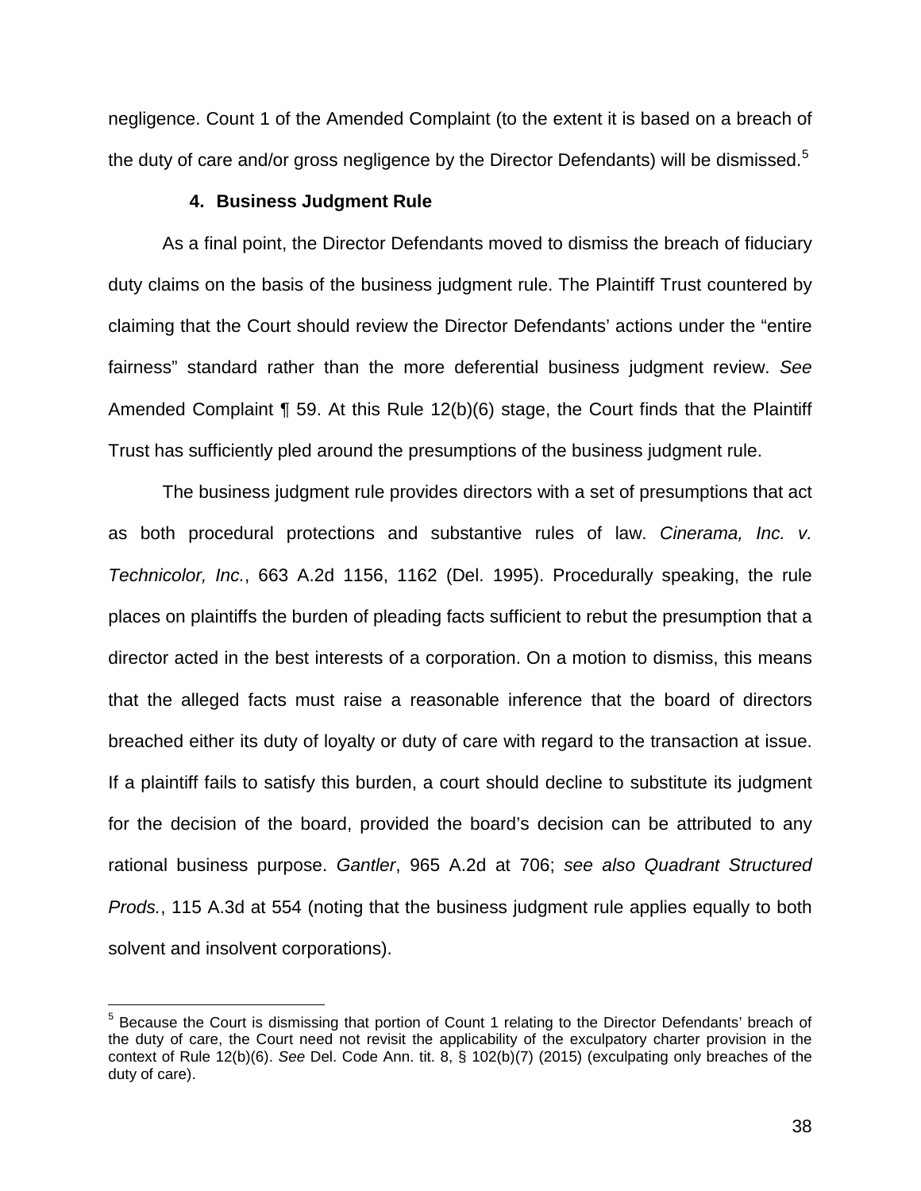negligence. Count 1 of the Amended Complaint (to the extent it is based on a breach of the duty of care and/or gross negligence by the Director Defendants) will be dismissed.[5]

#### 4. Business Judgment Rule

As a final point, the Director Defendants moved to dismiss the breach of fiduciary duty claims on the basis of the business judgment rule. The Plaintiff Trust countered by claiming that the Court should review the Director Defendants' actions under the "entire fairness" standard rather than the more deferential business judgment review. *See* Amended Complaint ¶ 59. At this Rule 12(b)(6) stage, the Court finds that the Plaintiff Trust has sufficiently pled around the presumptions of the business judgment rule.

The business judgment rule provides directors with a set of presumptions that act as both procedural protections and substantive rules of law. *Cinerama, Inc. v. Technicolor, Inc.*, 663 A.2d 1156, 1162 (Del. 1995). Procedurally speaking, the rule places on plaintiffs the burden of pleading facts sufficient to rebut the presumption that a director acted in the best interests of a corporation. On a motion to dismiss, this means that the alleged facts must raise a reasonable inference that the board of directors breached either its duty of loyalty or duty of care with regard to the transaction at issue. If a plaintiff fails to satisfy this burden, a court should decline to substitute its judgment for the decision of the board, provided the board's decision can be attributed to any rational business purpose. *Gantler*, 965 A.2d at 706; *see also Quadrant Structured Prods.*, 115 A.3d at 554 (noting that the business judgment rule applies equally to both solvent and insolvent corporations).

---

[5] Because the Court is dismissing that portion of Count 1 relating to the Director Defendants' breach of the duty of care, the Court need not revisit the applicability of the exculpatory charter provision in the context of Rule 12(b)(6). *See* Del. Code Ann. tit. 8, § 102(b)(7) (2015) (exculpating only breaches of the duty of care).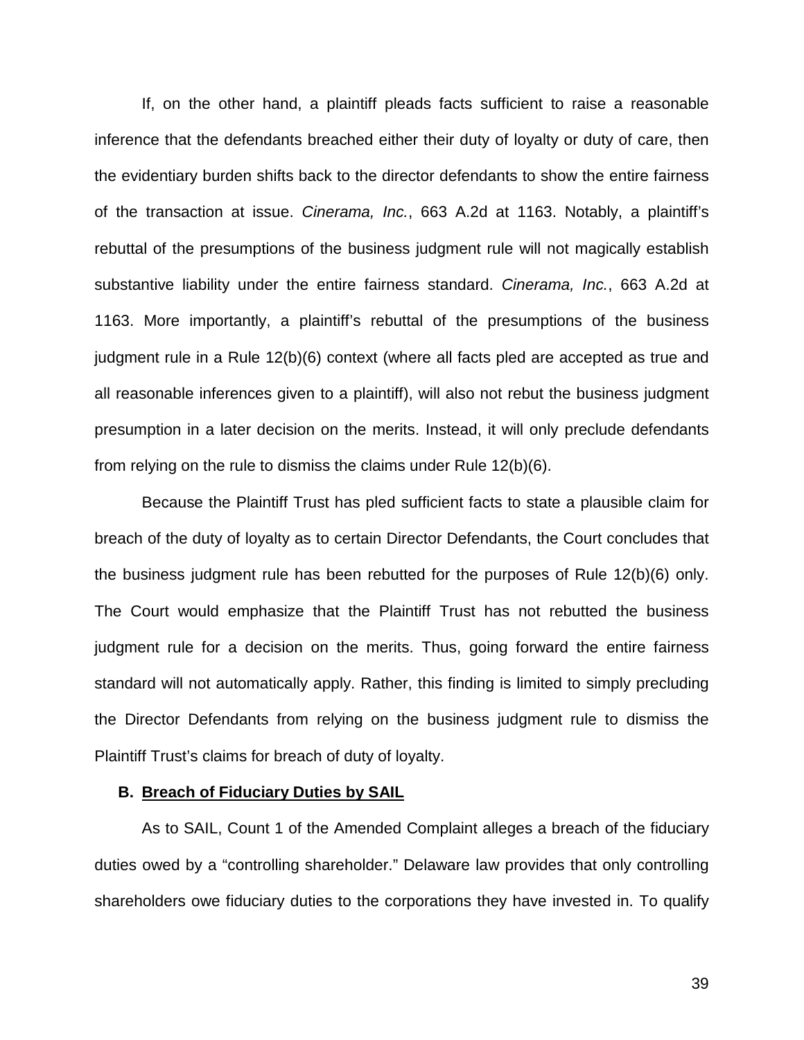If, on the other hand, a plaintiff pleads facts sufficient to raise a reasonable inference that the defendants breached either their duty of loyalty or duty of care, then the evidentiary burden shifts back to the director defendants to show the entire fairness of the transaction at issue. *Cinerama, Inc.*, 663 A.2d at 1163. Notably, a plaintiff's rebuttal of the presumptions of the business judgment rule will not magically establish substantive liability under the entire fairness standard. *Cinerama, Inc.*, 663 A.2d at 1163. More importantly, a plaintiff's rebuttal of the presumptions of the business judgment rule in a Rule 12(b)(6) context (where all facts pled are accepted as true and all reasonable inferences given to a plaintiff), will also not rebut the business judgment presumption in a later decision on the merits. Instead, it will only preclude defendants from relying on the rule to dismiss the claims under Rule 12(b)(6).

Because the Plaintiff Trust has pled sufficient facts to state a plausible claim for breach of the duty of loyalty as to certain Director Defendants, the Court concludes that the business judgment rule has been rebutted for the purposes of Rule 12(b)(6) only. The Court would emphasize that the Plaintiff Trust has not rebutted the business judgment rule for a decision on the merits. Thus, going forward the entire fairness standard will not automatically apply. Rather, this finding is limited to simply precluding the Director Defendants from relying on the business judgment rule to dismiss the Plaintiff Trust's claims for breach of duty of loyalty.

### B. Breach of Fiduciary Duties by SAIL

As to SAIL, Count 1 of the Amended Complaint alleges a breach of the fiduciary duties owed by a "controlling shareholder." Delaware law provides that only controlling shareholders owe fiduciary duties to the corporations they have invested in. To qualify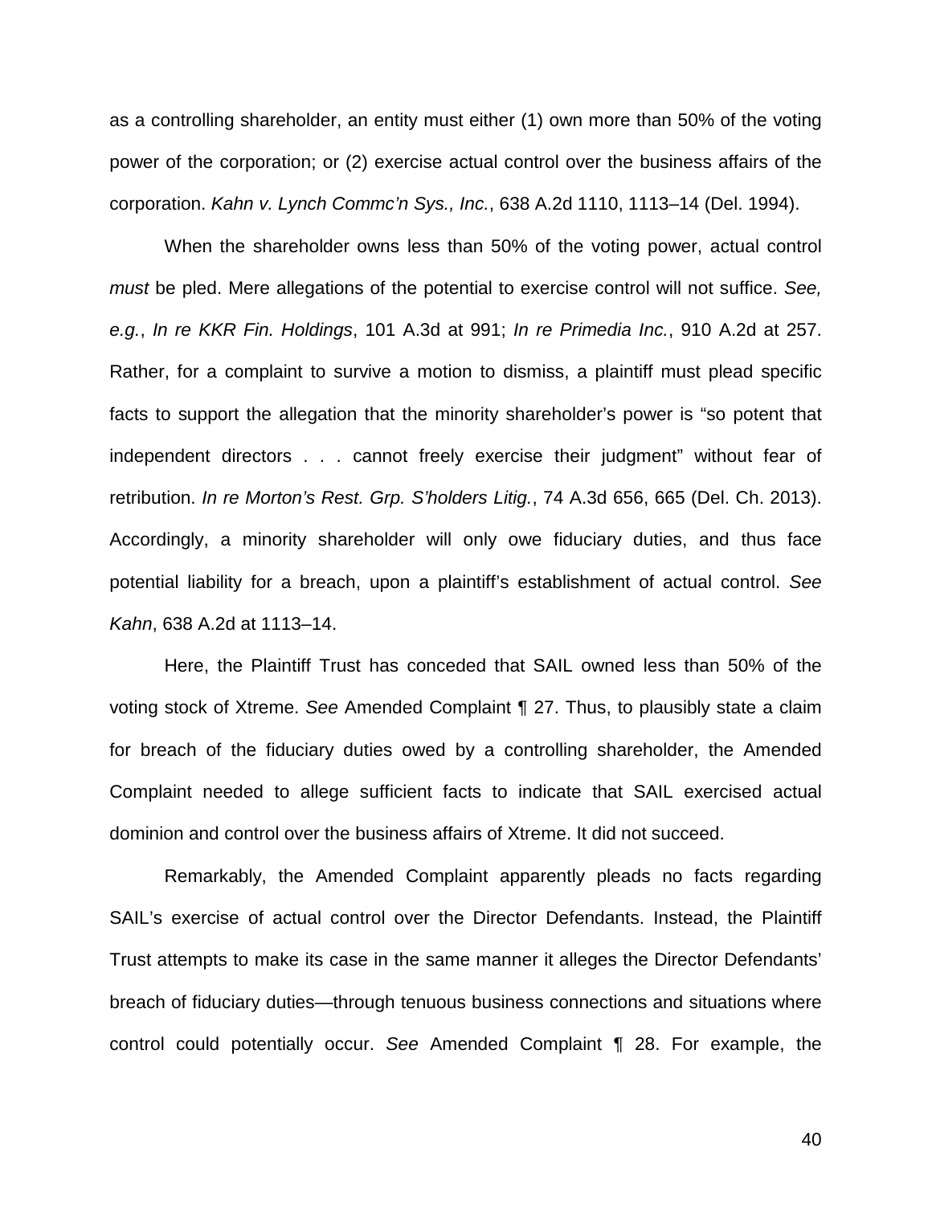as a controlling shareholder, an entity must either (1) own more than 50% of the voting power of the corporation; or (2) exercise actual control over the business affairs of the corporation. *Kahn v. Lynch Commc'n Sys., Inc.*, 638 A.2d 1110, 1113–14 (Del. 1994).

When the shareholder owns less than 50% of the voting power, actual control *must* be pled. Mere allegations of the potential to exercise control will not suffice. *See, e.g.*, *In re KKR Fin. Holdings*, 101 A.3d at 991; *In re Primedia Inc.*, 910 A.2d at 257. Rather, for a complaint to survive a motion to dismiss, a plaintiff must plead specific facts to support the allegation that the minority shareholder's power is "so potent that independent directors . . . cannot freely exercise their judgment" without fear of retribution. *In re Morton's Rest. Grp. S'holders Litig.*, 74 A.3d 656, 665 (Del. Ch. 2013). Accordingly, a minority shareholder will only owe fiduciary duties, and thus face potential liability for a breach, upon a plaintiff's establishment of actual control. *See Kahn*, 638 A.2d at 1113–14.

Here, the Plaintiff Trust has conceded that SAIL owned less than 50% of the voting stock of Xtreme. *See* Amended Complaint ¶ 27. Thus, to plausibly state a claim for breach of the fiduciary duties owed by a controlling shareholder, the Amended Complaint needed to allege sufficient facts to indicate that SAIL exercised actual dominion and control over the business affairs of Xtreme. It did not succeed.

Remarkably, the Amended Complaint apparently pleads no facts regarding SAIL's exercise of actual control over the Director Defendants. Instead, the Plaintiff Trust attempts to make its case in the same manner it alleges the Director Defendants' breach of fiduciary duties—through tenuous business connections and situations where control could potentially occur. *See* Amended Complaint ¶ 28. For example, the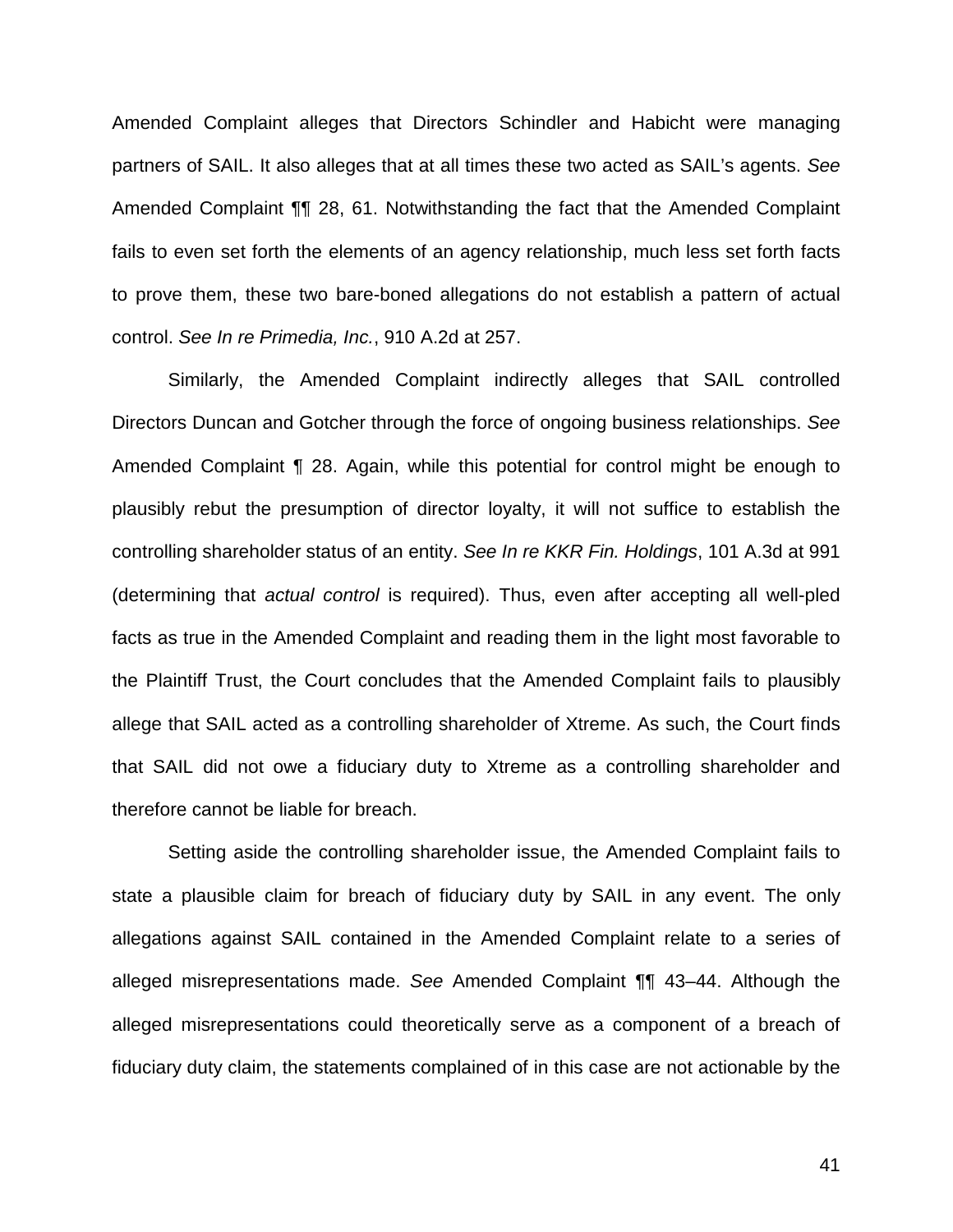Amended Complaint alleges that Directors Schindler and Habicht were managing partners of SAIL. It also alleges that at all times these two acted as SAIL's agents. *See* Amended Complaint ¶¶ 28, 61. Notwithstanding the fact that the Amended Complaint fails to even set forth the elements of an agency relationship, much less set forth facts to prove them, these two bare-boned allegations do not establish a pattern of actual control. *See In re Primedia, Inc.*, 910 A.2d at 257.

Similarly, the Amended Complaint indirectly alleges that SAIL controlled Directors Duncan and Gotcher through the force of ongoing business relationships. *See* Amended Complaint ¶ 28. Again, while this potential for control might be enough to plausibly rebut the presumption of director loyalty, it will not suffice to establish the controlling shareholder status of an entity. *See In re KKR Fin. Holdings*, 101 A.3d at 991 (determining that *actual control* is required). Thus, even after accepting all well-pled facts as true in the Amended Complaint and reading them in the light most favorable to the Plaintiff Trust, the Court concludes that the Amended Complaint fails to plausibly allege that SAIL acted as a controlling shareholder of Xtreme. As such, the Court finds that SAIL did not owe a fiduciary duty to Xtreme as a controlling shareholder and therefore cannot be liable for breach.

Setting aside the controlling shareholder issue, the Amended Complaint fails to state a plausible claim for breach of fiduciary duty by SAIL in any event. The only allegations against SAIL contained in the Amended Complaint relate to a series of alleged misrepresentations made. *See* Amended Complaint ¶¶ 43–44. Although the alleged misrepresentations could theoretically serve as a component of a breach of fiduciary duty claim, the statements complained of in this case are not actionable by the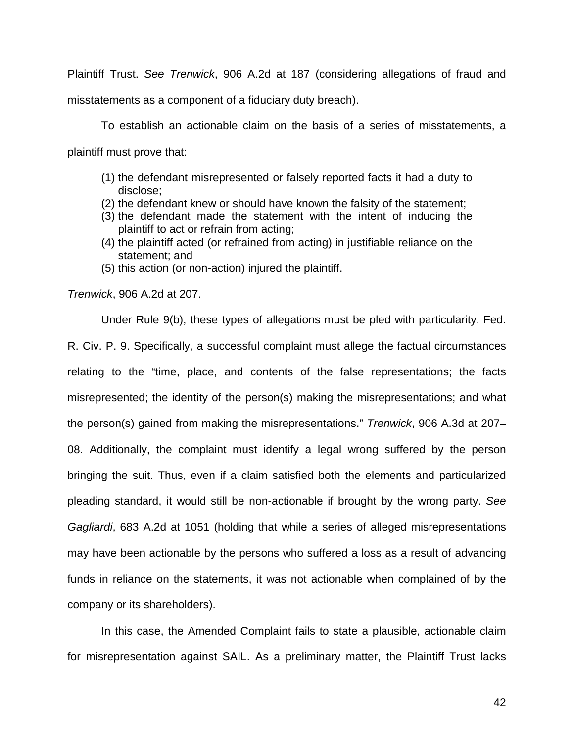Plaintiff Trust. *See Trenwick*, 906 A.2d at 187 (considering allegations of fraud and misstatements as a component of a fiduciary duty breach).

To establish an actionable claim on the basis of a series of misstatements, a plaintiff must prove that:

> (1) the defendant misrepresented or falsely reported facts it had a duty to disclose;
> (2) the defendant knew or should have known the falsity of the statement;
> (3) the defendant made the statement with the intent of inducing the plaintiff to act or refrain from acting;
> (4) the plaintiff acted (or refrained from acting) in justifiable reliance on the statement; and
> (5) this action (or non-action) injured the plaintiff.

*Trenwick*, 906 A.2d at 207.

Under Rule 9(b), these types of allegations must be pled with particularity. Fed. R. Civ. P. 9. Specifically, a successful complaint must allege the factual circumstances relating to the "time, place, and contents of the false representations; the facts misrepresented; the identity of the person(s) making the misrepresentations; and what the person(s) gained from making the misrepresentations." *Trenwick*, 906 A.3d at 207–08. Additionally, the complaint must identify a legal wrong suffered by the person bringing the suit. Thus, even if a claim satisfied both the elements and particularized pleading standard, it would still be non-actionable if brought by the wrong party. *See Gagliardi*, 683 A.2d at 1051 (holding that while a series of alleged misrepresentations may have been actionable by the persons who suffered a loss as a result of advancing funds in reliance on the statements, it was not actionable when complained of by the company or its shareholders).

In this case, the Amended Complaint fails to state a plausible, actionable claim for misrepresentation against SAIL. As a preliminary matter, the Plaintiff Trust lacks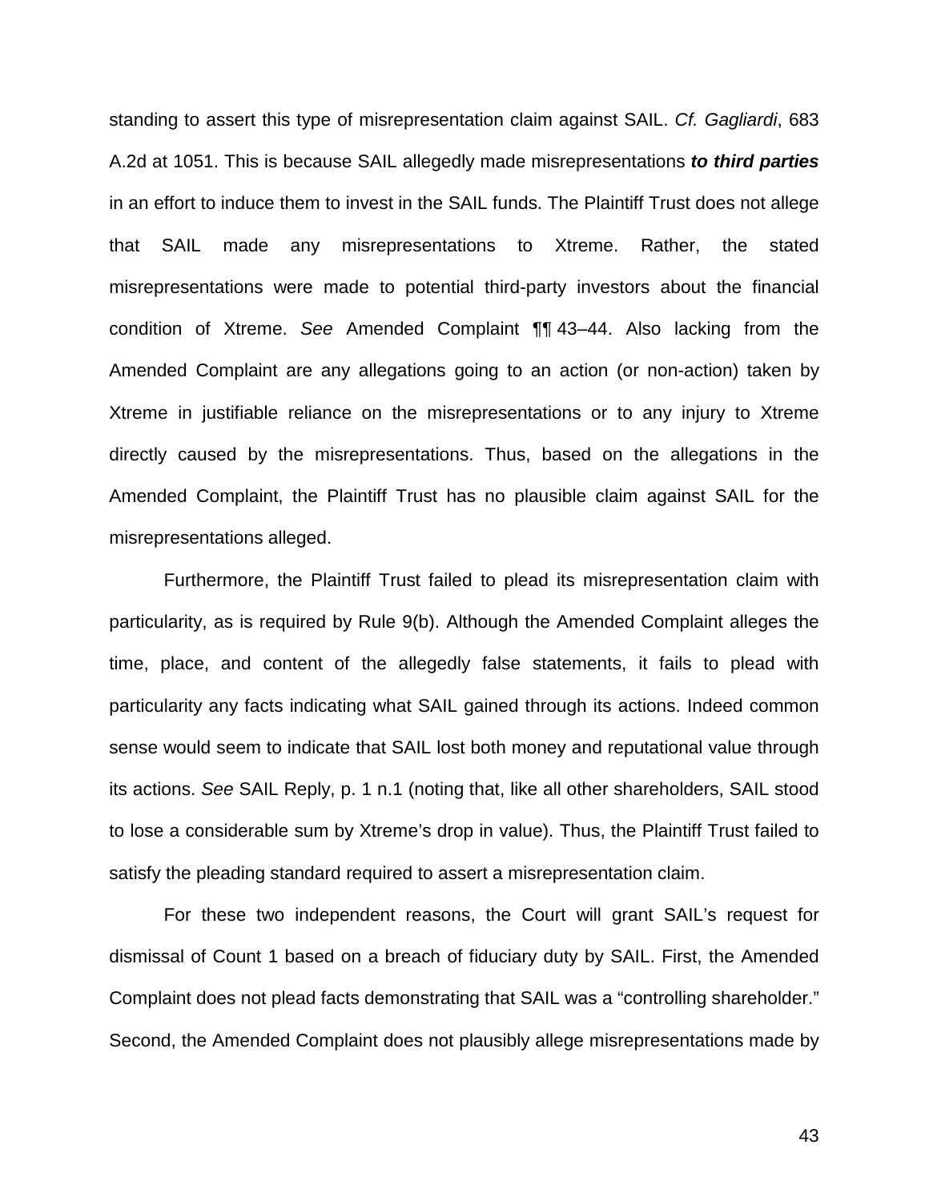standing to assert this type of misrepresentation claim against SAIL. *Cf. Gagliardi*, 683 A.2d at 1051. This is because SAIL allegedly made misrepresentations ***to third parties*** in an effort to induce them to invest in the SAIL funds. The Plaintiff Trust does not allege that SAIL made any misrepresentations to Xtreme. Rather, the stated misrepresentations were made to potential third-party investors about the financial condition of Xtreme. *See* Amended Complaint ¶¶ 43–44. Also lacking from the Amended Complaint are any allegations going to an action (or non-action) taken by Xtreme in justifiable reliance on the misrepresentations or to any injury to Xtreme directly caused by the misrepresentations. Thus, based on the allegations in the Amended Complaint, the Plaintiff Trust has no plausible claim against SAIL for the misrepresentations alleged.

Furthermore, the Plaintiff Trust failed to plead its misrepresentation claim with particularity, as is required by Rule 9(b). Although the Amended Complaint alleges the time, place, and content of the allegedly false statements, it fails to plead with particularity any facts indicating what SAIL gained through its actions. Indeed common sense would seem to indicate that SAIL lost both money and reputational value through its actions. *See* SAIL Reply, p. 1 n.1 (noting that, like all other shareholders, SAIL stood to lose a considerable sum by Xtreme's drop in value). Thus, the Plaintiff Trust failed to satisfy the pleading standard required to assert a misrepresentation claim.

For these two independent reasons, the Court will grant SAIL's request for dismissal of Count 1 based on a breach of fiduciary duty by SAIL. First, the Amended Complaint does not plead facts demonstrating that SAIL was a "controlling shareholder." Second, the Amended Complaint does not plausibly allege misrepresentations made by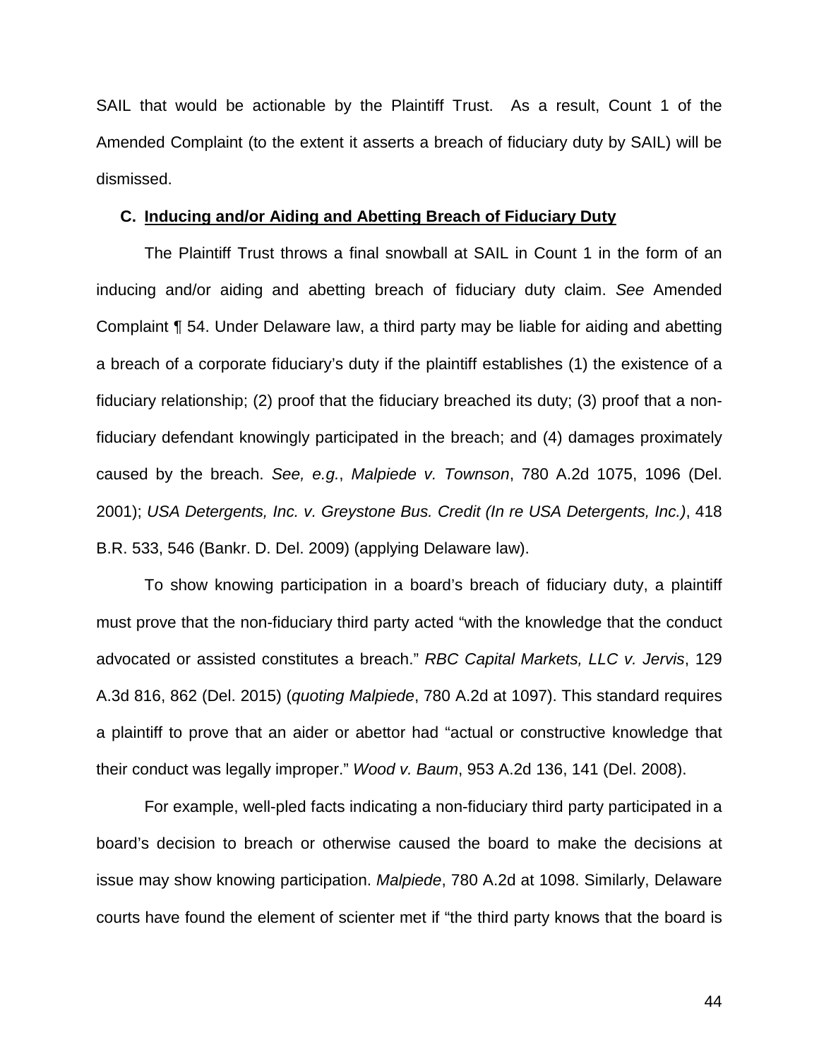SAIL that would be actionable by the Plaintiff Trust. As a result, Count 1 of the Amended Complaint (to the extent it asserts a breach of fiduciary duty by SAIL) will be dismissed.

### C. <u>Inducing and/or Aiding and Abetting Breach of Fiduciary Duty</u>

The Plaintiff Trust throws a final snowball at SAIL in Count 1 in the form of an inducing and/or aiding and abetting breach of fiduciary duty claim. *See* Amended Complaint ¶ 54. Under Delaware law, a third party may be liable for aiding and abetting a breach of a corporate fiduciary's duty if the plaintiff establishes (1) the existence of a fiduciary relationship; (2) proof that the fiduciary breached its duty; (3) proof that a non-fiduciary defendant knowingly participated in the breach; and (4) damages proximately caused by the breach. *See, e.g.*, *Malpiede v. Townson*, 780 A.2d 1075, 1096 (Del. 2001); *USA Detergents, Inc. v. Greystone Bus. Credit (In re USA Detergents, Inc.)*, 418 B.R. 533, 546 (Bankr. D. Del. 2009) (applying Delaware law).

To show knowing participation in a board's breach of fiduciary duty, a plaintiff must prove that the non-fiduciary third party acted "with the knowledge that the conduct advocated or assisted constitutes a breach." *RBC Capital Markets, LLC v. Jervis*, 129 A.3d 816, 862 (Del. 2015) (*quoting Malpiede*, 780 A.2d at 1097). This standard requires a plaintiff to prove that an aider or abettor had "actual or constructive knowledge that their conduct was legally improper." *Wood v. Baum*, 953 A.2d 136, 141 (Del. 2008).

For example, well-pled facts indicating a non-fiduciary third party participated in a board's decision to breach or otherwise caused the board to make the decisions at issue may show knowing participation. *Malpiede*, 780 A.2d at 1098. Similarly, Delaware courts have found the element of scienter met if "the third party knows that the board is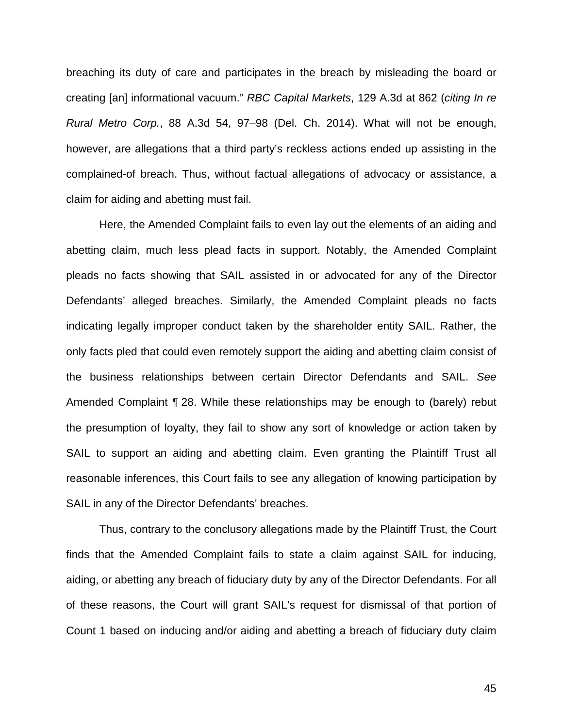breaching its duty of care and participates in the breach by misleading the board or creating [an] informational vacuum." *RBC Capital Markets*, 129 A.3d at 862 (*citing In re Rural Metro Corp.*, 88 A.3d 54, 97–98 (Del. Ch. 2014). What will not be enough, however, are allegations that a third party's reckless actions ended up assisting in the complained-of breach. Thus, without factual allegations of advocacy or assistance, a claim for aiding and abetting must fail.

Here, the Amended Complaint fails to even lay out the elements of an aiding and abetting claim, much less plead facts in support. Notably, the Amended Complaint pleads no facts showing that SAIL assisted in or advocated for any of the Director Defendants' alleged breaches. Similarly, the Amended Complaint pleads no facts indicating legally improper conduct taken by the shareholder entity SAIL. Rather, the only facts pled that could even remotely support the aiding and abetting claim consist of the business relationships between certain Director Defendants and SAIL. *See* Amended Complaint ¶ 28. While these relationships may be enough to (barely) rebut the presumption of loyalty, they fail to show any sort of knowledge or action taken by SAIL to support an aiding and abetting claim. Even granting the Plaintiff Trust all reasonable inferences, this Court fails to see any allegation of knowing participation by SAIL in any of the Director Defendants' breaches.

Thus, contrary to the conclusory allegations made by the Plaintiff Trust, the Court finds that the Amended Complaint fails to state a claim against SAIL for inducing, aiding, or abetting any breach of fiduciary duty by any of the Director Defendants. For all of these reasons, the Court will grant SAIL's request for dismissal of that portion of Count 1 based on inducing and/or aiding and abetting a breach of fiduciary duty claim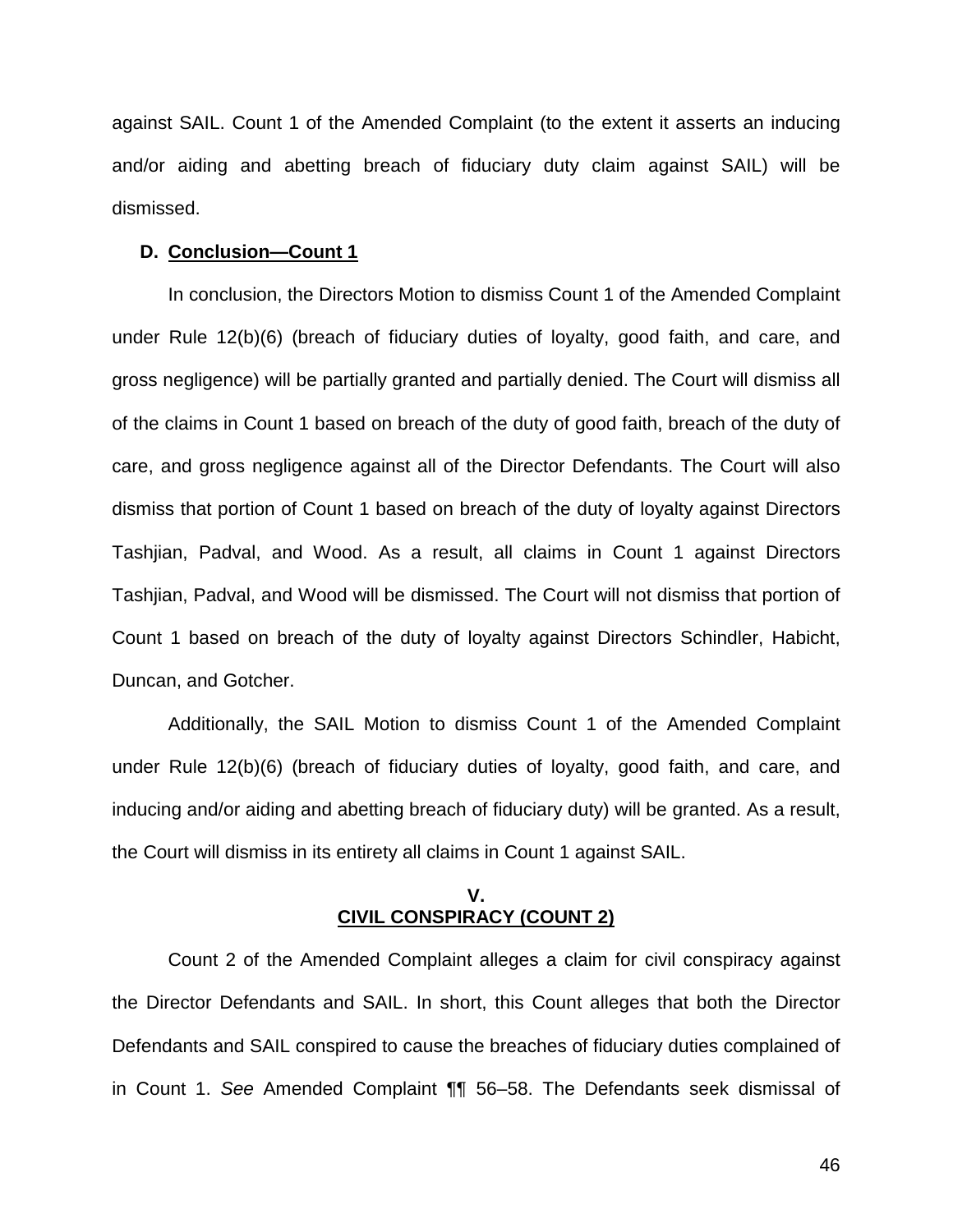against SAIL. Count 1 of the Amended Complaint (to the extent it asserts an inducing and/or aiding and abetting breach of fiduciary duty claim against SAIL) will be dismissed.

### D. Conclusion—Count 1

In conclusion, the Directors Motion to dismiss Count 1 of the Amended Complaint under Rule 12(b)(6) (breach of fiduciary duties of loyalty, good faith, and care, and gross negligence) will be partially granted and partially denied. The Court will dismiss all of the claims in Count 1 based on breach of the duty of good faith, breach of the duty of care, and gross negligence against all of the Director Defendants. The Court will also dismiss that portion of Count 1 based on breach of the duty of loyalty against Directors Tashjian, Padval, and Wood. As a result, all claims in Count 1 against Directors Tashjian, Padval, and Wood will be dismissed. The Court will not dismiss that portion of Count 1 based on breach of the duty of loyalty against Directors Schindler, Habicht, Duncan, and Gotcher.

Additionally, the SAIL Motion to dismiss Count 1 of the Amended Complaint under Rule 12(b)(6) (breach of fiduciary duties of loyalty, good faith, and care, and inducing and/or aiding and abetting breach of fiduciary duty) will be granted. As a result, the Court will dismiss in its entirety all claims in Count 1 against SAIL.

## V.
## CIVIL CONSPIRACY (COUNT 2)

Count 2 of the Amended Complaint alleges a claim for civil conspiracy against the Director Defendants and SAIL. In short, this Count alleges that both the Director Defendants and SAIL conspired to cause the breaches of fiduciary duties complained of in Count 1. *See* Amended Complaint ¶¶ 56–58. The Defendants seek dismissal of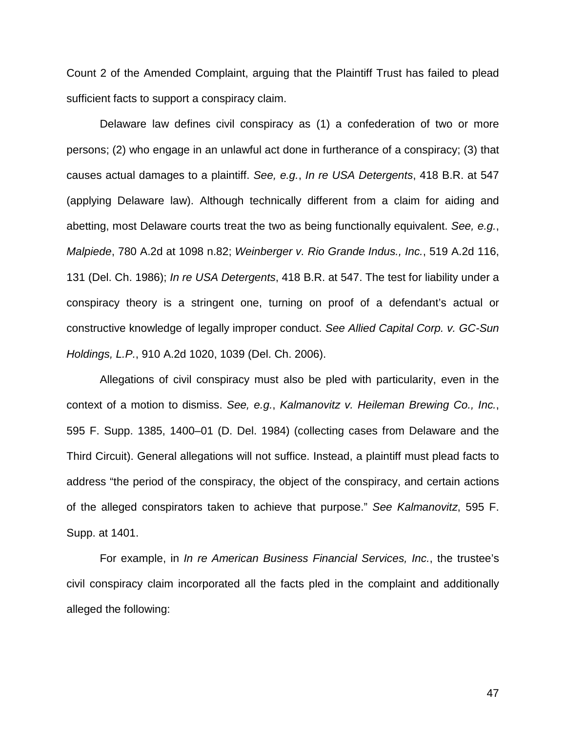Count 2 of the Amended Complaint, arguing that the Plaintiff Trust has failed to plead sufficient facts to support a conspiracy claim.

Delaware law defines civil conspiracy as (1) a confederation of two or more persons; (2) who engage in an unlawful act done in furtherance of a conspiracy; (3) that causes actual damages to a plaintiff. *See, e.g.*, *In re USA Detergents*, 418 B.R. at 547 (applying Delaware law). Although technically different from a claim for aiding and abetting, most Delaware courts treat the two as being functionally equivalent. *See, e.g.*, *Malpiede*, 780 A.2d at 1098 n.82; *Weinberger v. Rio Grande Indus., Inc.*, 519 A.2d 116, 131 (Del. Ch. 1986); *In re USA Detergents*, 418 B.R. at 547. The test for liability under a conspiracy theory is a stringent one, turning on proof of a defendant's actual or constructive knowledge of legally improper conduct. *See Allied Capital Corp. v. GC-Sun Holdings, L.P.*, 910 A.2d 1020, 1039 (Del. Ch. 2006).

Allegations of civil conspiracy must also be pled with particularity, even in the context of a motion to dismiss. *See, e.g.*, *Kalmanovitz v. Heileman Brewing Co., Inc.*, 595 F. Supp. 1385, 1400–01 (D. Del. 1984) (collecting cases from Delaware and the Third Circuit). General allegations will not suffice. Instead, a plaintiff must plead facts to address "the period of the conspiracy, the object of the conspiracy, and certain actions of the alleged conspirators taken to achieve that purpose." *See Kalmanovitz*, 595 F. Supp. at 1401.

For example, in *In re American Business Financial Services, Inc.*, the trustee's civil conspiracy claim incorporated all the facts pled in the complaint and additionally alleged the following: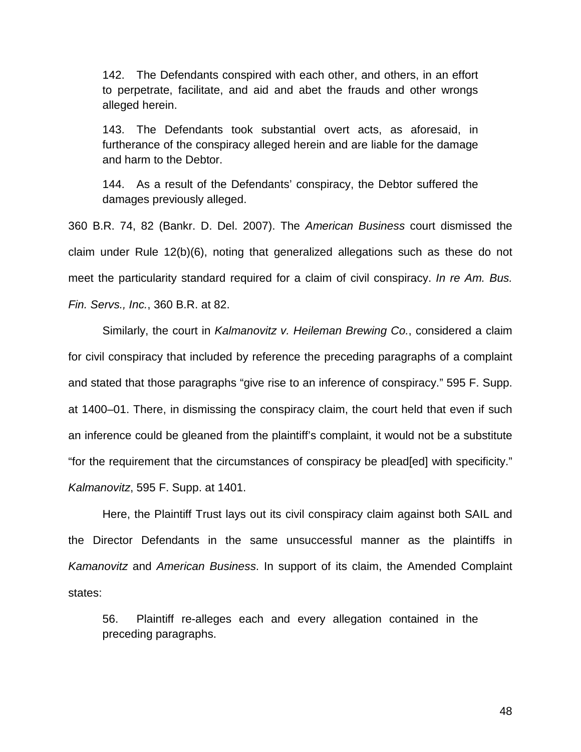> 142. The Defendants conspired with each other, and others, in an effort to perpetrate, facilitate, and aid and abet the frauds and other wrongs alleged herein.
>
> 143. The Defendants took substantial overt acts, as aforesaid, in furtherance of the conspiracy alleged herein and are liable for the damage and harm to the Debtor.
>
> 144. As a result of the Defendants' conspiracy, the Debtor suffered the damages previously alleged.

360 B.R. 74, 82 (Bankr. D. Del. 2007). The *American Business* court dismissed the claim under Rule 12(b)(6), noting that generalized allegations such as these do not meet the particularity standard required for a claim of civil conspiracy. *In re Am. Bus. Fin. Servs., Inc.*, 360 B.R. at 82.

Similarly, the court in *Kalmanovitz v. Heileman Brewing Co.*, considered a claim for civil conspiracy that included by reference the preceding paragraphs of a complaint and stated that those paragraphs "give rise to an inference of conspiracy." 595 F. Supp. at 1400–01. There, in dismissing the conspiracy claim, the court held that even if such an inference could be gleaned from the plaintiff's complaint, it would not be a substitute "for the requirement that the circumstances of conspiracy be plead[ed] with specificity." *Kalmanovitz*, 595 F. Supp. at 1401.

Here, the Plaintiff Trust lays out its civil conspiracy claim against both SAIL and the Director Defendants in the same unsuccessful manner as the plaintiffs in *Kamanovitz* and *American Business*. In support of its claim, the Amended Complaint states:

> 56. Plaintiff re-alleges each and every allegation contained in the preceding paragraphs.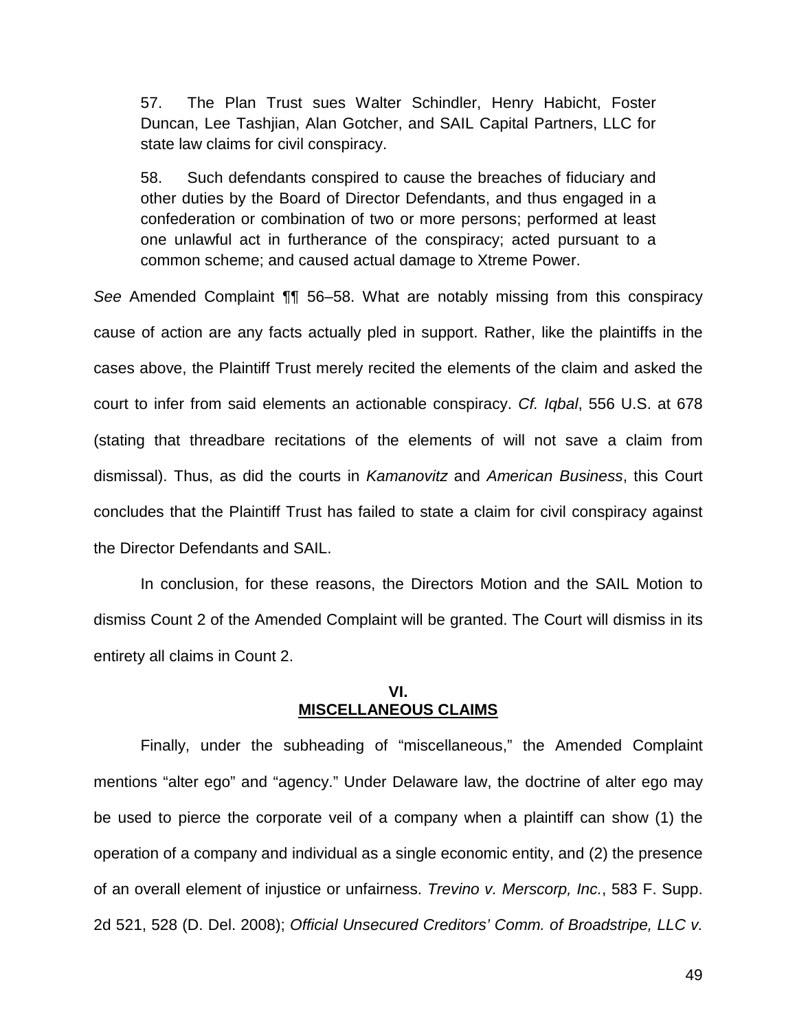> 57. The Plan Trust sues Walter Schindler, Henry Habicht, Foster Duncan, Lee Tashjian, Alan Gotcher, and SAIL Capital Partners, LLC for state law claims for civil conspiracy.
>
> 58. Such defendants conspired to cause the breaches of fiduciary and other duties by the Board of Director Defendants, and thus engaged in a confederation or combination of two or more persons; performed at least one unlawful act in furtherance of the conspiracy; acted pursuant to a common scheme; and caused actual damage to Xtreme Power.

*See* Amended Complaint ¶¶ 56–58. What are notably missing from this conspiracy cause of action are any facts actually pled in support. Rather, like the plaintiffs in the cases above, the Plaintiff Trust merely recited the elements of the claim and asked the court to infer from said elements an actionable conspiracy. *Cf. Iqbal*, 556 U.S. at 678 (stating that threadbare recitations of the elements of will not save a claim from dismissal). Thus, as did the courts in *Kamanovitz* and *American Business*, this Court concludes that the Plaintiff Trust has failed to state a claim for civil conspiracy against the Director Defendants and SAIL.

In conclusion, for these reasons, the Directors Motion and the SAIL Motion to dismiss Count 2 of the Amended Complaint will be granted. The Court will dismiss in its entirety all claims in Count 2.

## VI.
## MISCELLANEOUS CLAIMS

Finally, under the subheading of "miscellaneous," the Amended Complaint mentions "alter ego" and "agency." Under Delaware law, the doctrine of alter ego may be used to pierce the corporate veil of a company when a plaintiff can show (1) the operation of a company and individual as a single economic entity, and (2) the presence of an overall element of injustice or unfairness. *Trevino v. Merscorp, Inc.*, 583 F. Supp. 2d 521, 528 (D. Del. 2008); *Official Unsecured Creditors' Comm. of Broadstripe, LLC v.*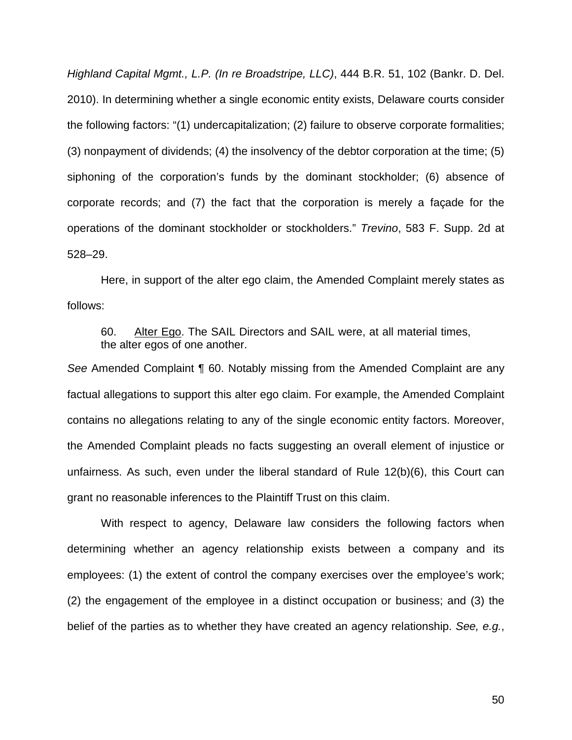*Highland Capital Mgmt., L.P. (In re Broadstripe, LLC)*, 444 B.R. 51, 102 (Bankr. D. Del. 2010). In determining whether a single economic entity exists, Delaware courts consider the following factors: "(1) undercapitalization; (2) failure to observe corporate formalities; (3) nonpayment of dividends; (4) the insolvency of the debtor corporation at the time; (5) siphoning of the corporation's funds by the dominant stockholder; (6) absence of corporate records; and (7) the fact that the corporation is merely a façade for the operations of the dominant stockholder or stockholders." *Trevino*, 583 F. Supp. 2d at 528–29.

Here, in support of the alter ego claim, the Amended Complaint merely states as follows:

> 60. Alter Ego. The SAIL Directors and SAIL were, at all material times, the alter egos of one another.

*See* Amended Complaint ¶ 60. Notably missing from the Amended Complaint are any factual allegations to support this alter ego claim. For example, the Amended Complaint contains no allegations relating to any of the single economic entity factors. Moreover, the Amended Complaint pleads no facts suggesting an overall element of injustice or unfairness. As such, even under the liberal standard of Rule 12(b)(6), this Court can grant no reasonable inferences to the Plaintiff Trust on this claim.

With respect to agency, Delaware law considers the following factors when determining whether an agency relationship exists between a company and its employees: (1) the extent of control the company exercises over the employee's work; (2) the engagement of the employee in a distinct occupation or business; and (3) the belief of the parties as to whether they have created an agency relationship. *See, e.g.*,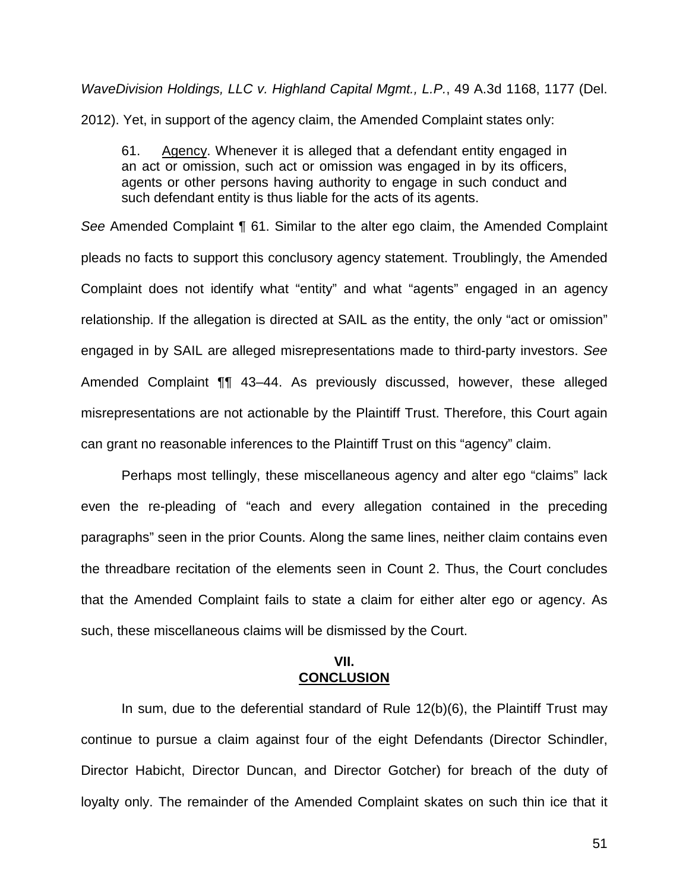*WaveDivision Holdings, LLC v. Highland Capital Mgmt., L.P.*, 49 A.3d 1168, 1177 (Del. 2012). Yet, in support of the agency claim, the Amended Complaint states only:

> 61. Agency. Whenever it is alleged that a defendant entity engaged in an act or omission, such act or omission was engaged in by its officers, agents or other persons having authority to engage in such conduct and such defendant entity is thus liable for the acts of its agents.

*See* Amended Complaint ¶ 61. Similar to the alter ego claim, the Amended Complaint pleads no facts to support this conclusory agency statement. Troublingly, the Amended Complaint does not identify what "entity" and what "agents" engaged in an agency relationship. If the allegation is directed at SAIL as the entity, the only "act or omission" engaged in by SAIL are alleged misrepresentations made to third-party investors. *See* Amended Complaint ¶¶ 43–44. As previously discussed, however, these alleged misrepresentations are not actionable by the Plaintiff Trust. Therefore, this Court again can grant no reasonable inferences to the Plaintiff Trust on this "agency" claim.

Perhaps most tellingly, these miscellaneous agency and alter ego "claims" lack even the re-pleading of "each and every allegation contained in the preceding paragraphs" seen in the prior Counts. Along the same lines, neither claim contains even the threadbare recitation of the elements seen in Count 2. Thus, the Court concludes that the Amended Complaint fails to state a claim for either alter ego or agency. As such, these miscellaneous claims will be dismissed by the Court.

## VII. CONCLUSION

In sum, due to the deferential standard of Rule 12(b)(6), the Plaintiff Trust may continue to pursue a claim against four of the eight Defendants (Director Schindler, Director Habicht, Director Duncan, and Director Gotcher) for breach of the duty of loyalty only. The remainder of the Amended Complaint skates on such thin ice that it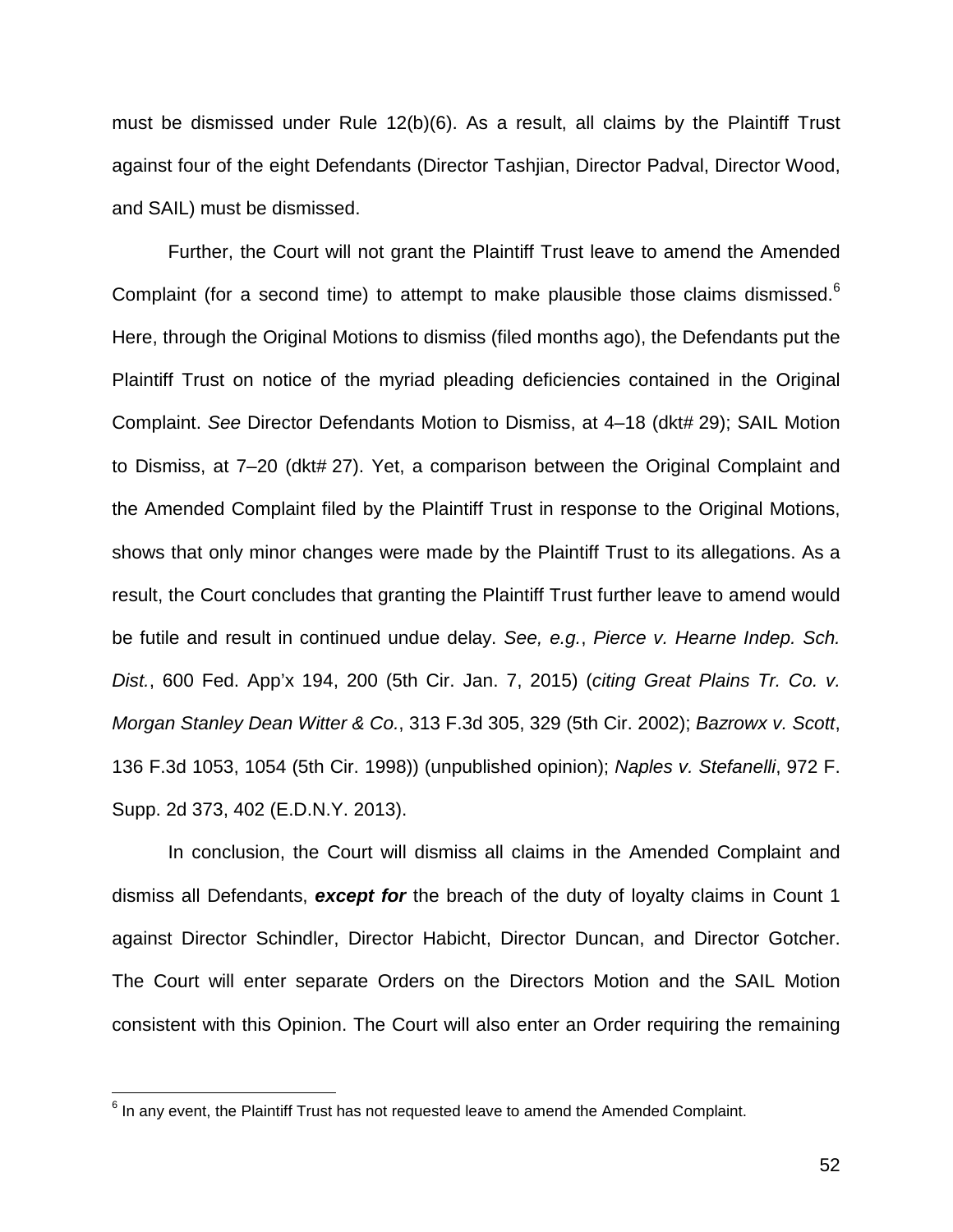must be dismissed under Rule 12(b)(6). As a result, all claims by the Plaintiff Trust against four of the eight Defendants (Director Tashjian, Director Padval, Director Wood, and SAIL) must be dismissed.

Further, the Court will not grant the Plaintiff Trust leave to amend the Amended Complaint (for a second time) to attempt to make plausible those claims dismissed.[6] Here, through the Original Motions to dismiss (filed months ago), the Defendants put the Plaintiff Trust on notice of the myriad pleading deficiencies contained in the Original Complaint. *See* Director Defendants Motion to Dismiss, at 4–18 (dkt# 29); SAIL Motion to Dismiss, at 7–20 (dkt# 27). Yet, a comparison between the Original Complaint and the Amended Complaint filed by the Plaintiff Trust in response to the Original Motions, shows that only minor changes were made by the Plaintiff Trust to its allegations. As a result, the Court concludes that granting the Plaintiff Trust further leave to amend would be futile and result in continued undue delay. *See, e.g.*, *Pierce v. Hearne Indep. Sch. Dist.*, 600 Fed. App'x 194, 200 (5th Cir. Jan. 7, 2015) (*citing Great Plains Tr. Co. v. Morgan Stanley Dean Witter & Co.*, 313 F.3d 305, 329 (5th Cir. 2002); *Bazrowx v. Scott*, 136 F.3d 1053, 1054 (5th Cir. 1998)) (unpublished opinion); *Naples v. Stefanelli*, 972 F. Supp. 2d 373, 402 (E.D.N.Y. 2013).

In conclusion, the Court will dismiss all claims in the Amended Complaint and dismiss all Defendants, ***except for*** the breach of the duty of loyalty claims in Count 1 against Director Schindler, Director Habicht, Director Duncan, and Director Gotcher. The Court will enter separate Orders on the Directors Motion and the SAIL Motion consistent with this Opinion. The Court will also enter an Order requiring the remaining

[6] In any event, the Plaintiff Trust has not requested leave to amend the Amended Complaint.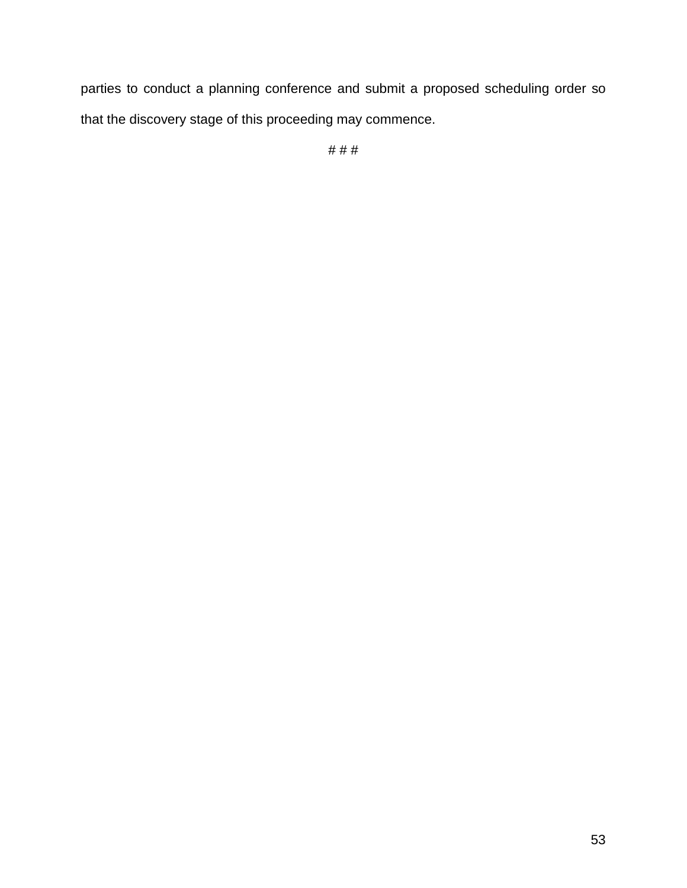parties to conduct a planning conference and submit a proposed scheduling order so that the discovery stage of this proceeding may commence.

# # #